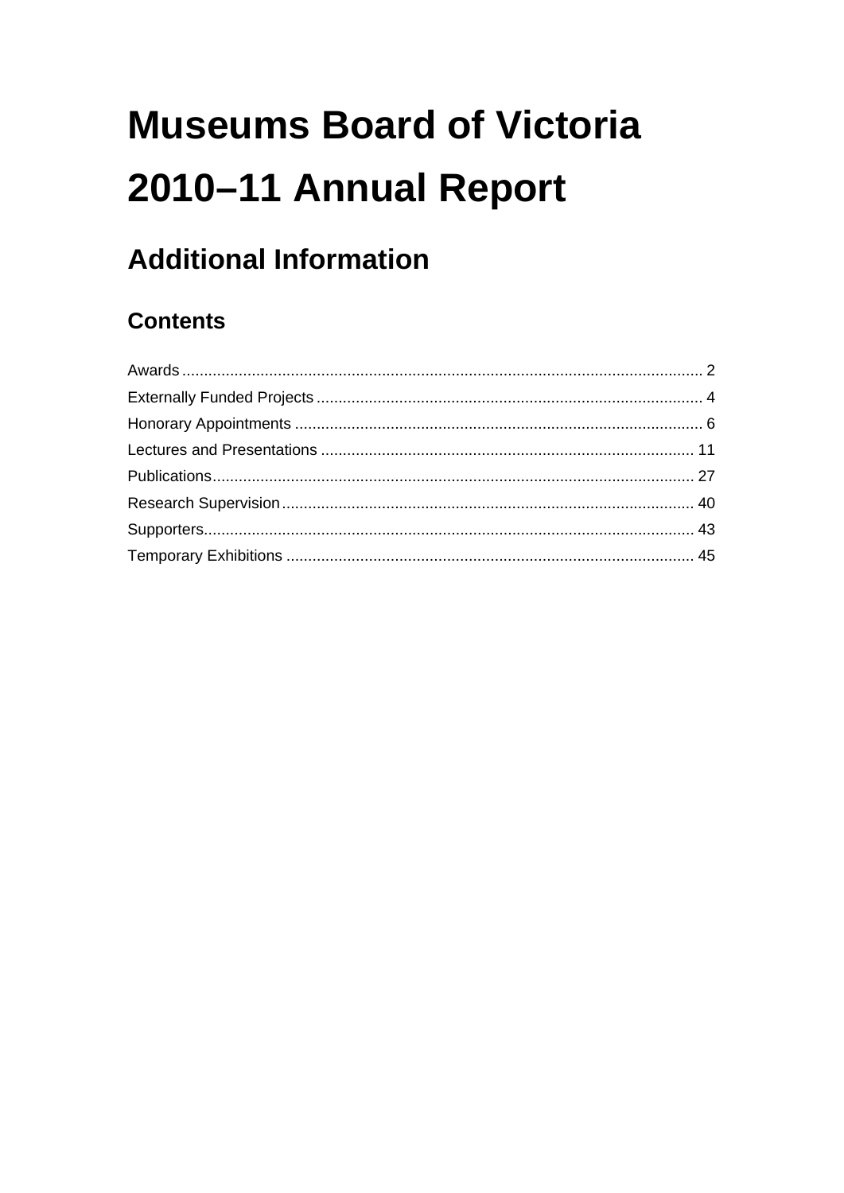# Museums Board of Victoria

# 2010–11 Annual Report

## Additional Information

### Contents

Awards ........................................................................................................................ 2
Externally Funded Projects ......................................................................................... 4
Honorary Appointments .............................................................................................. 6
Lectures and Presentations ...................................................................................... 11
Publications............................................................................................................... 27
Research Supervision............................................................................................... 40
Supporters................................................................................................................. 43
Temporary Exhibitions .............................................................................................. 45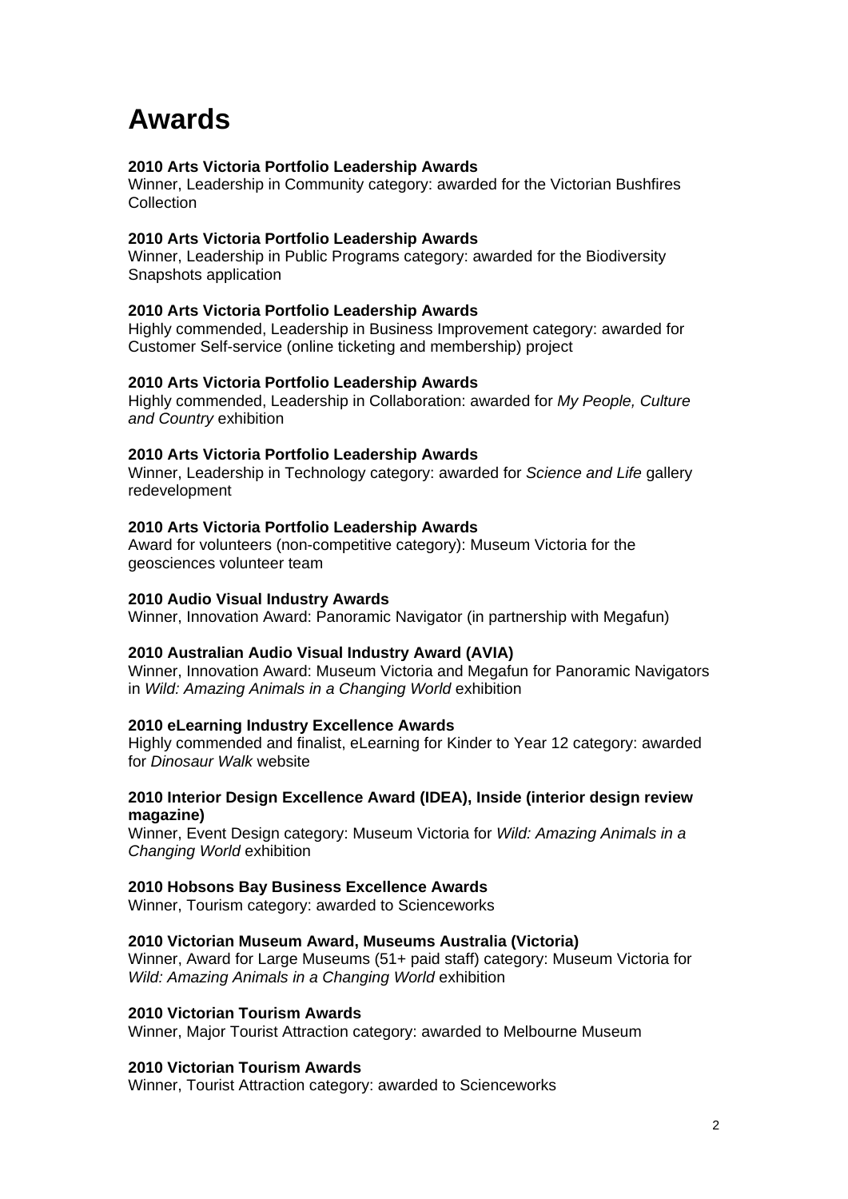# Awards

**2010 Arts Victoria Portfolio Leadership Awards**
Winner, Leadership in Community category: awarded for the Victorian Bushfires Collection

**2010 Arts Victoria Portfolio Leadership Awards**
Winner, Leadership in Public Programs category: awarded for the Biodiversity Snapshots application

**2010 Arts Victoria Portfolio Leadership Awards**
Highly commended, Leadership in Business Improvement category: awarded for Customer Self-service (online ticketing and membership) project

**2010 Arts Victoria Portfolio Leadership Awards**
Highly commended, Leadership in Collaboration: awarded for *My People, Culture and Country* exhibition

**2010 Arts Victoria Portfolio Leadership Awards**
Winner, Leadership in Technology category: awarded for *Science and Life* gallery redevelopment

**2010 Arts Victoria Portfolio Leadership Awards**
Award for volunteers (non-competitive category): Museum Victoria for the geosciences volunteer team

**2010 Audio Visual Industry Awards**
Winner, Innovation Award: Panoramic Navigator (in partnership with Megafun)

**2010 Australian Audio Visual Industry Award (AVIA)**
Winner, Innovation Award: Museum Victoria and Megafun for Panoramic Navigators in *Wild: Amazing Animals in a Changing World* exhibition

**2010 eLearning Industry Excellence Awards**
Highly commended and finalist, eLearning for Kinder to Year 12 category: awarded for *Dinosaur Walk* website

**2010 Interior Design Excellence Award (IDEA), Inside (interior design review magazine)**
Winner, Event Design category: Museum Victoria for *Wild: Amazing Animals in a Changing World* exhibition

**2010 Hobsons Bay Business Excellence Awards**
Winner, Tourism category: awarded to Scienceworks

**2010 Victorian Museum Award, Museums Australia (Victoria)**
Winner, Award for Large Museums (51+ paid staff) category: Museum Victoria for *Wild: Amazing Animals in a Changing World* exhibition

**2010 Victorian Tourism Awards**
Winner, Major Tourist Attraction category: awarded to Melbourne Museum

**2010 Victorian Tourism Awards**
Winner, Tourist Attraction category: awarded to Scienceworks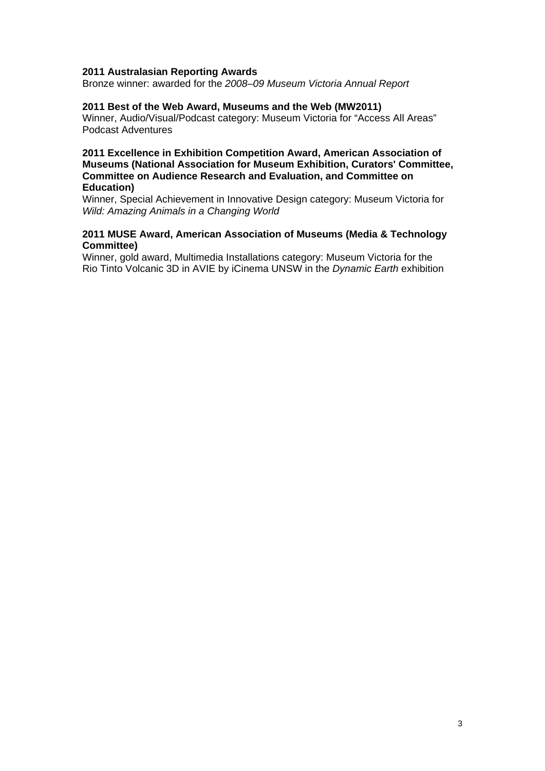**2011 Australasian Reporting Awards**
Bronze winner: awarded for the *2008–09 Museum Victoria Annual Report*

**2011 Best of the Web Award, Museums and the Web (MW2011)**
Winner, Audio/Visual/Podcast category: Museum Victoria for "Access All Areas" Podcast Adventures

**2011 Excellence in Exhibition Competition Award, American Association of Museums (National Association for Museum Exhibition, Curators' Committee, Committee on Audience Research and Evaluation, and Committee on Education)**
Winner, Special Achievement in Innovative Design category: Museum Victoria for *Wild: Amazing Animals in a Changing World*

**2011 MUSE Award, American Association of Museums (Media & Technology Committee)**
Winner, gold award, Multimedia Installations category: Museum Victoria for the Rio Tinto Volcanic 3D in AVIE by iCinema UNSW in the *Dynamic Earth* exhibition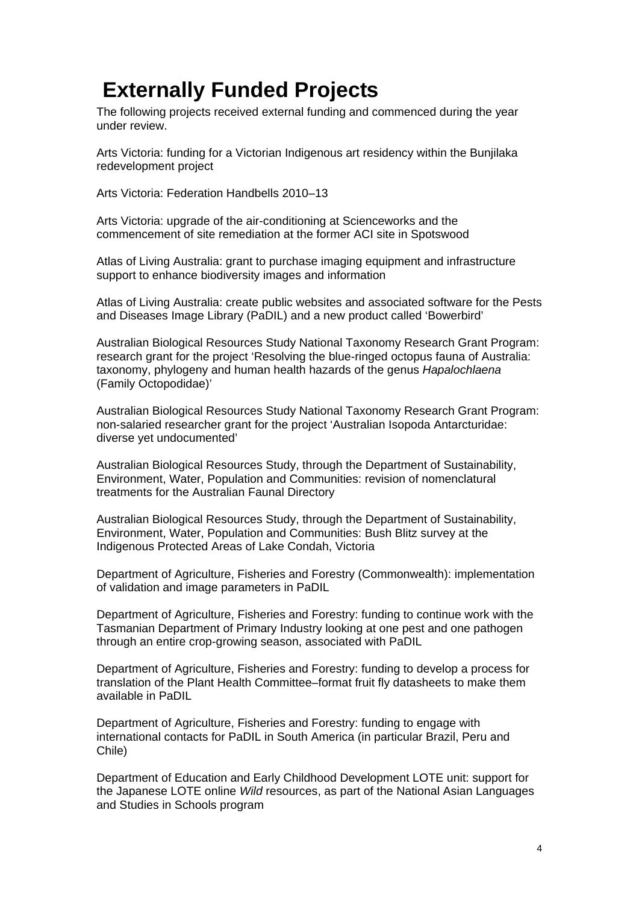# Externally Funded Projects

The following projects received external funding and commenced during the year under review.

Arts Victoria: funding for a Victorian Indigenous art residency within the Bunjilaka redevelopment project

Arts Victoria: Federation Handbells 2010–13

Arts Victoria: upgrade of the air-conditioning at Scienceworks and the commencement of site remediation at the former ACI site in Spotswood

Atlas of Living Australia: grant to purchase imaging equipment and infrastructure support to enhance biodiversity images and information

Atlas of Living Australia: create public websites and associated software for the Pests and Diseases Image Library (PaDIL) and a new product called 'Bowerbird'

Australian Biological Resources Study National Taxonomy Research Grant Program: research grant for the project 'Resolving the blue-ringed octopus fauna of Australia: taxonomy, phylogeny and human health hazards of the genus *Hapalochlaena* (Family Octopodidae)'

Australian Biological Resources Study National Taxonomy Research Grant Program: non-salaried researcher grant for the project 'Australian Isopoda Antarcturidae: diverse yet undocumented'

Australian Biological Resources Study, through the Department of Sustainability, Environment, Water, Population and Communities: revision of nomenclatural treatments for the Australian Faunal Directory

Australian Biological Resources Study, through the Department of Sustainability, Environment, Water, Population and Communities: Bush Blitz survey at the Indigenous Protected Areas of Lake Condah, Victoria

Department of Agriculture, Fisheries and Forestry (Commonwealth): implementation of validation and image parameters in PaDIL

Department of Agriculture, Fisheries and Forestry: funding to continue work with the Tasmanian Department of Primary Industry looking at one pest and one pathogen through an entire crop-growing season, associated with PaDIL

Department of Agriculture, Fisheries and Forestry: funding to develop a process for translation of the Plant Health Committee–format fruit fly datasheets to make them available in PaDIL

Department of Agriculture, Fisheries and Forestry: funding to engage with international contacts for PaDIL in South America (in particular Brazil, Peru and Chile)

Department of Education and Early Childhood Development LOTE unit: support for the Japanese LOTE online *Wild* resources, as part of the National Asian Languages and Studies in Schools program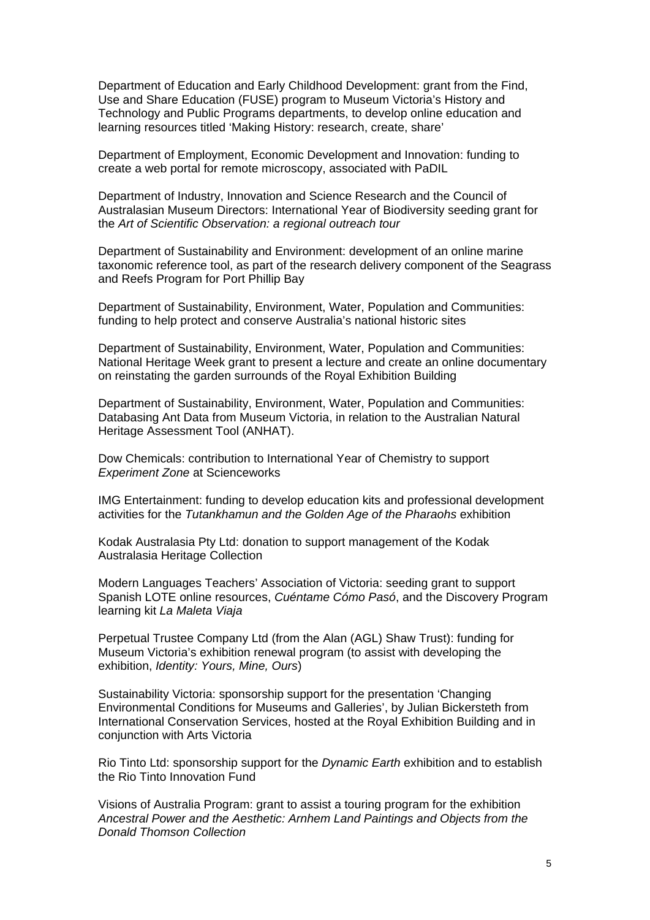Department of Education and Early Childhood Development: grant from the Find, Use and Share Education (FUSE) program to Museum Victoria's History and Technology and Public Programs departments, to develop online education and learning resources titled 'Making History: research, create, share'

Department of Employment, Economic Development and Innovation: funding to create a web portal for remote microscopy, associated with PaDIL

Department of Industry, Innovation and Science Research and the Council of Australasian Museum Directors: International Year of Biodiversity seeding grant for the *Art of Scientific Observation: a regional outreach tour*

Department of Sustainability and Environment: development of an online marine taxonomic reference tool, as part of the research delivery component of the Seagrass and Reefs Program for Port Phillip Bay

Department of Sustainability, Environment, Water, Population and Communities: funding to help protect and conserve Australia's national historic sites

Department of Sustainability, Environment, Water, Population and Communities: National Heritage Week grant to present a lecture and create an online documentary on reinstating the garden surrounds of the Royal Exhibition Building

Department of Sustainability, Environment, Water, Population and Communities: Databasing Ant Data from Museum Victoria, in relation to the Australian Natural Heritage Assessment Tool (ANHAT).

Dow Chemicals: contribution to International Year of Chemistry to support *Experiment Zone* at Scienceworks

IMG Entertainment: funding to develop education kits and professional development activities for the *Tutankhamun and the Golden Age of the Pharaohs* exhibition

Kodak Australasia Pty Ltd: donation to support management of the Kodak Australasia Heritage Collection

Modern Languages Teachers' Association of Victoria: seeding grant to support Spanish LOTE online resources, *Cuéntame Cómo Pasó*, and the Discovery Program learning kit *La Maleta Viaja*

Perpetual Trustee Company Ltd (from the Alan (AGL) Shaw Trust): funding for Museum Victoria's exhibition renewal program (to assist with developing the exhibition, *Identity: Yours, Mine, Ours*)

Sustainability Victoria: sponsorship support for the presentation 'Changing Environmental Conditions for Museums and Galleries', by Julian Bickersteth from International Conservation Services, hosted at the Royal Exhibition Building and in conjunction with Arts Victoria

Rio Tinto Ltd: sponsorship support for the *Dynamic Earth* exhibition and to establish the Rio Tinto Innovation Fund

Visions of Australia Program: grant to assist a touring program for the exhibition *Ancestral Power and the Aesthetic: Arnhem Land Paintings and Objects from the Donald Thomson Collection*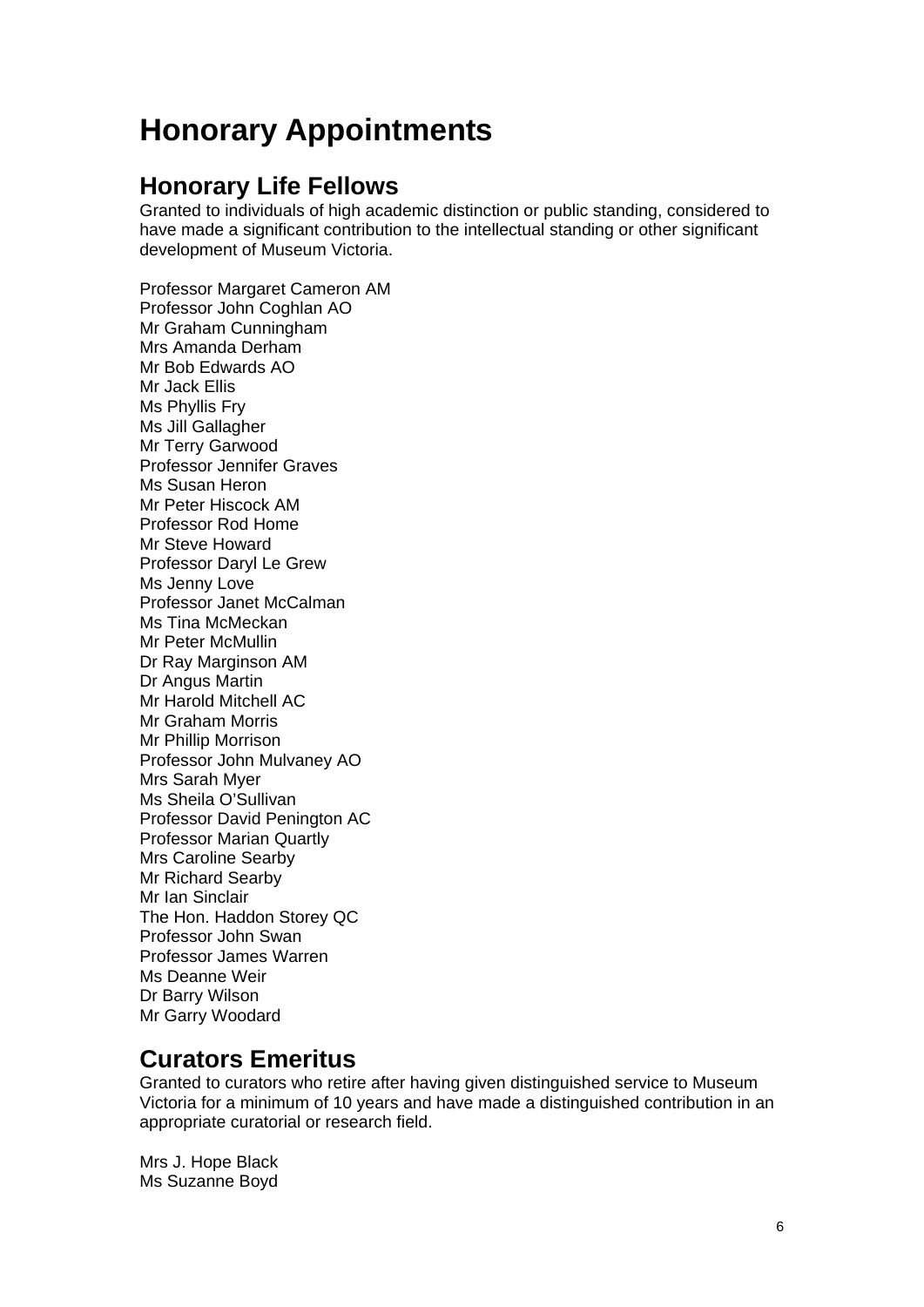# Honorary Appointments

## Honorary Life Fellows

Granted to individuals of high academic distinction or public standing, considered to have made a significant contribution to the intellectual standing or other significant development of Museum Victoria.

Professor Margaret Cameron AM
Professor John Coghlan AO
Mr Graham Cunningham
Mrs Amanda Derham
Mr Bob Edwards AO
Mr Jack Ellis
Ms Phyllis Fry
Ms Jill Gallagher
Mr Terry Garwood
Professor Jennifer Graves
Ms Susan Heron
Mr Peter Hiscock AM
Professor Rod Home
Mr Steve Howard
Professor Daryl Le Grew
Ms Jenny Love
Professor Janet McCalman
Ms Tina McMeckan
Mr Peter McMullin
Dr Ray Marginson AM
Dr Angus Martin
Mr Harold Mitchell AC
Mr Graham Morris
Mr Phillip Morrison
Professor John Mulvaney AO
Mrs Sarah Myer
Ms Sheila O'Sullivan
Professor David Penington AC
Professor Marian Quartly
Mrs Caroline Searby
Mr Richard Searby
Mr Ian Sinclair
The Hon. Haddon Storey QC
Professor John Swan
Professor James Warren
Ms Deanne Weir
Dr Barry Wilson
Mr Garry Woodard

## Curators Emeritus

Granted to curators who retire after having given distinguished service to Museum Victoria for a minimum of 10 years and have made a distinguished contribution in an appropriate curatorial or research field.

Mrs J. Hope Black
Ms Suzanne Boyd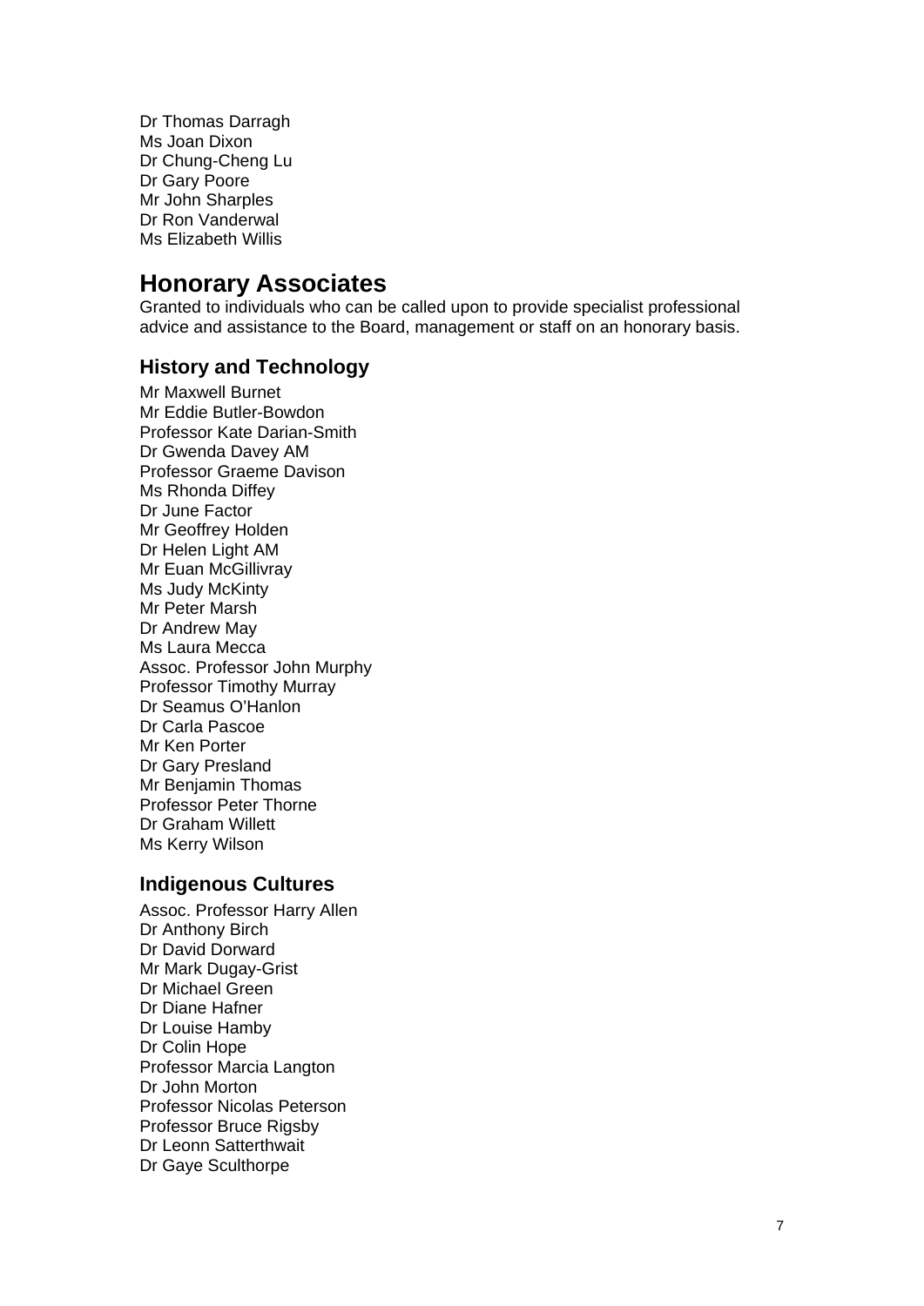Dr Thomas Darragh
Ms Joan Dixon
Dr Chung-Cheng Lu
Dr Gary Poore
Mr John Sharples
Dr Ron Vanderwal
Ms Elizabeth Willis

## Honorary Associates

Granted to individuals who can be called upon to provide specialist professional advice and assistance to the Board, management or staff on an honorary basis.

### History and Technology

Mr Maxwell Burnet
Mr Eddie Butler-Bowdon
Professor Kate Darian-Smith
Dr Gwenda Davey AM
Professor Graeme Davison
Ms Rhonda Diffey
Dr June Factor
Mr Geoffrey Holden
Dr Helen Light AM
Mr Euan McGillivray
Ms Judy McKinty
Mr Peter Marsh
Dr Andrew May
Ms Laura Mecca
Assoc. Professor John Murphy
Professor Timothy Murray
Dr Seamus O'Hanlon
Dr Carla Pascoe
Mr Ken Porter
Dr Gary Presland
Mr Benjamin Thomas
Professor Peter Thorne
Dr Graham Willett
Ms Kerry Wilson

### Indigenous Cultures

Assoc. Professor Harry Allen
Dr Anthony Birch
Dr David Dorward
Mr Mark Dugay-Grist
Dr Michael Green
Dr Diane Hafner
Dr Louise Hamby
Dr Colin Hope
Professor Marcia Langton
Dr John Morton
Professor Nicolas Peterson
Professor Bruce Rigsby
Dr Leonn Satterthwait
Dr Gaye Sculthorpe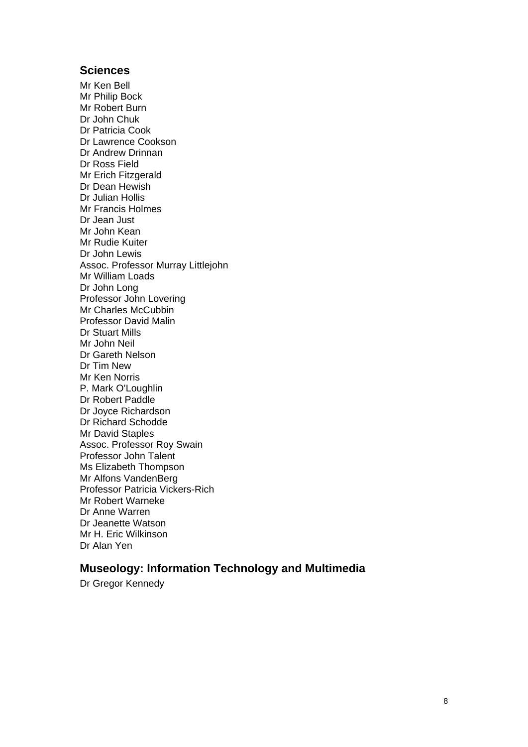## Sciences

Mr Ken Bell  
Mr Philip Bock  
Mr Robert Burn  
Dr John Chuk  
Dr Patricia Cook  
Dr Lawrence Cookson  
Dr Andrew Drinnan  
Dr Ross Field  
Mr Erich Fitzgerald  
Dr Dean Hewish  
Dr Julian Hollis  
Mr Francis Holmes  
Dr Jean Just  
Mr John Kean  
Mr Rudie Kuiter  
Dr John Lewis  
Assoc. Professor Murray Littlejohn  
Mr William Loads  
Dr John Long  
Professor John Lovering  
Mr Charles McCubbin  
Professor David Malin  
Dr Stuart Mills  
Mr John Neil  
Dr Gareth Nelson  
Dr Tim New  
Mr Ken Norris  
P. Mark O'Loughlin  
Dr Robert Paddle  
Dr Joyce Richardson  
Dr Richard Schodde  
Mr David Staples  
Assoc. Professor Roy Swain  
Professor John Talent  
Ms Elizabeth Thompson  
Mr Alfons VandenBerg  
Professor Patricia Vickers-Rich  
Mr Robert Warneke  
Dr Anne Warren  
Dr Jeanette Watson  
Mr H. Eric Wilkinson  
Dr Alan Yen

## Museology: Information Technology and Multimedia

Dr Gregor Kennedy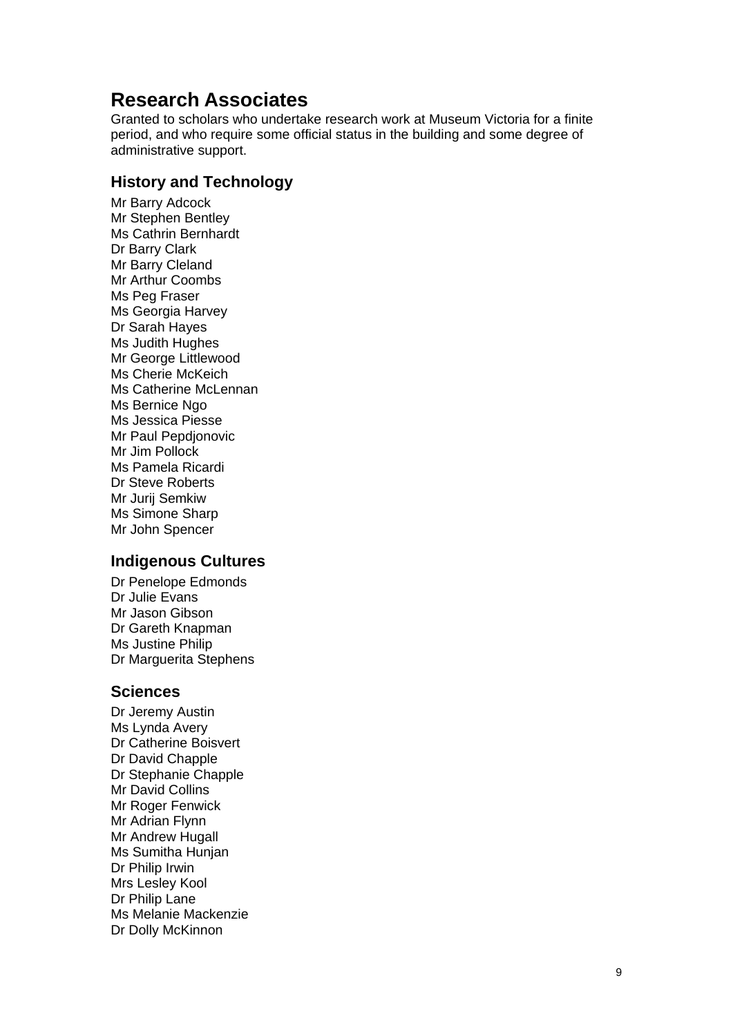# Research Associates

Granted to scholars who undertake research work at Museum Victoria for a finite period, and who require some official status in the building and some degree of administrative support.

## History and Technology

Mr Barry Adcock
Mr Stephen Bentley
Ms Cathrin Bernhardt
Dr Barry Clark
Mr Barry Cleland
Mr Arthur Coombs
Ms Peg Fraser
Ms Georgia Harvey
Dr Sarah Hayes
Ms Judith Hughes
Mr George Littlewood
Ms Cherie McKeich
Ms Catherine McLennan
Ms Bernice Ngo
Ms Jessica Piesse
Mr Paul Pepdjonovic
Mr Jim Pollock
Ms Pamela Ricardi
Dr Steve Roberts
Mr Jurij Semkiw
Ms Simone Sharp
Mr John Spencer

## Indigenous Cultures

Dr Penelope Edmonds
Dr Julie Evans
Mr Jason Gibson
Dr Gareth Knapman
Ms Justine Philip
Dr Marguerita Stephens

## Sciences

Dr Jeremy Austin
Ms Lynda Avery
Dr Catherine Boisvert
Dr David Chapple
Dr Stephanie Chapple
Mr David Collins
Mr Roger Fenwick
Mr Adrian Flynn
Mr Andrew Hugall
Ms Sumitha Hunjan
Dr Philip Irwin
Mrs Lesley Kool
Dr Philip Lane
Ms Melanie Mackenzie
Dr Dolly McKinnon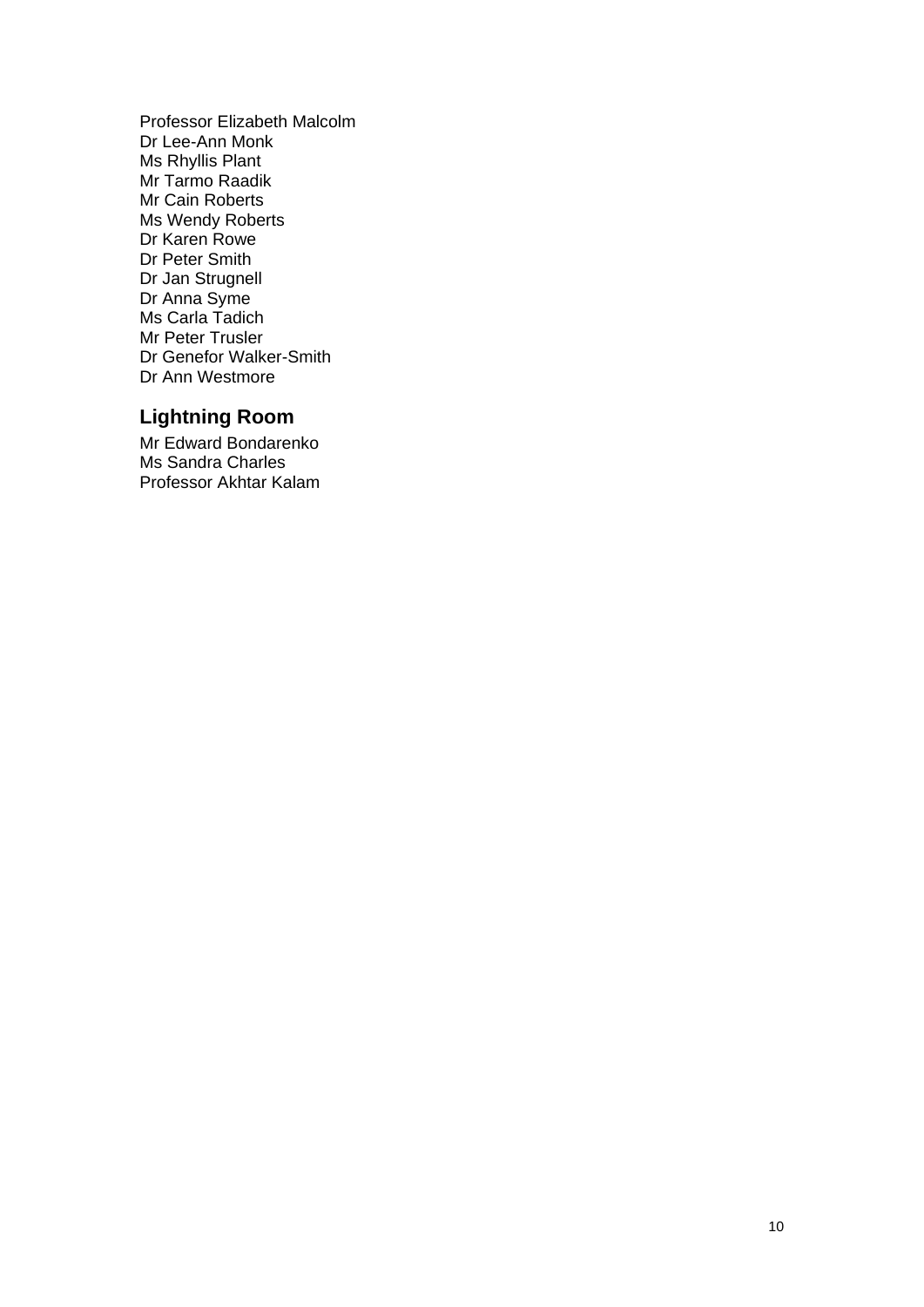Professor Elizabeth Malcolm
Dr Lee-Ann Monk
Ms Rhyllis Plant
Mr Tarmo Raadik
Mr Cain Roberts
Ms Wendy Roberts
Dr Karen Rowe
Dr Peter Smith
Dr Jan Strugnell
Dr Anna Syme
Ms Carla Tadich
Mr Peter Trusler
Dr Genefor Walker-Smith
Dr Ann Westmore

## Lightning Room

Mr Edward Bondarenko
Ms Sandra Charles
Professor Akhtar Kalam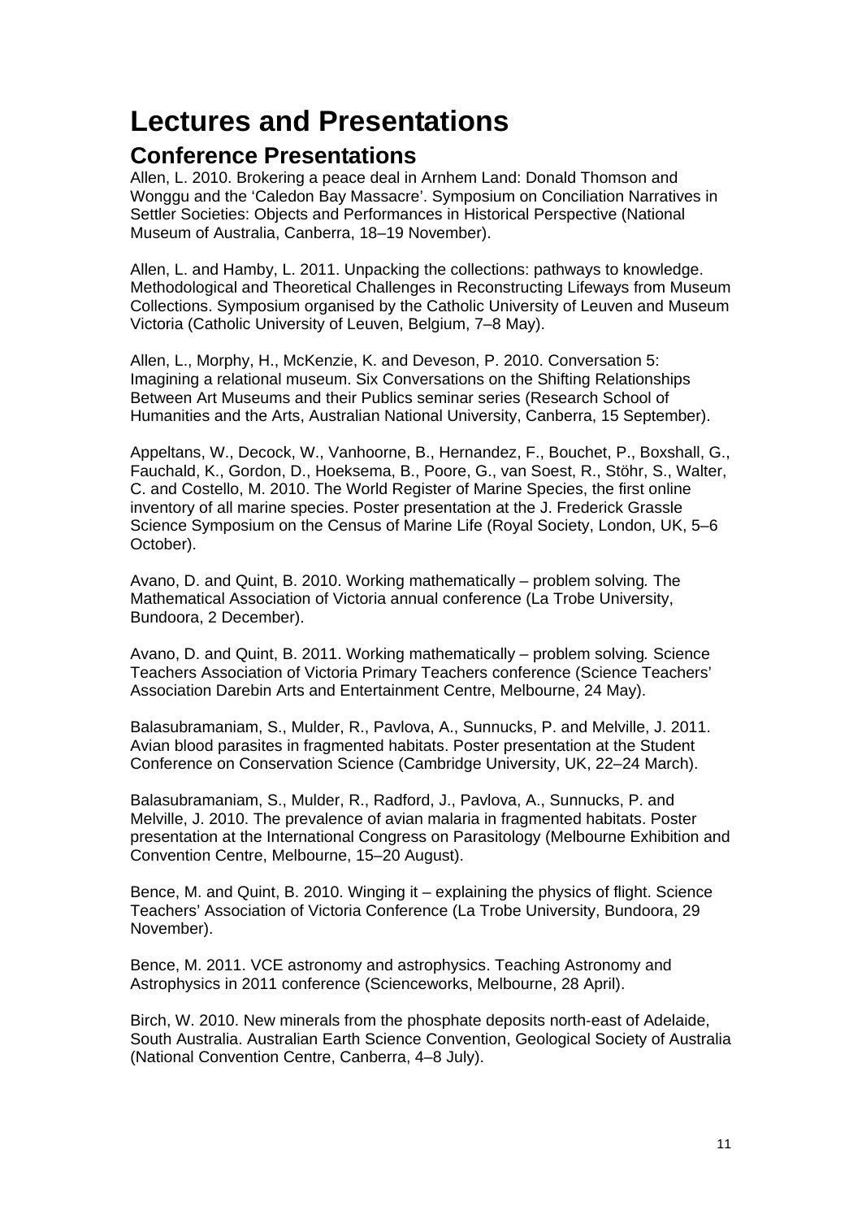# Lectures and Presentations

## Conference Presentations

Allen, L. 2010. Brokering a peace deal in Arnhem Land: Donald Thomson and Wonggu and the 'Caledon Bay Massacre'. Symposium on Conciliation Narratives in Settler Societies: Objects and Performances in Historical Perspective (National Museum of Australia, Canberra, 18–19 November).

Allen, L. and Hamby, L. 2011. Unpacking the collections: pathways to knowledge. Methodological and Theoretical Challenges in Reconstructing Lifeways from Museum Collections. Symposium organised by the Catholic University of Leuven and Museum Victoria (Catholic University of Leuven, Belgium, 7–8 May).

Allen, L., Morphy, H., McKenzie, K. and Deveson, P. 2010. Conversation 5: Imagining a relational museum. Six Conversations on the Shifting Relationships Between Art Museums and their Publics seminar series (Research School of Humanities and the Arts, Australian National University, Canberra, 15 September).

Appeltans, W., Decock, W., Vanhoorne, B., Hernandez, F., Bouchet, P., Boxshall, G., Fauchald, K., Gordon, D., Hoeksema, B., Poore, G., van Soest, R., Stöhr, S., Walter, C. and Costello, M. 2010. The World Register of Marine Species, the first online inventory of all marine species. Poster presentation at the J. Frederick Grassle Science Symposium on the Census of Marine Life (Royal Society, London, UK, 5–6 October).

Avano, D. and Quint, B. 2010. Working mathematically – problem solving. The Mathematical Association of Victoria annual conference (La Trobe University, Bundoora, 2 December).

Avano, D. and Quint, B. 2011. Working mathematically – problem solving. Science Teachers Association of Victoria Primary Teachers conference (Science Teachers' Association Darebin Arts and Entertainment Centre, Melbourne, 24 May).

Balasubramaniam, S., Mulder, R., Pavlova, A., Sunnucks, P. and Melville, J. 2011. Avian blood parasites in fragmented habitats. Poster presentation at the Student Conference on Conservation Science (Cambridge University, UK, 22–24 March).

Balasubramaniam, S., Mulder, R., Radford, J., Pavlova, A., Sunnucks, P. and Melville, J. 2010. The prevalence of avian malaria in fragmented habitats. Poster presentation at the International Congress on Parasitology (Melbourne Exhibition and Convention Centre, Melbourne, 15–20 August).

Bence, M. and Quint, B. 2010. Winging it – explaining the physics of flight. Science Teachers' Association of Victoria Conference (La Trobe University, Bundoora, 29 November).

Bence, M. 2011. VCE astronomy and astrophysics. Teaching Astronomy and Astrophysics in 2011 conference (Scienceworks, Melbourne, 28 April).

Birch, W. 2010. New minerals from the phosphate deposits north-east of Adelaide, South Australia. Australian Earth Science Convention, Geological Society of Australia (National Convention Centre, Canberra, 4–8 July).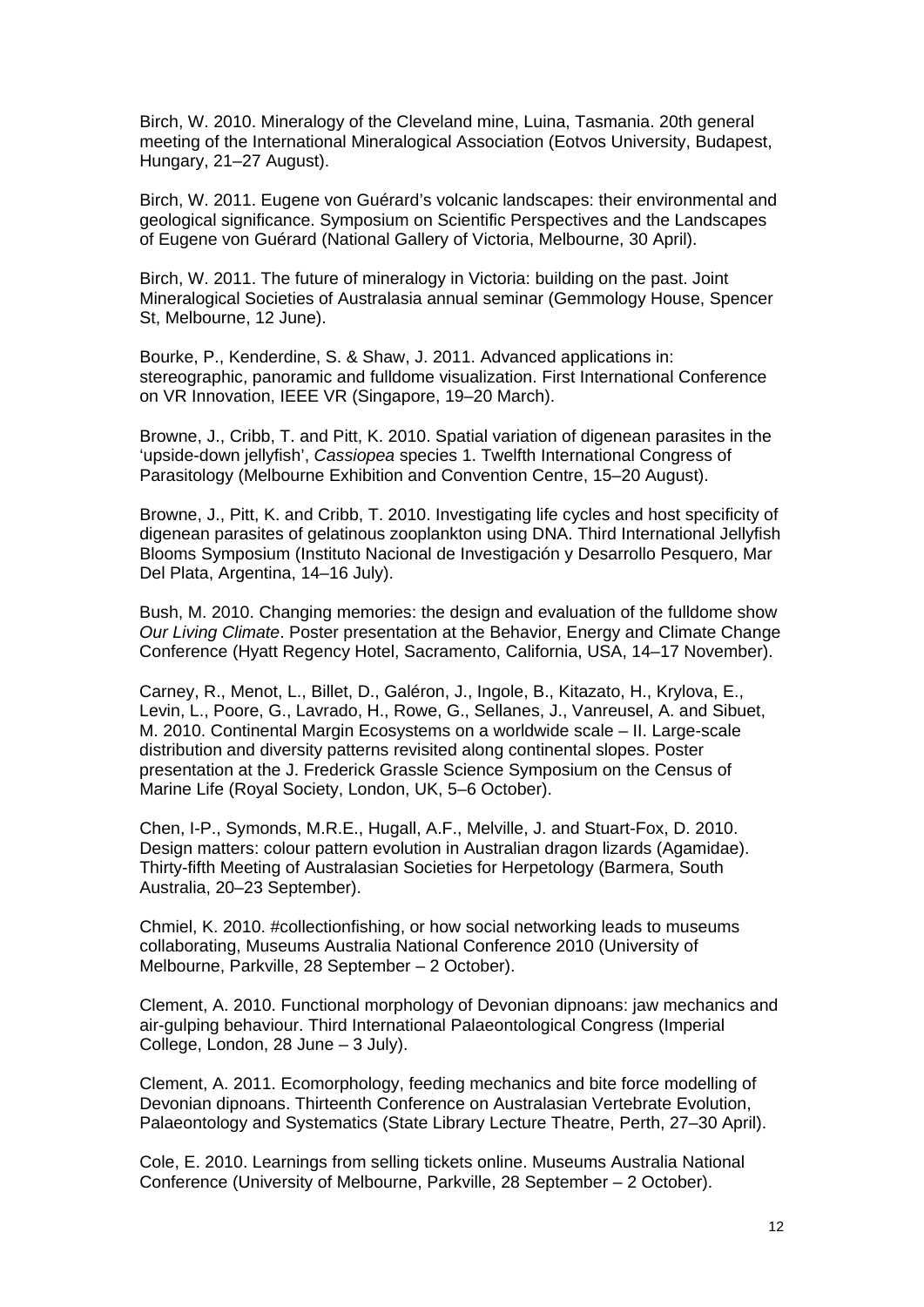Birch, W. 2010. Mineralogy of the Cleveland mine, Luina, Tasmania. 20th general meeting of the International Mineralogical Association (Eotvos University, Budapest, Hungary, 21–27 August).

Birch, W. 2011. Eugene von Guérard's volcanic landscapes: their environmental and geological significance. Symposium on Scientific Perspectives and the Landscapes of Eugene von Guérard (National Gallery of Victoria, Melbourne, 30 April).

Birch, W. 2011. The future of mineralogy in Victoria: building on the past. Joint Mineralogical Societies of Australasia annual seminar (Gemmology House, Spencer St, Melbourne, 12 June).

Bourke, P., Kenderdine, S. & Shaw, J. 2011. Advanced applications in: stereographic, panoramic and fulldome visualization. First International Conference on VR Innovation, IEEE VR (Singapore, 19–20 March).

Browne, J., Cribb, T. and Pitt, K. 2010. Spatial variation of digenean parasites in the 'upside-down jellyfish', *Cassiopea* species 1. Twelfth International Congress of Parasitology (Melbourne Exhibition and Convention Centre, 15–20 August).

Browne, J., Pitt, K. and Cribb, T. 2010. Investigating life cycles and host specificity of digenean parasites of gelatinous zooplankton using DNA. Third International Jellyfish Blooms Symposium (Instituto Nacional de Investigación y Desarrollo Pesquero, Mar Del Plata, Argentina, 14–16 July).

Bush, M. 2010. Changing memories: the design and evaluation of the fulldome show *Our Living Climate*. Poster presentation at the Behavior, Energy and Climate Change Conference (Hyatt Regency Hotel, Sacramento, California, USA, 14–17 November).

Carney, R., Menot, L., Billet, D., Galéron, J., Ingole, B., Kitazato, H., Krylova, E., Levin, L., Poore, G., Lavrado, H., Rowe, G., Sellanes, J., Vanreusel, A. and Sibuet, M. 2010. Continental Margin Ecosystems on a worldwide scale – II. Large-scale distribution and diversity patterns revisited along continental slopes. Poster presentation at the J. Frederick Grassle Science Symposium on the Census of Marine Life (Royal Society, London, UK, 5–6 October).

Chen, I-P., Symonds, M.R.E., Hugall, A.F., Melville, J. and Stuart-Fox, D. 2010. Design matters: colour pattern evolution in Australian dragon lizards (Agamidae). Thirty-fifth Meeting of Australasian Societies for Herpetology (Barmera, South Australia, 20–23 September).

Chmiel, K. 2010. #collectionfishing, or how social networking leads to museums collaborating, Museums Australia National Conference 2010 (University of Melbourne, Parkville, 28 September – 2 October).

Clement, A. 2010. Functional morphology of Devonian dipnoans: jaw mechanics and air-gulping behaviour. Third International Palaeontological Congress (Imperial College, London, 28 June – 3 July).

Clement, A. 2011. Ecomorphology, feeding mechanics and bite force modelling of Devonian dipnoans. Thirteenth Conference on Australasian Vertebrate Evolution, Palaeontology and Systematics (State Library Lecture Theatre, Perth, 27–30 April).

Cole, E. 2010. Learnings from selling tickets online. Museums Australia National Conference (University of Melbourne, Parkville, 28 September – 2 October).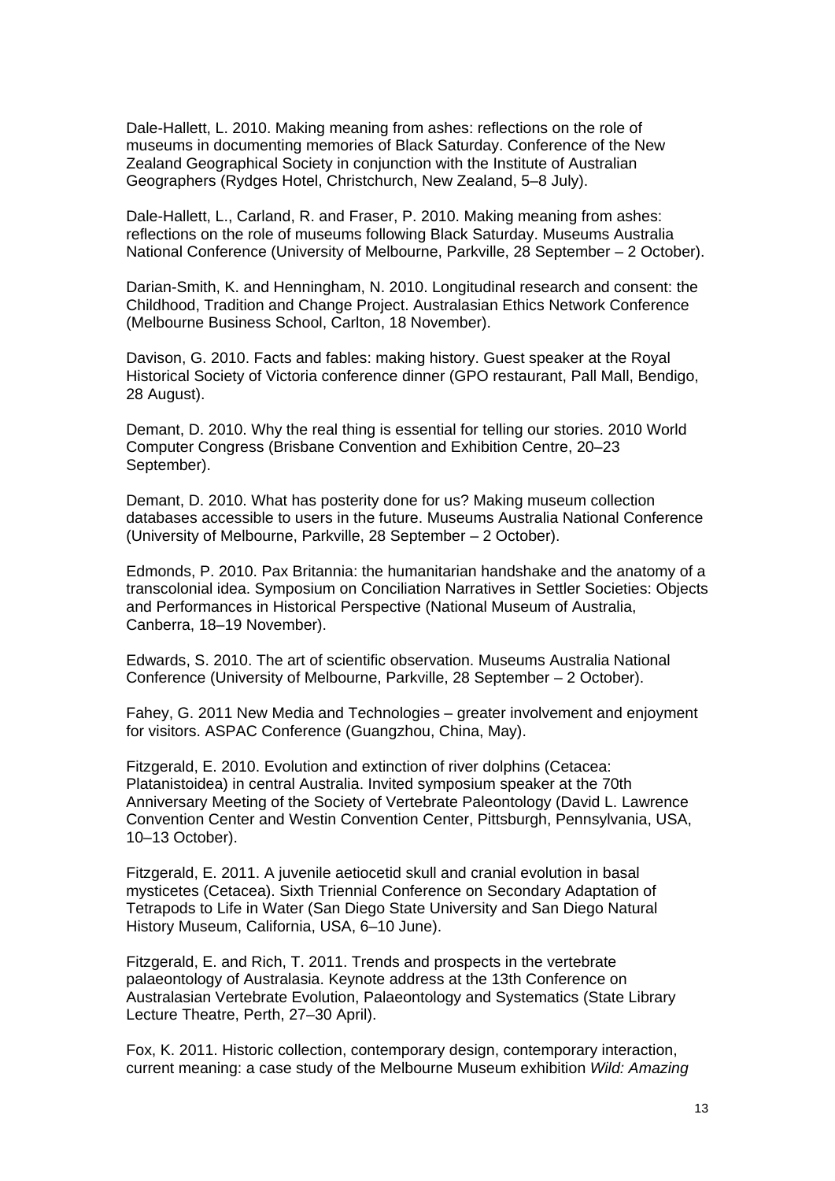Dale-Hallett, L. 2010. Making meaning from ashes: reflections on the role of museums in documenting memories of Black Saturday. Conference of the New Zealand Geographical Society in conjunction with the Institute of Australian Geographers (Rydges Hotel, Christchurch, New Zealand, 5–8 July).

Dale-Hallett, L., Carland, R. and Fraser, P. 2010. Making meaning from ashes: reflections on the role of museums following Black Saturday. Museums Australia National Conference (University of Melbourne, Parkville, 28 September – 2 October).

Darian-Smith, K. and Henningham, N. 2010. Longitudinal research and consent: the Childhood, Tradition and Change Project. Australasian Ethics Network Conference (Melbourne Business School, Carlton, 18 November).

Davison, G. 2010. Facts and fables: making history. Guest speaker at the Royal Historical Society of Victoria conference dinner (GPO restaurant, Pall Mall, Bendigo, 28 August).

Demant, D. 2010. Why the real thing is essential for telling our stories. 2010 World Computer Congress (Brisbane Convention and Exhibition Centre, 20–23 September).

Demant, D. 2010. What has posterity done for us? Making museum collection databases accessible to users in the future. Museums Australia National Conference (University of Melbourne, Parkville, 28 September – 2 October).

Edmonds, P. 2010. Pax Britannia: the humanitarian handshake and the anatomy of a transcolonial idea. Symposium on Conciliation Narratives in Settler Societies: Objects and Performances in Historical Perspective (National Museum of Australia, Canberra, 18–19 November).

Edwards, S. 2010. The art of scientific observation. Museums Australia National Conference (University of Melbourne, Parkville, 28 September – 2 October).

Fahey, G. 2011 New Media and Technologies – greater involvement and enjoyment for visitors. ASPAC Conference (Guangzhou, China, May).

Fitzgerald, E. 2010. Evolution and extinction of river dolphins (Cetacea: Platanistoidea) in central Australia. Invited symposium speaker at the 70th Anniversary Meeting of the Society of Vertebrate Paleontology (David L. Lawrence Convention Center and Westin Convention Center, Pittsburgh, Pennsylvania, USA, 10–13 October).

Fitzgerald, E. 2011. A juvenile aetiocetid skull and cranial evolution in basal mysticetes (Cetacea). Sixth Triennial Conference on Secondary Adaptation of Tetrapods to Life in Water (San Diego State University and San Diego Natural History Museum, California, USA, 6–10 June).

Fitzgerald, E. and Rich, T. 2011. Trends and prospects in the vertebrate palaeontology of Australasia. Keynote address at the 13th Conference on Australasian Vertebrate Evolution, Palaeontology and Systematics (State Library Lecture Theatre, Perth, 27–30 April).

Fox, K. 2011. Historic collection, contemporary design, contemporary interaction, current meaning: a case study of the Melbourne Museum exhibition *Wild: Amazing*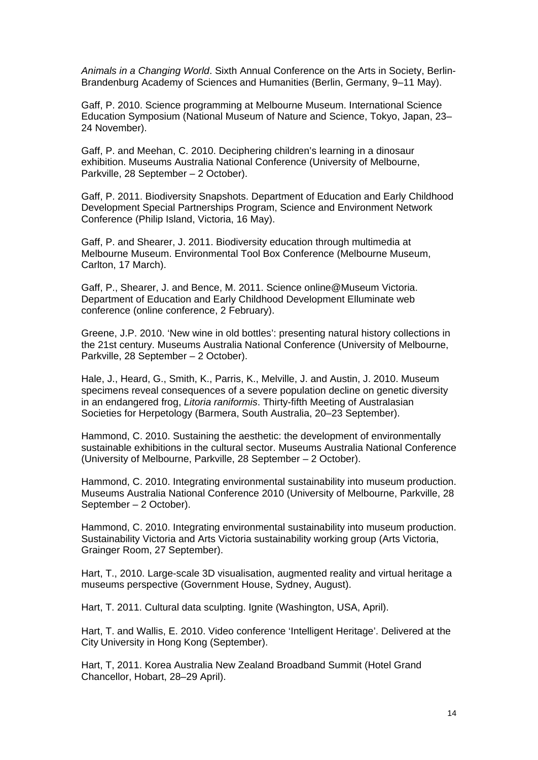*Animals in a Changing World*. Sixth Annual Conference on the Arts in Society, Berlin-Brandenburg Academy of Sciences and Humanities (Berlin, Germany, 9–11 May).

Gaff, P. 2010. Science programming at Melbourne Museum. International Science Education Symposium (National Museum of Nature and Science, Tokyo, Japan, 23–24 November).

Gaff, P. and Meehan, C. 2010. Deciphering children's learning in a dinosaur exhibition. Museums Australia National Conference (University of Melbourne, Parkville, 28 September – 2 October).

Gaff, P. 2011. Biodiversity Snapshots. Department of Education and Early Childhood Development Special Partnerships Program, Science and Environment Network Conference (Philip Island, Victoria, 16 May).

Gaff, P. and Shearer, J. 2011. Biodiversity education through multimedia at Melbourne Museum. Environmental Tool Box Conference (Melbourne Museum, Carlton, 17 March).

Gaff, P., Shearer, J. and Bence, M. 2011. Science online@Museum Victoria. Department of Education and Early Childhood Development Elluminate web conference (online conference, 2 February).

Greene, J.P. 2010. 'New wine in old bottles': presenting natural history collections in the 21st century. Museums Australia National Conference (University of Melbourne, Parkville, 28 September – 2 October).

Hale, J., Heard, G., Smith, K., Parris, K., Melville, J. and Austin, J. 2010. Museum specimens reveal consequences of a severe population decline on genetic diversity in an endangered frog, *Litoria raniformis*. Thirty-fifth Meeting of Australasian Societies for Herpetology (Barmera, South Australia, 20–23 September).

Hammond, C. 2010. Sustaining the aesthetic: the development of environmentally sustainable exhibitions in the cultural sector. Museums Australia National Conference (University of Melbourne, Parkville, 28 September – 2 October).

Hammond, C. 2010. Integrating environmental sustainability into museum production. Museums Australia National Conference 2010 (University of Melbourne, Parkville, 28 September – 2 October).

Hammond, C. 2010. Integrating environmental sustainability into museum production. Sustainability Victoria and Arts Victoria sustainability working group (Arts Victoria, Grainger Room, 27 September).

Hart, T., 2010. Large-scale 3D visualisation, augmented reality and virtual heritage a museums perspective (Government House, Sydney, August).

Hart, T. 2011. Cultural data sculpting. Ignite (Washington, USA, April).

Hart, T. and Wallis, E. 2010. Video conference 'Intelligent Heritage'. Delivered at the City University in Hong Kong (September).

Hart, T, 2011. Korea Australia New Zealand Broadband Summit (Hotel Grand Chancellor, Hobart, 28–29 April).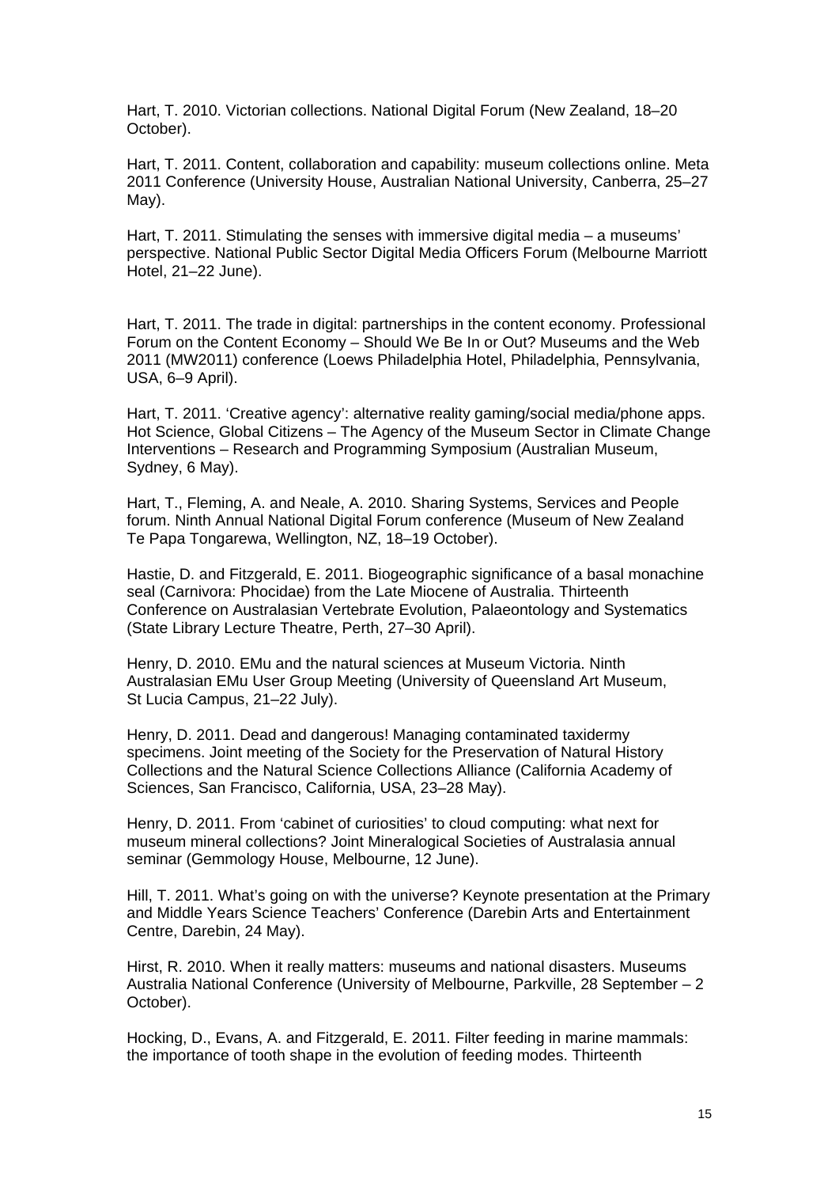Hart, T. 2010. Victorian collections. National Digital Forum (New Zealand, 18–20 October).

Hart, T. 2011. Content, collaboration and capability: museum collections online. Meta 2011 Conference (University House, Australian National University, Canberra, 25–27 May).

Hart, T. 2011. Stimulating the senses with immersive digital media – a museums' perspective. National Public Sector Digital Media Officers Forum (Melbourne Marriott Hotel, 21–22 June).

Hart, T. 2011. The trade in digital: partnerships in the content economy. Professional Forum on the Content Economy – Should We Be In or Out? Museums and the Web 2011 (MW2011) conference (Loews Philadelphia Hotel, Philadelphia, Pennsylvania, USA, 6–9 April).

Hart, T. 2011. 'Creative agency': alternative reality gaming/social media/phone apps. Hot Science, Global Citizens – The Agency of the Museum Sector in Climate Change Interventions – Research and Programming Symposium (Australian Museum, Sydney, 6 May).

Hart, T., Fleming, A. and Neale, A. 2010. Sharing Systems, Services and People forum. Ninth Annual National Digital Forum conference (Museum of New Zealand Te Papa Tongarewa, Wellington, NZ, 18–19 October).

Hastie, D. and Fitzgerald, E. 2011. Biogeographic significance of a basal monachine seal (Carnivora: Phocidae) from the Late Miocene of Australia. Thirteenth Conference on Australasian Vertebrate Evolution, Palaeontology and Systematics (State Library Lecture Theatre, Perth, 27–30 April).

Henry, D. 2010. EMu and the natural sciences at Museum Victoria. Ninth Australasian EMu User Group Meeting (University of Queensland Art Museum, St Lucia Campus, 21–22 July).

Henry, D. 2011. Dead and dangerous! Managing contaminated taxidermy specimens. Joint meeting of the Society for the Preservation of Natural History Collections and the Natural Science Collections Alliance (California Academy of Sciences, San Francisco, California, USA, 23–28 May).

Henry, D. 2011. From 'cabinet of curiosities' to cloud computing: what next for museum mineral collections? Joint Mineralogical Societies of Australasia annual seminar (Gemmology House, Melbourne, 12 June).

Hill, T. 2011. What's going on with the universe? Keynote presentation at the Primary and Middle Years Science Teachers' Conference (Darebin Arts and Entertainment Centre, Darebin, 24 May).

Hirst, R. 2010. When it really matters: museums and national disasters. Museums Australia National Conference (University of Melbourne, Parkville, 28 September – 2 October).

Hocking, D., Evans, A. and Fitzgerald, E. 2011. Filter feeding in marine mammals: the importance of tooth shape in the evolution of feeding modes. Thirteenth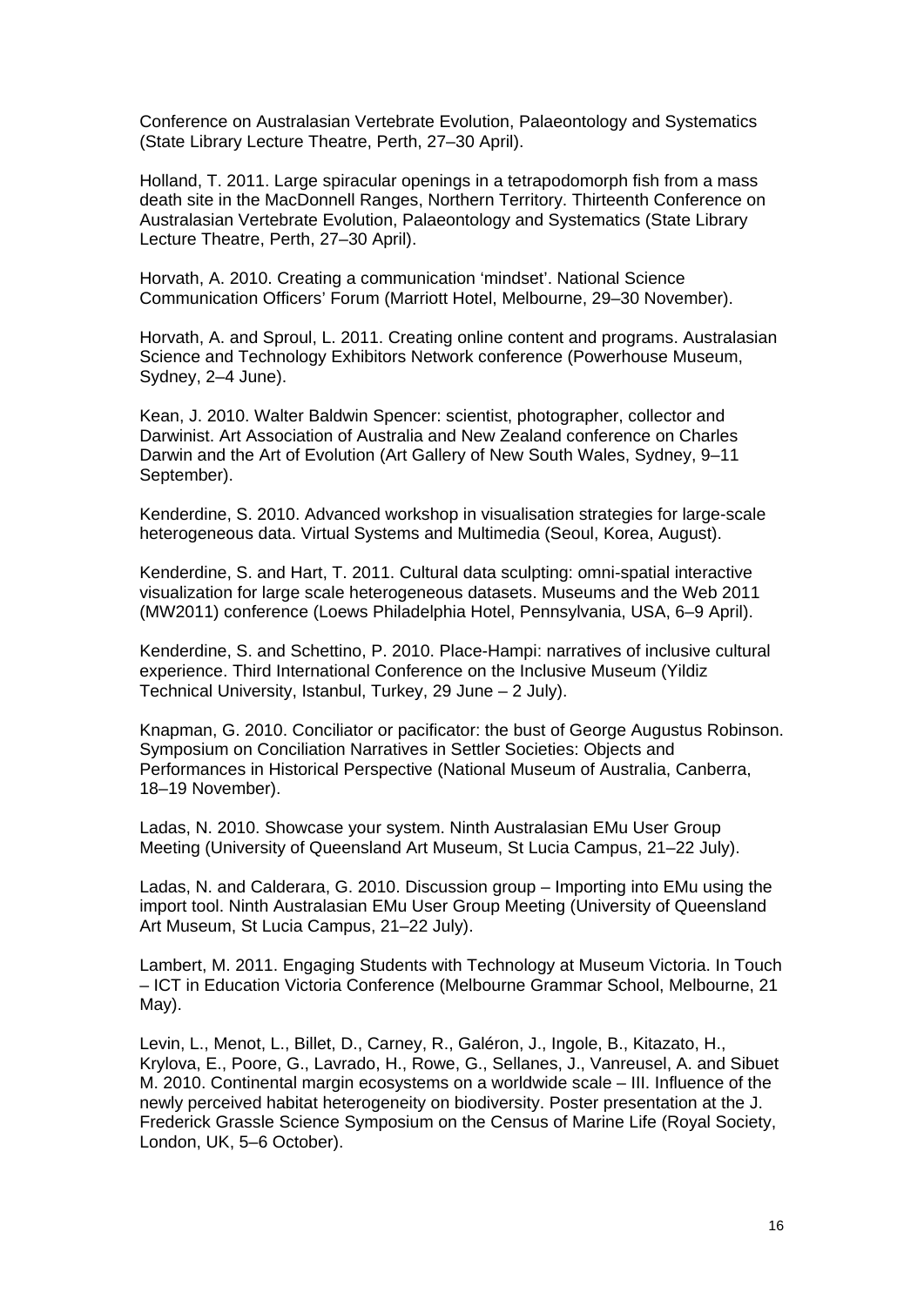Conference on Australasian Vertebrate Evolution, Palaeontology and Systematics (State Library Lecture Theatre, Perth, 27–30 April).

Holland, T. 2011. Large spiracular openings in a tetrapodomorph fish from a mass death site in the MacDonnell Ranges, Northern Territory. Thirteenth Conference on Australasian Vertebrate Evolution, Palaeontology and Systematics (State Library Lecture Theatre, Perth, 27–30 April).

Horvath, A. 2010. Creating a communication 'mindset'. National Science Communication Officers' Forum (Marriott Hotel, Melbourne, 29–30 November).

Horvath, A. and Sproul, L. 2011. Creating online content and programs. Australasian Science and Technology Exhibitors Network conference (Powerhouse Museum, Sydney, 2–4 June).

Kean, J. 2010. Walter Baldwin Spencer: scientist, photographer, collector and Darwinist. Art Association of Australia and New Zealand conference on Charles Darwin and the Art of Evolution (Art Gallery of New South Wales, Sydney, 9–11 September).

Kenderdine, S. 2010. Advanced workshop in visualisation strategies for large-scale heterogeneous data. Virtual Systems and Multimedia (Seoul, Korea, August).

Kenderdine, S. and Hart, T. 2011. Cultural data sculpting: omni-spatial interactive visualization for large scale heterogeneous datasets. Museums and the Web 2011 (MW2011) conference (Loews Philadelphia Hotel, Pennsylvania, USA, 6–9 April).

Kenderdine, S. and Schettino, P. 2010. Place-Hampi: narratives of inclusive cultural experience. Third International Conference on the Inclusive Museum (Yildiz Technical University, Istanbul, Turkey, 29 June – 2 July).

Knapman, G. 2010. Conciliator or pacificator: the bust of George Augustus Robinson. Symposium on Conciliation Narratives in Settler Societies: Objects and Performances in Historical Perspective (National Museum of Australia, Canberra, 18–19 November).

Ladas, N. 2010. Showcase your system. Ninth Australasian EMu User Group Meeting (University of Queensland Art Museum, St Lucia Campus, 21–22 July).

Ladas, N. and Calderara, G. 2010. Discussion group – Importing into EMu using the import tool. Ninth Australasian EMu User Group Meeting (University of Queensland Art Museum, St Lucia Campus, 21–22 July).

Lambert, M. 2011. Engaging Students with Technology at Museum Victoria. In Touch – ICT in Education Victoria Conference (Melbourne Grammar School, Melbourne, 21 May).

Levin, L., Menot, L., Billet, D., Carney, R., Galéron, J., Ingole, B., Kitazato, H., Krylova, E., Poore, G., Lavrado, H., Rowe, G., Sellanes, J., Vanreusel, A. and Sibuet M. 2010. Continental margin ecosystems on a worldwide scale – III. Influence of the newly perceived habitat heterogeneity on biodiversity. Poster presentation at the J. Frederick Grassle Science Symposium on the Census of Marine Life (Royal Society, London, UK, 5–6 October).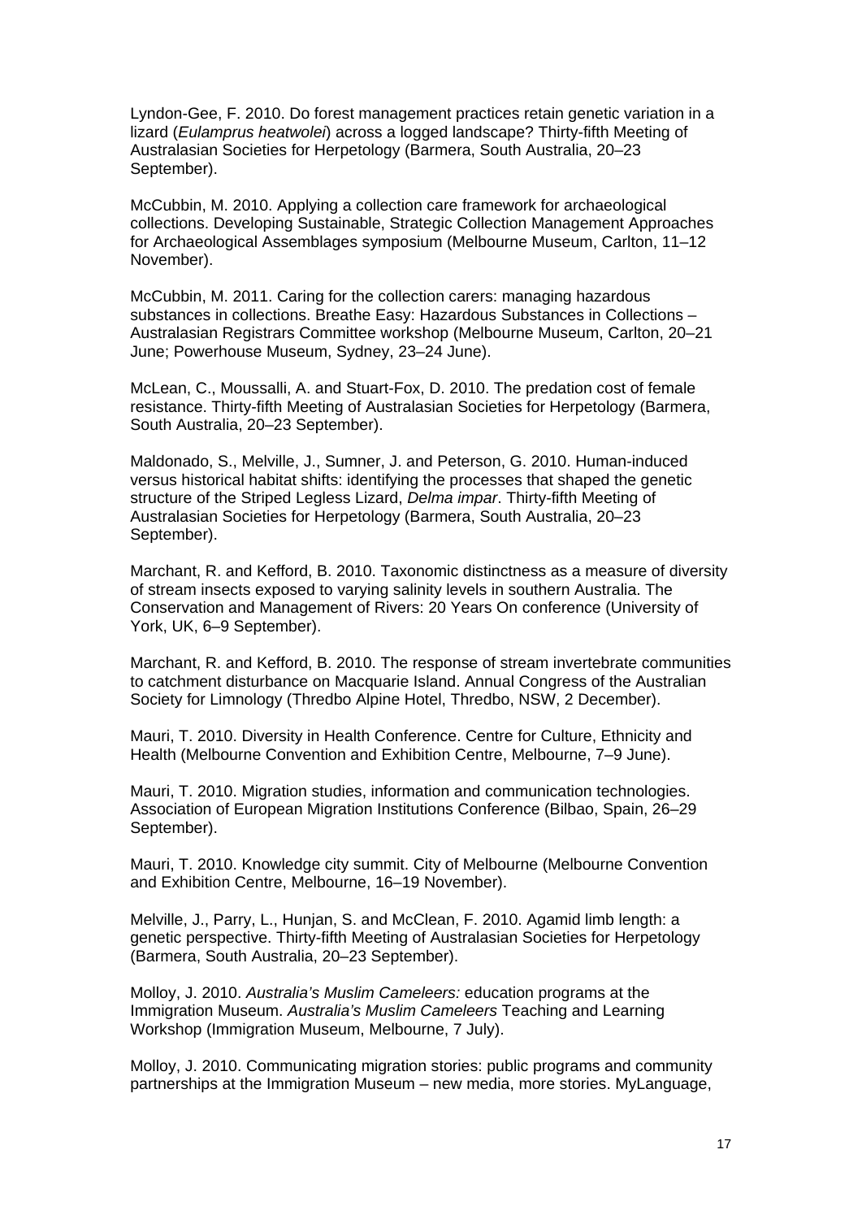Lyndon-Gee, F. 2010. Do forest management practices retain genetic variation in a lizard (*Eulamprus heatwolei*) across a logged landscape? Thirty-fifth Meeting of Australasian Societies for Herpetology (Barmera, South Australia, 20–23 September).

McCubbin, M. 2010. Applying a collection care framework for archaeological collections. Developing Sustainable, Strategic Collection Management Approaches for Archaeological Assemblages symposium (Melbourne Museum, Carlton, 11–12 November).

McCubbin, M. 2011. Caring for the collection carers: managing hazardous substances in collections. Breathe Easy: Hazardous Substances in Collections – Australasian Registrars Committee workshop (Melbourne Museum, Carlton, 20–21 June; Powerhouse Museum, Sydney, 23–24 June).

McLean, C., Moussalli, A. and Stuart-Fox, D. 2010. The predation cost of female resistance. Thirty-fifth Meeting of Australasian Societies for Herpetology (Barmera, South Australia, 20–23 September).

Maldonado, S., Melville, J., Sumner, J. and Peterson, G. 2010. Human-induced versus historical habitat shifts: identifying the processes that shaped the genetic structure of the Striped Legless Lizard, *Delma impar*. Thirty-fifth Meeting of Australasian Societies for Herpetology (Barmera, South Australia, 20–23 September).

Marchant, R. and Kefford, B. 2010. Taxonomic distinctness as a measure of diversity of stream insects exposed to varying salinity levels in southern Australia. The Conservation and Management of Rivers: 20 Years On conference (University of York, UK, 6–9 September).

Marchant, R. and Kefford, B. 2010. The response of stream invertebrate communities to catchment disturbance on Macquarie Island. Annual Congress of the Australian Society for Limnology (Thredbo Alpine Hotel, Thredbo, NSW, 2 December).

Mauri, T. 2010. Diversity in Health Conference. Centre for Culture, Ethnicity and Health (Melbourne Convention and Exhibition Centre, Melbourne, 7–9 June).

Mauri, T. 2010. Migration studies, information and communication technologies. Association of European Migration Institutions Conference (Bilbao, Spain, 26–29 September).

Mauri, T. 2010. Knowledge city summit. City of Melbourne (Melbourne Convention and Exhibition Centre, Melbourne, 16–19 November).

Melville, J., Parry, L., Hunjan, S. and McClean, F. 2010. Agamid limb length: a genetic perspective. Thirty-fifth Meeting of Australasian Societies for Herpetology (Barmera, South Australia, 20–23 September).

Molloy, J. 2010. *Australia's Muslim Cameleers:* education programs at the Immigration Museum. *Australia's Muslim Cameleers* Teaching and Learning Workshop (Immigration Museum, Melbourne, 7 July).

Molloy, J. 2010. Communicating migration stories: public programs and community partnerships at the Immigration Museum – new media, more stories. MyLanguage,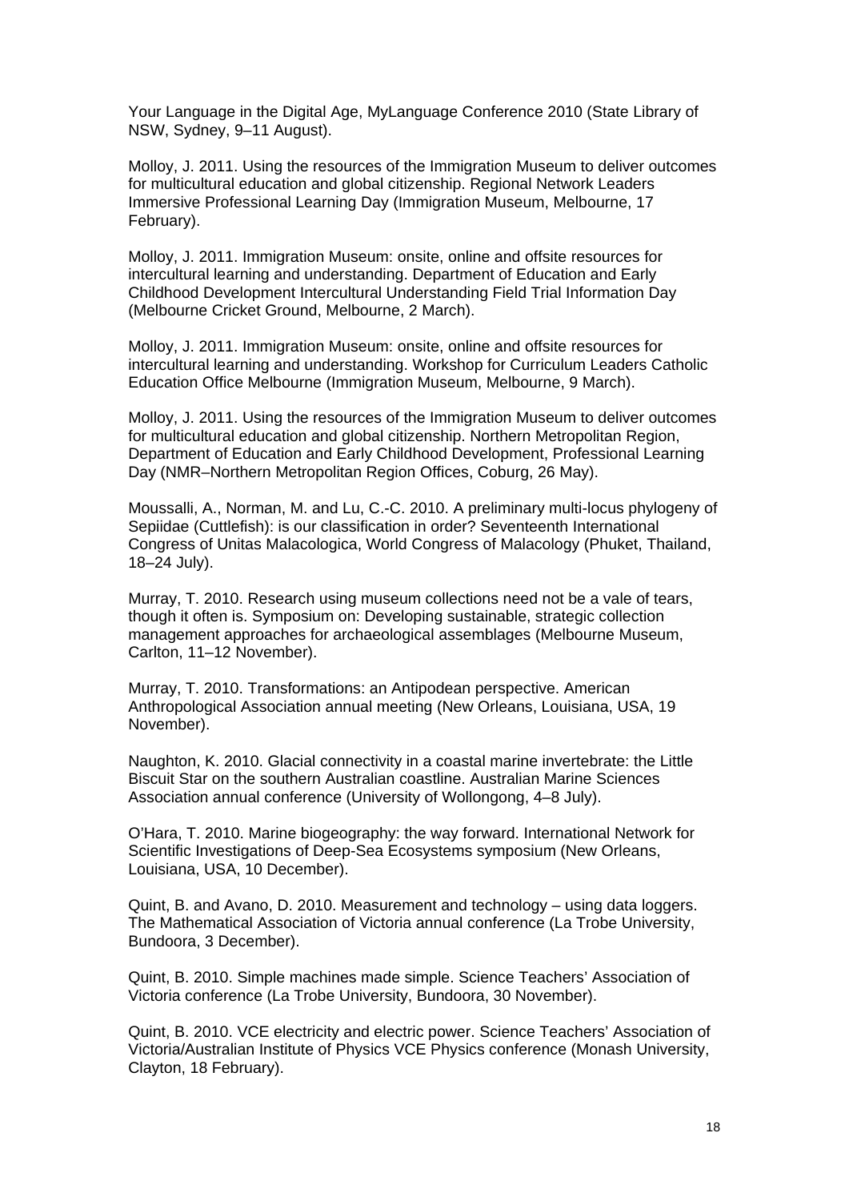Your Language in the Digital Age, MyLanguage Conference 2010 (State Library of NSW, Sydney, 9–11 August).

Molloy, J. 2011. Using the resources of the Immigration Museum to deliver outcomes for multicultural education and global citizenship. Regional Network Leaders Immersive Professional Learning Day (Immigration Museum, Melbourne, 17 February).

Molloy, J. 2011. Immigration Museum: onsite, online and offsite resources for intercultural learning and understanding. Department of Education and Early Childhood Development Intercultural Understanding Field Trial Information Day (Melbourne Cricket Ground, Melbourne, 2 March).

Molloy, J. 2011. Immigration Museum: onsite, online and offsite resources for intercultural learning and understanding. Workshop for Curriculum Leaders Catholic Education Office Melbourne (Immigration Museum, Melbourne, 9 March).

Molloy, J. 2011. Using the resources of the Immigration Museum to deliver outcomes for multicultural education and global citizenship. Northern Metropolitan Region, Department of Education and Early Childhood Development, Professional Learning Day (NMR–Northern Metropolitan Region Offices, Coburg, 26 May).

Moussalli, A., Norman, M. and Lu, C.-C. 2010. A preliminary multi-locus phylogeny of Sepiidae (Cuttlefish): is our classification in order? Seventeenth International Congress of Unitas Malacologica, World Congress of Malacology (Phuket, Thailand, 18–24 July).

Murray, T. 2010. Research using museum collections need not be a vale of tears, though it often is. Symposium on: Developing sustainable, strategic collection management approaches for archaeological assemblages (Melbourne Museum, Carlton, 11–12 November).

Murray, T. 2010. Transformations: an Antipodean perspective. American Anthropological Association annual meeting (New Orleans, Louisiana, USA, 19 November).

Naughton, K. 2010. Glacial connectivity in a coastal marine invertebrate: the Little Biscuit Star on the southern Australian coastline. Australian Marine Sciences Association annual conference (University of Wollongong, 4–8 July).

O'Hara, T. 2010. Marine biogeography: the way forward. International Network for Scientific Investigations of Deep-Sea Ecosystems symposium (New Orleans, Louisiana, USA, 10 December).

Quint, B. and Avano, D. 2010. Measurement and technology – using data loggers. The Mathematical Association of Victoria annual conference (La Trobe University, Bundoora, 3 December).

Quint, B. 2010. Simple machines made simple. Science Teachers' Association of Victoria conference (La Trobe University, Bundoora, 30 November).

Quint, B. 2010. VCE electricity and electric power. Science Teachers' Association of Victoria/Australian Institute of Physics VCE Physics conference (Monash University, Clayton, 18 February).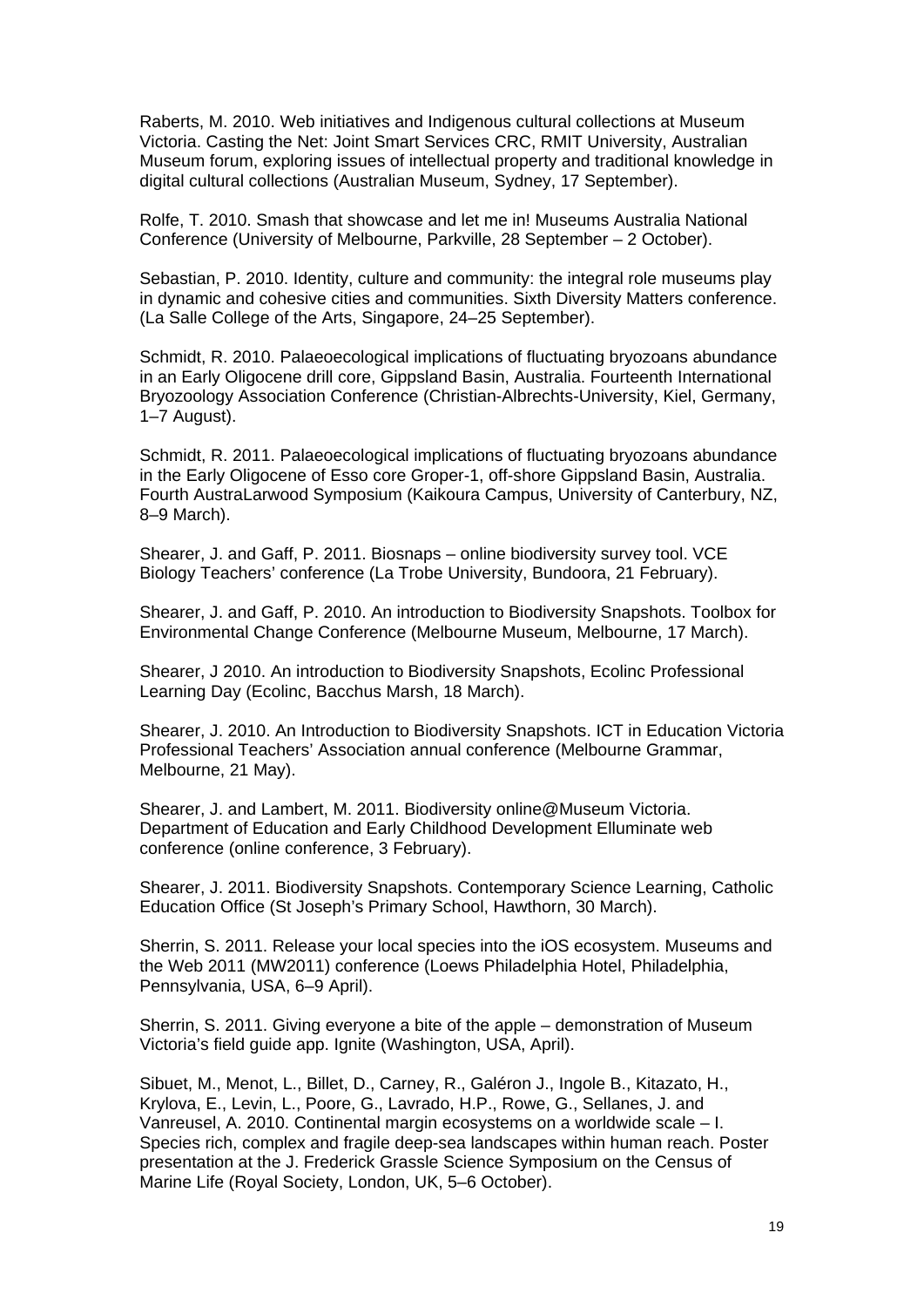Raberts, M. 2010. Web initiatives and Indigenous cultural collections at Museum Victoria. Casting the Net: Joint Smart Services CRC, RMIT University, Australian Museum forum, exploring issues of intellectual property and traditional knowledge in digital cultural collections (Australian Museum, Sydney, 17 September).

Rolfe, T. 2010. Smash that showcase and let me in! Museums Australia National Conference (University of Melbourne, Parkville, 28 September – 2 October).

Sebastian, P. 2010. Identity, culture and community: the integral role museums play in dynamic and cohesive cities and communities. Sixth Diversity Matters conference. (La Salle College of the Arts, Singapore, 24–25 September).

Schmidt, R. 2010. Palaeoecological implications of fluctuating bryozoans abundance in an Early Oligocene drill core, Gippsland Basin, Australia. Fourteenth International Bryozoology Association Conference (Christian-Albrechts-University, Kiel, Germany, 1–7 August).

Schmidt, R. 2011. Palaeoecological implications of fluctuating bryozoans abundance in the Early Oligocene of Esso core Groper-1, off-shore Gippsland Basin, Australia. Fourth AustraLarwood Symposium (Kaikoura Campus, University of Canterbury, NZ, 8–9 March).

Shearer, J. and Gaff, P. 2011. Biosnaps – online biodiversity survey tool. VCE Biology Teachers' conference (La Trobe University, Bundoora, 21 February).

Shearer, J. and Gaff, P. 2010. An introduction to Biodiversity Snapshots. Toolbox for Environmental Change Conference (Melbourne Museum, Melbourne, 17 March).

Shearer, J 2010. An introduction to Biodiversity Snapshots, Ecolinc Professional Learning Day (Ecolinc, Bacchus Marsh, 18 March).

Shearer, J. 2010. An Introduction to Biodiversity Snapshots. ICT in Education Victoria Professional Teachers' Association annual conference (Melbourne Grammar, Melbourne, 21 May).

Shearer, J. and Lambert, M. 2011. Biodiversity online@Museum Victoria. Department of Education and Early Childhood Development Elluminate web conference (online conference, 3 February).

Shearer, J. 2011. Biodiversity Snapshots. Contemporary Science Learning, Catholic Education Office (St Joseph's Primary School, Hawthorn, 30 March).

Sherrin, S. 2011. Release your local species into the iOS ecosystem. Museums and the Web 2011 (MW2011) conference (Loews Philadelphia Hotel, Philadelphia, Pennsylvania, USA, 6–9 April).

Sherrin, S. 2011. Giving everyone a bite of the apple – demonstration of Museum Victoria's field guide app. Ignite (Washington, USA, April).

Sibuet, M., Menot, L., Billet, D., Carney, R., Galéron J., Ingole B., Kitazato, H., Krylova, E., Levin, L., Poore, G., Lavrado, H.P., Rowe, G., Sellanes, J. and Vanreusel, A. 2010. Continental margin ecosystems on a worldwide scale – I. Species rich, complex and fragile deep-sea landscapes within human reach. Poster presentation at the J. Frederick Grassle Science Symposium on the Census of Marine Life (Royal Society, London, UK, 5–6 October).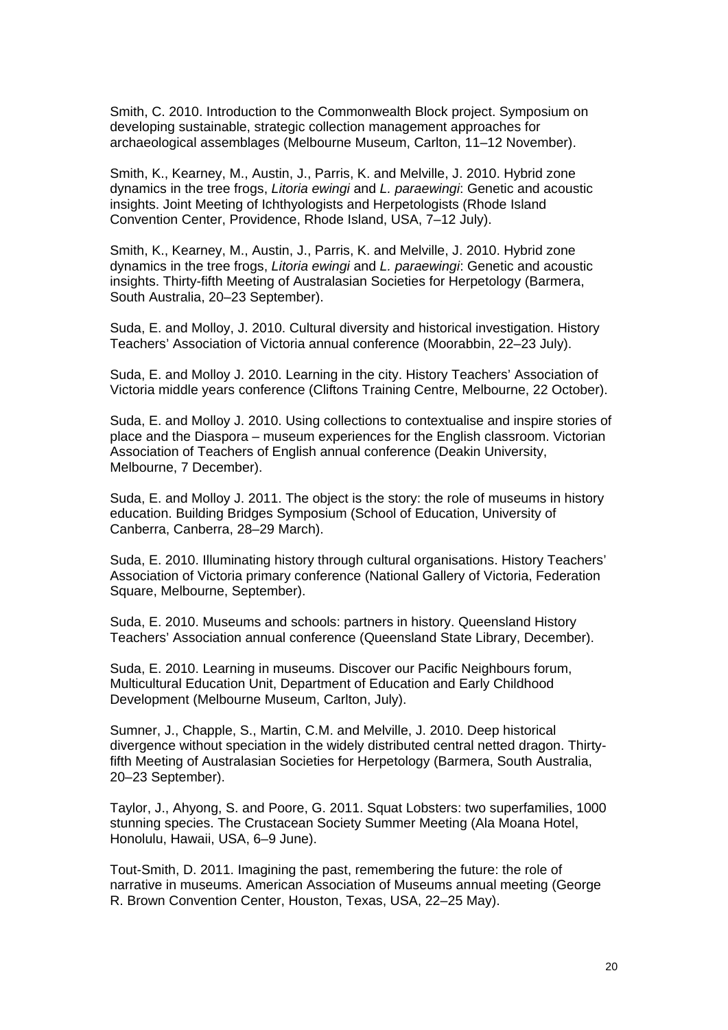Smith, C. 2010. Introduction to the Commonwealth Block project. Symposium on developing sustainable, strategic collection management approaches for archaeological assemblages (Melbourne Museum, Carlton, 11–12 November).

Smith, K., Kearney, M., Austin, J., Parris, K. and Melville, J. 2010. Hybrid zone dynamics in the tree frogs, *Litoria ewingi* and *L. paraewingi*: Genetic and acoustic insights. Joint Meeting of Ichthyologists and Herpetologists (Rhode Island Convention Center, Providence, Rhode Island, USA, 7–12 July).

Smith, K., Kearney, M., Austin, J., Parris, K. and Melville, J. 2010. Hybrid zone dynamics in the tree frogs, *Litoria ewingi* and *L. paraewingi*: Genetic and acoustic insights. Thirty-fifth Meeting of Australasian Societies for Herpetology (Barmera, South Australia, 20–23 September).

Suda, E. and Molloy, J. 2010. Cultural diversity and historical investigation. History Teachers' Association of Victoria annual conference (Moorabbin, 22–23 July).

Suda, E. and Molloy J. 2010. Learning in the city. History Teachers' Association of Victoria middle years conference (Cliftons Training Centre, Melbourne, 22 October).

Suda, E. and Molloy J. 2010. Using collections to contextualise and inspire stories of place and the Diaspora – museum experiences for the English classroom. Victorian Association of Teachers of English annual conference (Deakin University, Melbourne, 7 December).

Suda, E. and Molloy J. 2011. The object is the story: the role of museums in history education. Building Bridges Symposium (School of Education, University of Canberra, Canberra, 28–29 March).

Suda, E. 2010. Illuminating history through cultural organisations. History Teachers' Association of Victoria primary conference (National Gallery of Victoria, Federation Square, Melbourne, September).

Suda, E. 2010. Museums and schools: partners in history. Queensland History Teachers' Association annual conference (Queensland State Library, December).

Suda, E. 2010. Learning in museums. Discover our Pacific Neighbours forum, Multicultural Education Unit, Department of Education and Early Childhood Development (Melbourne Museum, Carlton, July).

Sumner, J., Chapple, S., Martin, C.M. and Melville, J. 2010. Deep historical divergence without speciation in the widely distributed central netted dragon. Thirty-fifth Meeting of Australasian Societies for Herpetology (Barmera, South Australia, 20–23 September).

Taylor, J., Ahyong, S. and Poore, G. 2011. Squat Lobsters: two superfamilies, 1000 stunning species. The Crustacean Society Summer Meeting (Ala Moana Hotel, Honolulu, Hawaii, USA, 6–9 June).

Tout-Smith, D. 2011. Imagining the past, remembering the future: the role of narrative in museums. American Association of Museums annual meeting (George R. Brown Convention Center, Houston, Texas, USA, 22–25 May).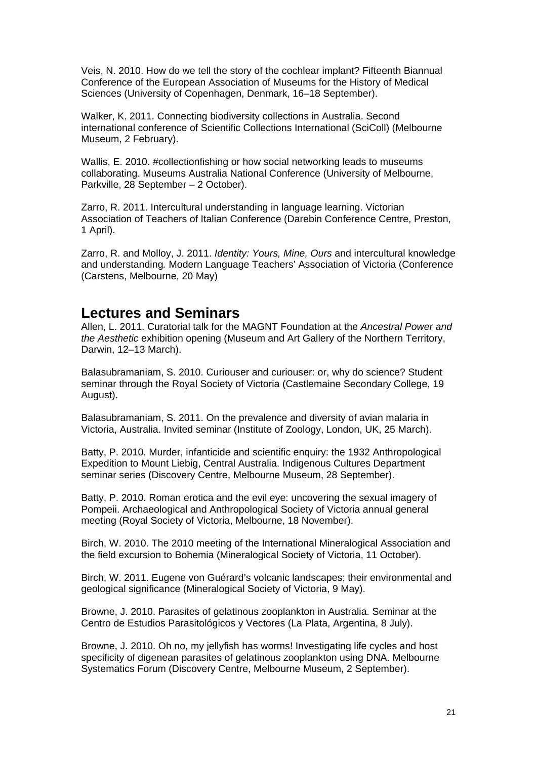Veis, N. 2010. How do we tell the story of the cochlear implant? Fifteenth Biannual Conference of the European Association of Museums for the History of Medical Sciences (University of Copenhagen, Denmark, 16–18 September).

Walker, K. 2011. Connecting biodiversity collections in Australia. Second international conference of Scientific Collections International (SciColl) (Melbourne Museum, 2 February).

Wallis, E. 2010. #collectionfishing or how social networking leads to museums collaborating. Museums Australia National Conference (University of Melbourne, Parkville, 28 September – 2 October).

Zarro, R. 2011. Intercultural understanding in language learning. Victorian Association of Teachers of Italian Conference (Darebin Conference Centre, Preston, 1 April).

Zarro, R. and Molloy, J. 2011. *Identity: Yours, Mine, Ours* and intercultural knowledge and understanding*.* Modern Language Teachers' Association of Victoria (Conference (Carstens, Melbourne, 20 May)

## Lectures and Seminars

Allen, L. 2011. Curatorial talk for the MAGNT Foundation at the *Ancestral Power and the Aesthetic* exhibition opening (Museum and Art Gallery of the Northern Territory, Darwin, 12–13 March).

Balasubramaniam, S. 2010. Curiouser and curiouser: or, why do science? Student seminar through the Royal Society of Victoria (Castlemaine Secondary College, 19 August).

Balasubramaniam, S. 2011. On the prevalence and diversity of avian malaria in Victoria, Australia. Invited seminar (Institute of Zoology, London, UK, 25 March).

Batty, P. 2010. Murder, infanticide and scientific enquiry: the 1932 Anthropological Expedition to Mount Liebig, Central Australia. Indigenous Cultures Department seminar series (Discovery Centre, Melbourne Museum, 28 September).

Batty, P. 2010. Roman erotica and the evil eye: uncovering the sexual imagery of Pompeii. Archaeological and Anthropological Society of Victoria annual general meeting (Royal Society of Victoria, Melbourne, 18 November).

Birch, W. 2010. The 2010 meeting of the International Mineralogical Association and the field excursion to Bohemia (Mineralogical Society of Victoria, 11 October).

Birch, W. 2011. Eugene von Guérard's volcanic landscapes; their environmental and geological significance (Mineralogical Society of Victoria, 9 May).

Browne, J. 2010. Parasites of gelatinous zooplankton in Australia. Seminar at the Centro de Estudios Parasitológicos y Vectores (La Plata, Argentina, 8 July).

Browne, J. 2010. Oh no, my jellyfish has worms! Investigating life cycles and host specificity of digenean parasites of gelatinous zooplankton using DNA. Melbourne Systematics Forum (Discovery Centre, Melbourne Museum, 2 September).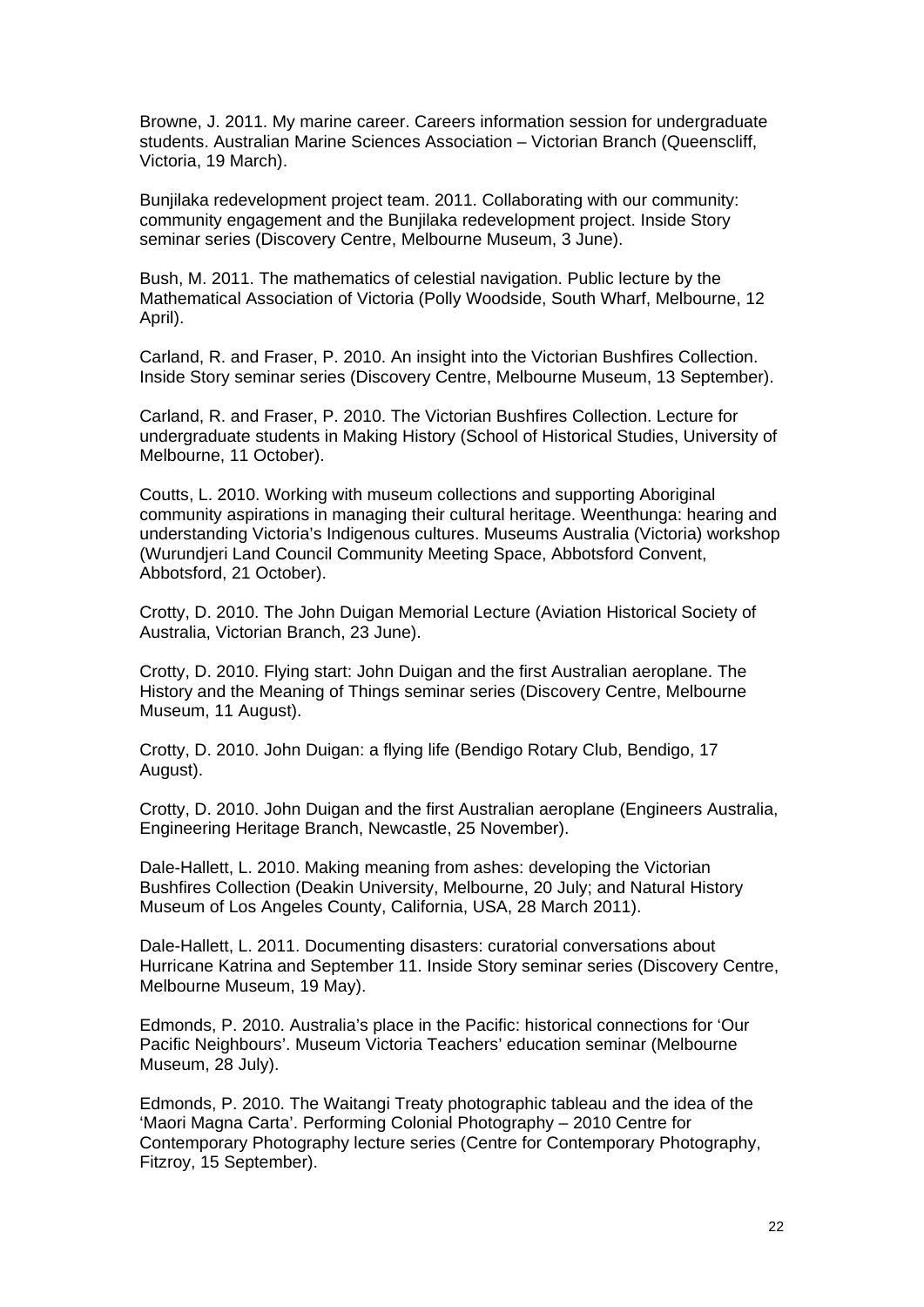Browne, J. 2011. My marine career. Careers information session for undergraduate students. Australian Marine Sciences Association – Victorian Branch (Queenscliff, Victoria, 19 March).

Bunjilaka redevelopment project team. 2011. Collaborating with our community: community engagement and the Bunjilaka redevelopment project. Inside Story seminar series (Discovery Centre, Melbourne Museum, 3 June).

Bush, M. 2011. The mathematics of celestial navigation. Public lecture by the Mathematical Association of Victoria (Polly Woodside, South Wharf, Melbourne, 12 April).

Carland, R. and Fraser, P. 2010. An insight into the Victorian Bushfires Collection. Inside Story seminar series (Discovery Centre, Melbourne Museum, 13 September).

Carland, R. and Fraser, P. 2010. The Victorian Bushfires Collection. Lecture for undergraduate students in Making History (School of Historical Studies, University of Melbourne, 11 October).

Coutts, L. 2010. Working with museum collections and supporting Aboriginal community aspirations in managing their cultural heritage. Weenthunga: hearing and understanding Victoria's Indigenous cultures. Museums Australia (Victoria) workshop (Wurundjeri Land Council Community Meeting Space, Abbotsford Convent, Abbotsford, 21 October).

Crotty, D. 2010. The John Duigan Memorial Lecture (Aviation Historical Society of Australia, Victorian Branch, 23 June).

Crotty, D. 2010. Flying start: John Duigan and the first Australian aeroplane. The History and the Meaning of Things seminar series (Discovery Centre, Melbourne Museum, 11 August).

Crotty, D. 2010. John Duigan: a flying life (Bendigo Rotary Club, Bendigo, 17 August).

Crotty, D. 2010. John Duigan and the first Australian aeroplane (Engineers Australia, Engineering Heritage Branch, Newcastle, 25 November).

Dale-Hallett, L. 2010. Making meaning from ashes: developing the Victorian Bushfires Collection (Deakin University, Melbourne, 20 July; and Natural History Museum of Los Angeles County, California, USA, 28 March 2011).

Dale-Hallett, L. 2011. Documenting disasters: curatorial conversations about Hurricane Katrina and September 11. Inside Story seminar series (Discovery Centre, Melbourne Museum, 19 May).

Edmonds, P. 2010. Australia's place in the Pacific: historical connections for 'Our Pacific Neighbours'. Museum Victoria Teachers' education seminar (Melbourne Museum, 28 July).

Edmonds, P. 2010. The Waitangi Treaty photographic tableau and the idea of the 'Maori Magna Carta'. Performing Colonial Photography – 2010 Centre for Contemporary Photography lecture series (Centre for Contemporary Photography, Fitzroy, 15 September).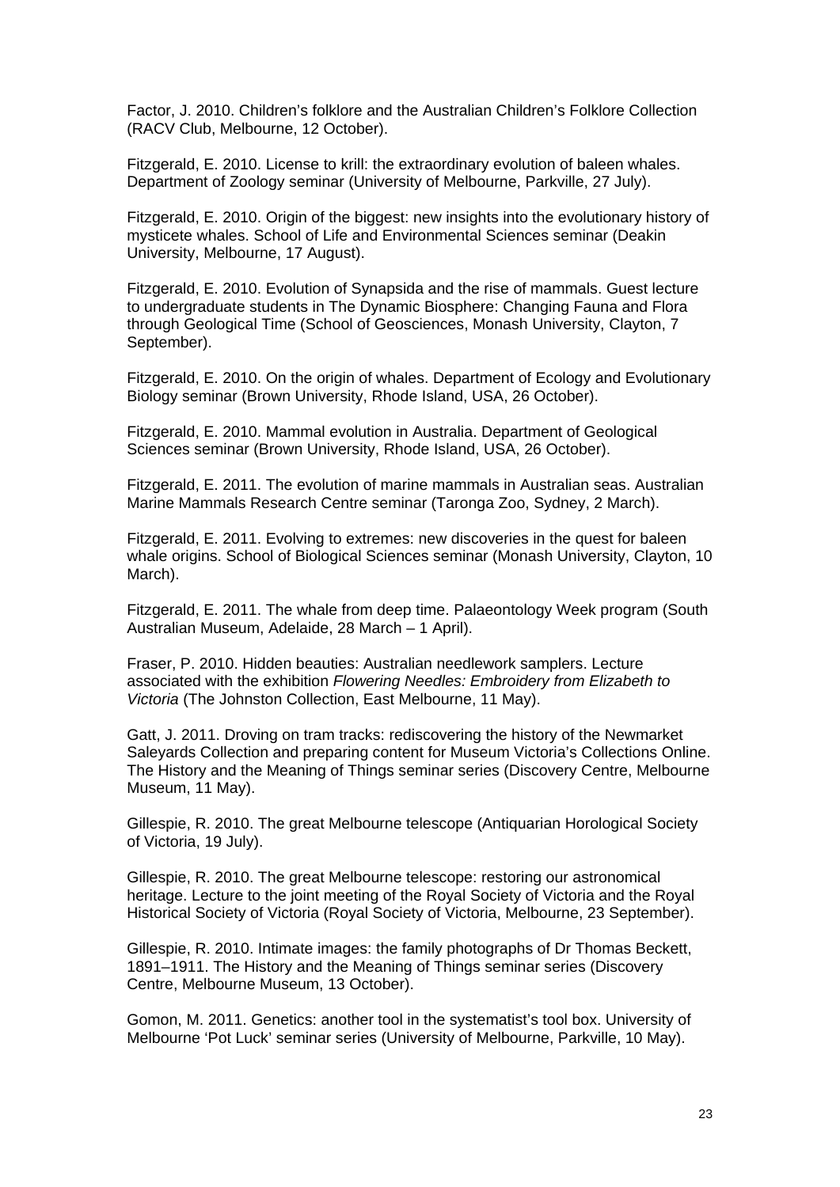Factor, J. 2010. Children's folklore and the Australian Children's Folklore Collection (RACV Club, Melbourne, 12 October).

Fitzgerald, E. 2010. License to krill: the extraordinary evolution of baleen whales. Department of Zoology seminar (University of Melbourne, Parkville, 27 July).

Fitzgerald, E. 2010. Origin of the biggest: new insights into the evolutionary history of mysticete whales. School of Life and Environmental Sciences seminar (Deakin University, Melbourne, 17 August).

Fitzgerald, E. 2010. Evolution of Synapsida and the rise of mammals. Guest lecture to undergraduate students in The Dynamic Biosphere: Changing Fauna and Flora through Geological Time (School of Geosciences, Monash University, Clayton, 7 September).

Fitzgerald, E. 2010. On the origin of whales. Department of Ecology and Evolutionary Biology seminar (Brown University, Rhode Island, USA, 26 October).

Fitzgerald, E. 2010. Mammal evolution in Australia. Department of Geological Sciences seminar (Brown University, Rhode Island, USA, 26 October).

Fitzgerald, E. 2011. The evolution of marine mammals in Australian seas. Australian Marine Mammals Research Centre seminar (Taronga Zoo, Sydney, 2 March).

Fitzgerald, E. 2011. Evolving to extremes: new discoveries in the quest for baleen whale origins. School of Biological Sciences seminar (Monash University, Clayton, 10 March).

Fitzgerald, E. 2011. The whale from deep time. Palaeontology Week program (South Australian Museum, Adelaide, 28 March – 1 April).

Fraser, P. 2010. Hidden beauties: Australian needlework samplers. Lecture associated with the exhibition *Flowering Needles: Embroidery from Elizabeth to Victoria* (The Johnston Collection, East Melbourne, 11 May).

Gatt, J. 2011. Droving on tram tracks: rediscovering the history of the Newmarket Saleyards Collection and preparing content for Museum Victoria's Collections Online. The History and the Meaning of Things seminar series (Discovery Centre, Melbourne Museum, 11 May).

Gillespie, R. 2010. The great Melbourne telescope (Antiquarian Horological Society of Victoria, 19 July).

Gillespie, R. 2010. The great Melbourne telescope: restoring our astronomical heritage. Lecture to the joint meeting of the Royal Society of Victoria and the Royal Historical Society of Victoria (Royal Society of Victoria, Melbourne, 23 September).

Gillespie, R. 2010. Intimate images: the family photographs of Dr Thomas Beckett, 1891–1911. The History and the Meaning of Things seminar series (Discovery Centre, Melbourne Museum, 13 October).

Gomon, M. 2011. Genetics: another tool in the systematist's tool box. University of Melbourne 'Pot Luck' seminar series (University of Melbourne, Parkville, 10 May).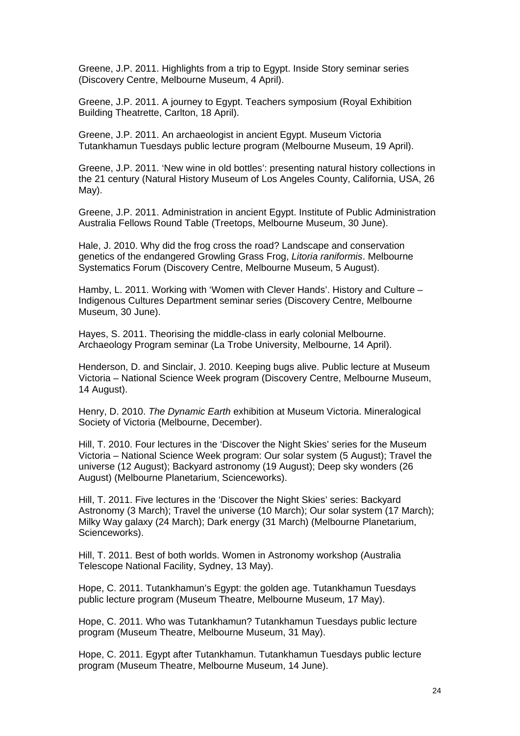Greene, J.P. 2011. Highlights from a trip to Egypt. Inside Story seminar series (Discovery Centre, Melbourne Museum, 4 April).

Greene, J.P. 2011. A journey to Egypt. Teachers symposium (Royal Exhibition Building Theatrette, Carlton, 18 April).

Greene, J.P. 2011. An archaeologist in ancient Egypt. Museum Victoria Tutankhamun Tuesdays public lecture program (Melbourne Museum, 19 April).

Greene, J.P. 2011. 'New wine in old bottles': presenting natural history collections in the 21 century (Natural History Museum of Los Angeles County, California, USA, 26 May).

Greene, J.P. 2011. Administration in ancient Egypt. Institute of Public Administration Australia Fellows Round Table (Treetops, Melbourne Museum, 30 June).

Hale, J. 2010. Why did the frog cross the road? Landscape and conservation genetics of the endangered Growling Grass Frog, *Litoria raniformis*. Melbourne Systematics Forum (Discovery Centre, Melbourne Museum, 5 August).

Hamby, L. 2011. Working with 'Women with Clever Hands'. History and Culture – Indigenous Cultures Department seminar series (Discovery Centre, Melbourne Museum, 30 June).

Hayes, S. 2011. Theorising the middle-class in early colonial Melbourne. Archaeology Program seminar (La Trobe University, Melbourne, 14 April).

Henderson, D. and Sinclair, J. 2010. Keeping bugs alive. Public lecture at Museum Victoria – National Science Week program (Discovery Centre, Melbourne Museum, 14 August).

Henry, D. 2010. *The Dynamic Earth* exhibition at Museum Victoria. Mineralogical Society of Victoria (Melbourne, December).

Hill, T. 2010. Four lectures in the 'Discover the Night Skies' series for the Museum Victoria – National Science Week program: Our solar system (5 August); Travel the universe (12 August); Backyard astronomy (19 August); Deep sky wonders (26 August) (Melbourne Planetarium, Scienceworks).

Hill, T. 2011. Five lectures in the 'Discover the Night Skies' series: Backyard Astronomy (3 March); Travel the universe (10 March); Our solar system (17 March); Milky Way galaxy (24 March); Dark energy (31 March) (Melbourne Planetarium, Scienceworks).

Hill, T. 2011. Best of both worlds. Women in Astronomy workshop (Australia Telescope National Facility, Sydney, 13 May).

Hope, C. 2011. Tutankhamun's Egypt: the golden age. Tutankhamun Tuesdays public lecture program (Museum Theatre, Melbourne Museum, 17 May).

Hope, C. 2011. Who was Tutankhamun? Tutankhamun Tuesdays public lecture program (Museum Theatre, Melbourne Museum, 31 May).

Hope, C. 2011. Egypt after Tutankhamun. Tutankhamun Tuesdays public lecture program (Museum Theatre, Melbourne Museum, 14 June).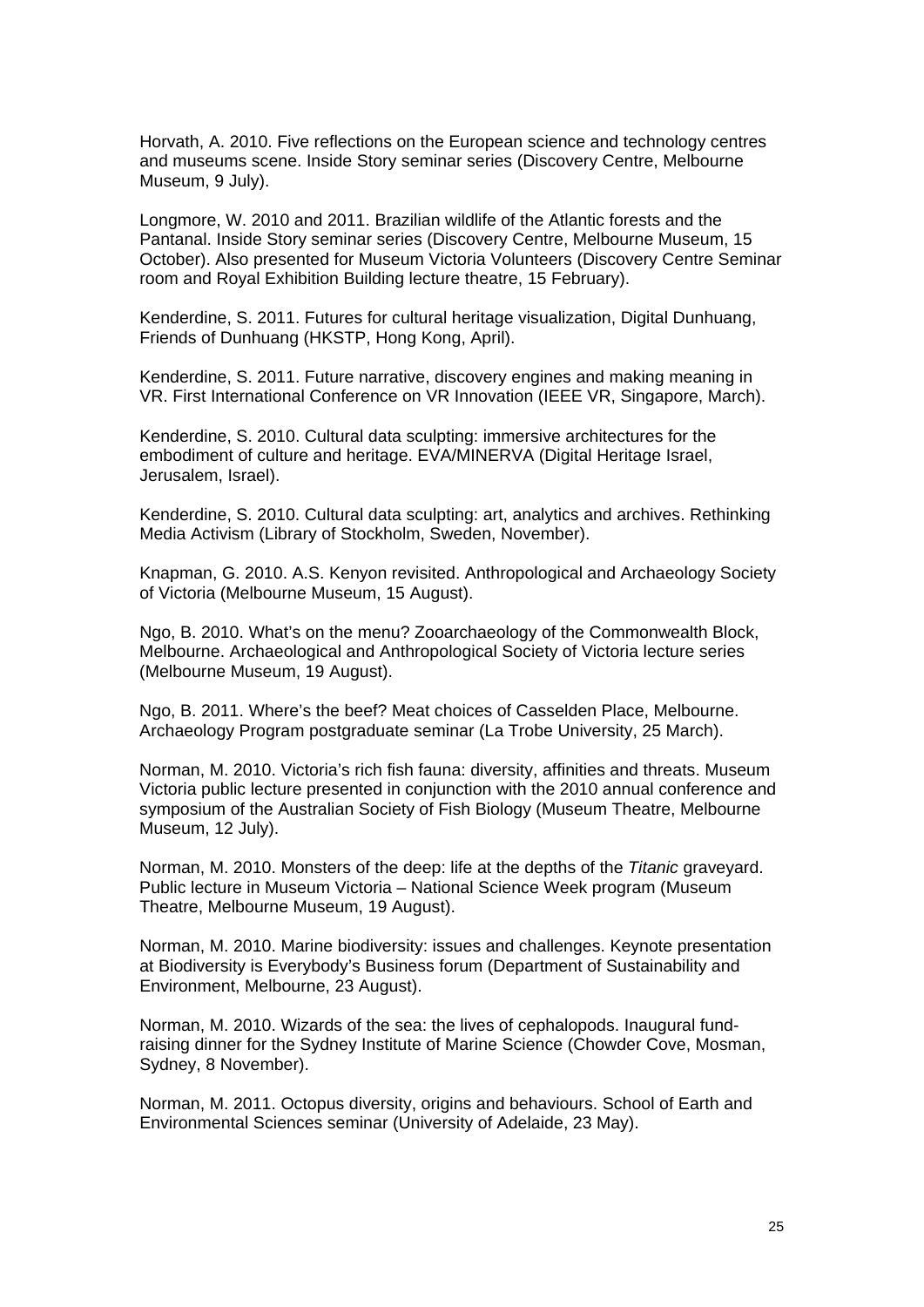Horvath, A. 2010. Five reflections on the European science and technology centres and museums scene. Inside Story seminar series (Discovery Centre, Melbourne Museum, 9 July).

Longmore, W. 2010 and 2011. Brazilian wildlife of the Atlantic forests and the Pantanal. Inside Story seminar series (Discovery Centre, Melbourne Museum, 15 October). Also presented for Museum Victoria Volunteers (Discovery Centre Seminar room and Royal Exhibition Building lecture theatre, 15 February).

Kenderdine, S. 2011. Futures for cultural heritage visualization, Digital Dunhuang, Friends of Dunhuang (HKSTP, Hong Kong, April).

Kenderdine, S. 2011. Future narrative, discovery engines and making meaning in VR. First International Conference on VR Innovation (IEEE VR, Singapore, March).

Kenderdine, S. 2010. Cultural data sculpting: immersive architectures for the embodiment of culture and heritage. EVA/MINERVA (Digital Heritage Israel, Jerusalem, Israel).

Kenderdine, S. 2010. Cultural data sculpting: art, analytics and archives. Rethinking Media Activism (Library of Stockholm, Sweden, November).

Knapman, G. 2010. A.S. Kenyon revisited. Anthropological and Archaeology Society of Victoria (Melbourne Museum, 15 August).

Ngo, B. 2010. What's on the menu? Zooarchaeology of the Commonwealth Block, Melbourne. Archaeological and Anthropological Society of Victoria lecture series (Melbourne Museum, 19 August).

Ngo, B. 2011. Where's the beef? Meat choices of Casselden Place, Melbourne. Archaeology Program postgraduate seminar (La Trobe University, 25 March).

Norman, M. 2010. Victoria's rich fish fauna: diversity, affinities and threats. Museum Victoria public lecture presented in conjunction with the 2010 annual conference and symposium of the Australian Society of Fish Biology (Museum Theatre, Melbourne Museum, 12 July).

Norman, M. 2010. Monsters of the deep: life at the depths of the *Titanic* graveyard. Public lecture in Museum Victoria – National Science Week program (Museum Theatre, Melbourne Museum, 19 August).

Norman, M. 2010. Marine biodiversity: issues and challenges. Keynote presentation at Biodiversity is Everybody's Business forum (Department of Sustainability and Environment, Melbourne, 23 August).

Norman, M. 2010. Wizards of the sea: the lives of cephalopods. Inaugural fund-raising dinner for the Sydney Institute of Marine Science (Chowder Cove, Mosman, Sydney, 8 November).

Norman, M. 2011. Octopus diversity, origins and behaviours. School of Earth and Environmental Sciences seminar (University of Adelaide, 23 May).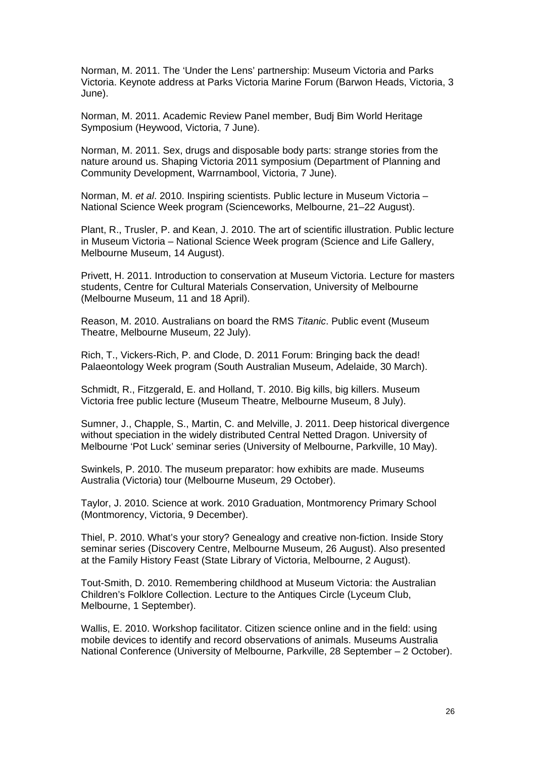Norman, M. 2011. The 'Under the Lens' partnership: Museum Victoria and Parks Victoria. Keynote address at Parks Victoria Marine Forum (Barwon Heads, Victoria, 3 June).

Norman, M. 2011. Academic Review Panel member, Budj Bim World Heritage Symposium (Heywood, Victoria, 7 June).

Norman, M. 2011. Sex, drugs and disposable body parts: strange stories from the nature around us. Shaping Victoria 2011 symposium (Department of Planning and Community Development, Warrnambool, Victoria, 7 June).

Norman, M. *et al*. 2010. Inspiring scientists. Public lecture in Museum Victoria – National Science Week program (Scienceworks, Melbourne, 21–22 August).

Plant, R., Trusler, P. and Kean, J. 2010. The art of scientific illustration. Public lecture in Museum Victoria – National Science Week program (Science and Life Gallery, Melbourne Museum, 14 August).

Privett, H. 2011. Introduction to conservation at Museum Victoria. Lecture for masters students, Centre for Cultural Materials Conservation, University of Melbourne (Melbourne Museum, 11 and 18 April).

Reason, M. 2010. Australians on board the RMS *Titanic*. Public event (Museum Theatre, Melbourne Museum, 22 July).

Rich, T., Vickers-Rich, P. and Clode, D. 2011 Forum: Bringing back the dead! Palaeontology Week program (South Australian Museum, Adelaide, 30 March).

Schmidt, R., Fitzgerald, E. and Holland, T. 2010. Big kills, big killers. Museum Victoria free public lecture (Museum Theatre, Melbourne Museum, 8 July).

Sumner, J., Chapple, S., Martin, C. and Melville, J. 2011. Deep historical divergence without speciation in the widely distributed Central Netted Dragon. University of Melbourne 'Pot Luck' seminar series (University of Melbourne, Parkville, 10 May).

Swinkels, P. 2010. The museum preparator: how exhibits are made. Museums Australia (Victoria) tour (Melbourne Museum, 29 October).

Taylor, J. 2010. Science at work. 2010 Graduation, Montmorency Primary School (Montmorency, Victoria, 9 December).

Thiel, P. 2010. What's your story? Genealogy and creative non-fiction. Inside Story seminar series (Discovery Centre, Melbourne Museum, 26 August). Also presented at the Family History Feast (State Library of Victoria, Melbourne, 2 August).

Tout-Smith, D. 2010. Remembering childhood at Museum Victoria: the Australian Children's Folklore Collection. Lecture to the Antiques Circle (Lyceum Club, Melbourne, 1 September).

Wallis, E. 2010. Workshop facilitator. Citizen science online and in the field: using mobile devices to identify and record observations of animals. Museums Australia National Conference (University of Melbourne, Parkville, 28 September – 2 October).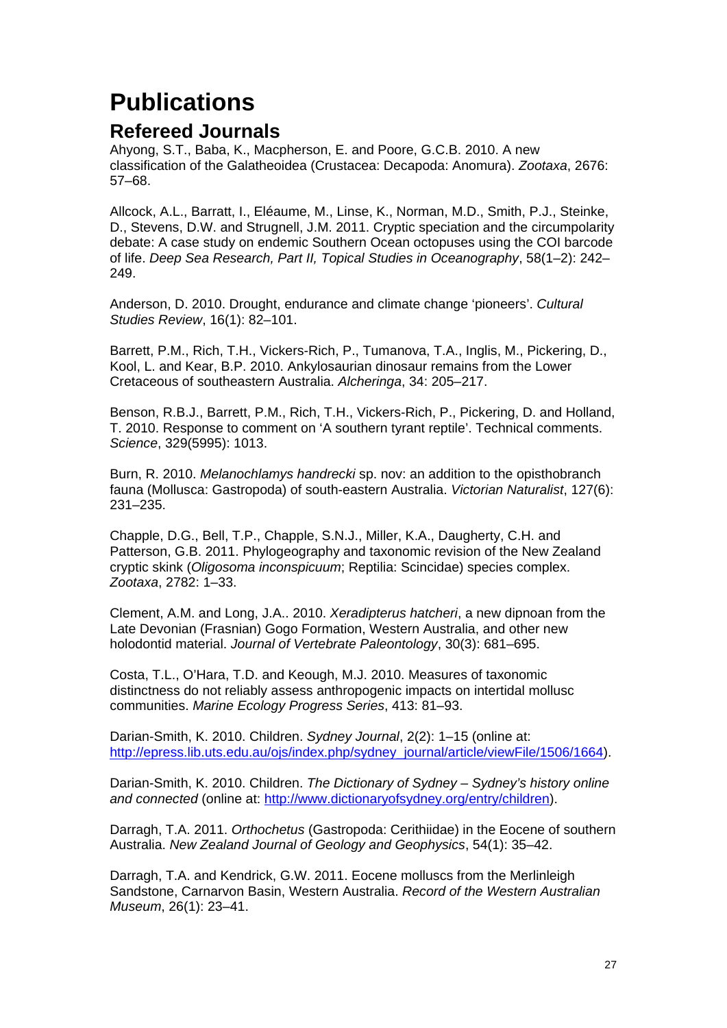# Publications

## Refereed Journals

Ahyong, S.T., Baba, K., Macpherson, E. and Poore, G.C.B. 2010. A new classification of the Galatheoidea (Crustacea: Decapoda: Anomura). *Zootaxa*, 2676: 57–68.

Allcock, A.L., Barratt, I., Eléaume, M., Linse, K., Norman, M.D., Smith, P.J., Steinke, D., Stevens, D.W. and Strugnell, J.M. 2011. Cryptic speciation and the circumpolarity debate: A case study on endemic Southern Ocean octopuses using the COI barcode of life. *Deep Sea Research, Part II, Topical Studies in Oceanography*, 58(1–2): 242–249.

Anderson, D. 2010. Drought, endurance and climate change 'pioneers'. *Cultural Studies Review*, 16(1): 82–101.

Barrett, P.M., Rich, T.H., Vickers-Rich, P., Tumanova, T.A., Inglis, M., Pickering, D., Kool, L. and Kear, B.P. 2010. Ankylosaurian dinosaur remains from the Lower Cretaceous of southeastern Australia. *Alcheringa*, 34: 205–217.

Benson, R.B.J., Barrett, P.M., Rich, T.H., Vickers-Rich, P., Pickering, D. and Holland, T. 2010. Response to comment on 'A southern tyrant reptile'. Technical comments. *Science*, 329(5995): 1013.

Burn, R. 2010. *Melanochlamys handrecki* sp. nov: an addition to the opisthobranch fauna (Mollusca: Gastropoda) of south-eastern Australia. *Victorian Naturalist*, 127(6): 231–235.

Chapple, D.G., Bell, T.P., Chapple, S.N.J., Miller, K.A., Daugherty, C.H. and Patterson, G.B. 2011. Phylogeography and taxonomic revision of the New Zealand cryptic skink (*Oligosoma inconspicuum*; Reptilia: Scincidae) species complex. *Zootaxa*, 2782: 1–33.

Clement, A.M. and Long, J.A.. 2010. *Xeradipterus hatcheri*, a new dipnoan from the Late Devonian (Frasnian) Gogo Formation, Western Australia, and other new holodontid material. *Journal of Vertebrate Paleontology*, 30(3): 681–695.

Costa, T.L., O'Hara, T.D. and Keough, M.J. 2010. Measures of taxonomic distinctness do not reliably assess anthropogenic impacts on intertidal mollusc communities. *Marine Ecology Progress Series*, 413: 81–93.

Darian-Smith, K. 2010. Children. *Sydney Journal*, 2(2): 1–15 (online at: http://epress.lib.uts.edu.au/ojs/index.php/sydney_journal/article/viewFile/1506/1664).

Darian-Smith, K. 2010. Children. *The Dictionary of Sydney – Sydney's history online and connected* (online at: http://www.dictionaryofsydney.org/entry/children).

Darragh, T.A. 2011. *Orthochetus* (Gastropoda: Cerithiidae) in the Eocene of southern Australia. *New Zealand Journal of Geology and Geophysics*, 54(1): 35–42.

Darragh, T.A. and Kendrick, G.W. 2011. Eocene molluscs from the Merlinleigh Sandstone, Carnarvon Basin, Western Australia. *Record of the Western Australian Museum*, 26(1): 23–41.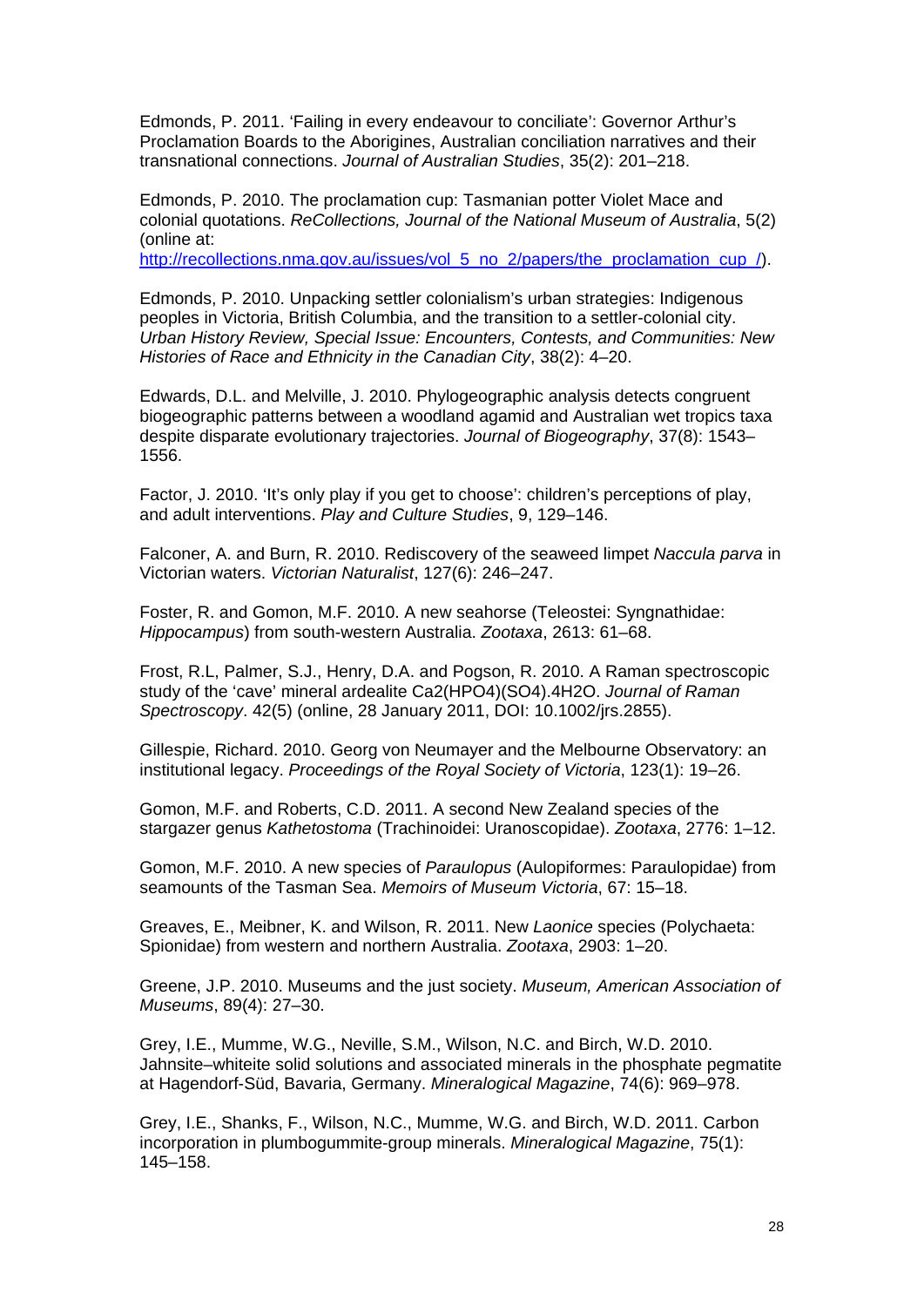Edmonds, P. 2011. 'Failing in every endeavour to conciliate': Governor Arthur's Proclamation Boards to the Aborigines, Australian conciliation narratives and their transnational connections. *Journal of Australian Studies*, 35(2): 201–218.

Edmonds, P. 2010. The proclamation cup: Tasmanian potter Violet Mace and colonial quotations. *ReCollections, Journal of the National Museum of Australia*, 5(2) (online at: http://recollections.nma.gov.au/issues/vol_5_no_2/papers/the_proclamation_cup_/).

Edmonds, P. 2010. Unpacking settler colonialism's urban strategies: Indigenous peoples in Victoria, British Columbia, and the transition to a settler-colonial city. *Urban History Review, Special Issue: Encounters, Contests, and Communities: New Histories of Race and Ethnicity in the Canadian City*, 38(2): 4–20.

Edwards, D.L. and Melville, J. 2010. Phylogeographic analysis detects congruent biogeographic patterns between a woodland agamid and Australian wet tropics taxa despite disparate evolutionary trajectories. *Journal of Biogeography*, 37(8): 1543–1556.

Factor, J. 2010. 'It's only play if you get to choose': children's perceptions of play, and adult interventions. *Play and Culture Studies*, 9, 129–146.

Falconer, A. and Burn, R. 2010. Rediscovery of the seaweed limpet *Naccula parva* in Victorian waters. *Victorian Naturalist*, 127(6): 246–247.

Foster, R. and Gomon, M.F. 2010. A new seahorse (Teleostei: Syngnathidae: *Hippocampus*) from south-western Australia. *Zootaxa*, 2613: 61–68.

Frost, R.L, Palmer, S.J., Henry, D.A. and Pogson, R. 2010. A Raman spectroscopic study of the 'cave' mineral ardealite $Ca_2(HPO_4)(SO_4).4H_2O$. *Journal of Raman Spectroscopy*. 42(5) (online, 28 January 2011, DOI: 10.1002/jrs.2855).

Gillespie, Richard. 2010. Georg von Neumayer and the Melbourne Observatory: an institutional legacy. *Proceedings of the Royal Society of Victoria*, 123(1): 19–26.

Gomon, M.F. and Roberts, C.D. 2011. A second New Zealand species of the stargazer genus *Kathetostoma* (Trachinoidei: Uranoscopidae). *Zootaxa*, 2776: 1–12.

Gomon, M.F. 2010. A new species of *Paraulopus* (Aulopiformes: Paraulopidae) from seamounts of the Tasman Sea. *Memoirs of Museum Victoria*, 67: 15–18.

Greaves, E., Meibner, K. and Wilson, R. 2011. New *Laonice* species (Polychaeta: Spionidae) from western and northern Australia. *Zootaxa*, 2903: 1–20.

Greene, J.P. 2010. Museums and the just society. *Museum, American Association of Museums*, 89(4): 27–30.

Grey, I.E., Mumme, W.G., Neville, S.M., Wilson, N.C. and Birch, W.D. 2010. Jahnsite–whiteite solid solutions and associated minerals in the phosphate pegmatite at Hagendorf-Süd, Bavaria, Germany. *Mineralogical Magazine*, 74(6): 969–978.

Grey, I.E., Shanks, F., Wilson, N.C., Mumme, W.G. and Birch, W.D. 2011. Carbon incorporation in plumbogummite-group minerals. *Mineralogical Magazine*, 75(1): 145–158.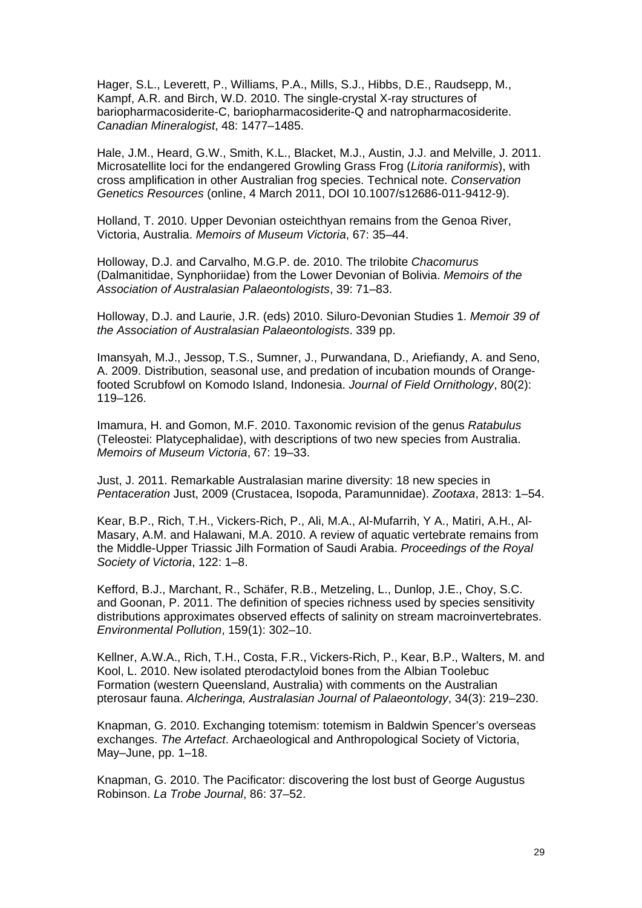Hager, S.L., Leverett, P., Williams, P.A., Mills, S.J., Hibbs, D.E., Raudsepp, M., Kampf, A.R. and Birch, W.D. 2010. The single-crystal X-ray structures of bariopharmacosiderite-C, bariopharmacosiderite-Q and natropharmacosiderite. *Canadian Mineralogist*, 48: 1477–1485.

Hale, J.M., Heard, G.W., Smith, K.L., Blacket, M.J., Austin, J.J. and Melville, J. 2011. Microsatellite loci for the endangered Growling Grass Frog (*Litoria raniformis*), with cross amplification in other Australian frog species. Technical note. *Conservation Genetics Resources* (online, 4 March 2011, DOI 10.1007/s12686-011-9412-9).

Holland, T. 2010. Upper Devonian osteichthyan remains from the Genoa River, Victoria, Australia. *Memoirs of Museum Victoria*, 67: 35–44.

Holloway, D.J. and Carvalho, M.G.P. de. 2010. The trilobite *Chacomurus* (Dalmanitidae, Synphoriidae) from the Lower Devonian of Bolivia. *Memoirs of the Association of Australasian Palaeontologists*, 39: 71–83.

Holloway, D.J. and Laurie, J.R. (eds) 2010. Siluro-Devonian Studies 1. *Memoir 39 of the Association of Australasian Palaeontologists*. 339 pp.

Imansyah, M.J., Jessop, T.S., Sumner, J., Purwandana, D., Ariefiandy, A. and Seno, A. 2009. Distribution, seasonal use, and predation of incubation mounds of Orange-footed Scrubfowl on Komodo Island, Indonesia. *Journal of Field Ornithology*, 80(2): 119–126.

Imamura, H. and Gomon, M.F. 2010. Taxonomic revision of the genus *Ratabulus* (Teleostei: Platycephalidae), with descriptions of two new species from Australia. *Memoirs of Museum Victoria*, 67: 19–33.

Just, J. 2011. Remarkable Australasian marine diversity: 18 new species in *Pentaceration* Just, 2009 (Crustacea, Isopoda, Paramunnidae). *Zootaxa*, 2813: 1–54.

Kear, B.P., Rich, T.H., Vickers-Rich, P., Ali, M.A., Al-Mufarrih, Y A., Matiri, A.H., Al-Masary, A.M. and Halawani, M.A. 2010. A review of aquatic vertebrate remains from the Middle-Upper Triassic Jilh Formation of Saudi Arabia. *Proceedings of the Royal Society of Victoria*, 122: 1–8.

Kefford, B.J., Marchant, R., Schäfer, R.B., Metzeling, L., Dunlop, J.E., Choy, S.C. and Goonan, P. 2011. The definition of species richness used by species sensitivity distributions approximates observed effects of salinity on stream macroinvertebrates. *Environmental Pollution*, 159(1): 302–10.

Kellner, A.W.A., Rich, T.H., Costa, F.R., Vickers-Rich, P., Kear, B.P., Walters, M. and Kool, L. 2010. New isolated pterodactyloid bones from the Albian Toolebuc Formation (western Queensland, Australia) with comments on the Australian pterosaur fauna. *Alcheringa, Australasian Journal of Palaeontology*, 34(3): 219–230.

Knapman, G. 2010. Exchanging totemism: totemism in Baldwin Spencer's overseas exchanges. *The Artefact*. Archaeological and Anthropological Society of Victoria, May–June, pp. 1–18.

Knapman, G. 2010. The Pacificator: discovering the lost bust of George Augustus Robinson. *La Trobe Journal*, 86: 37–52.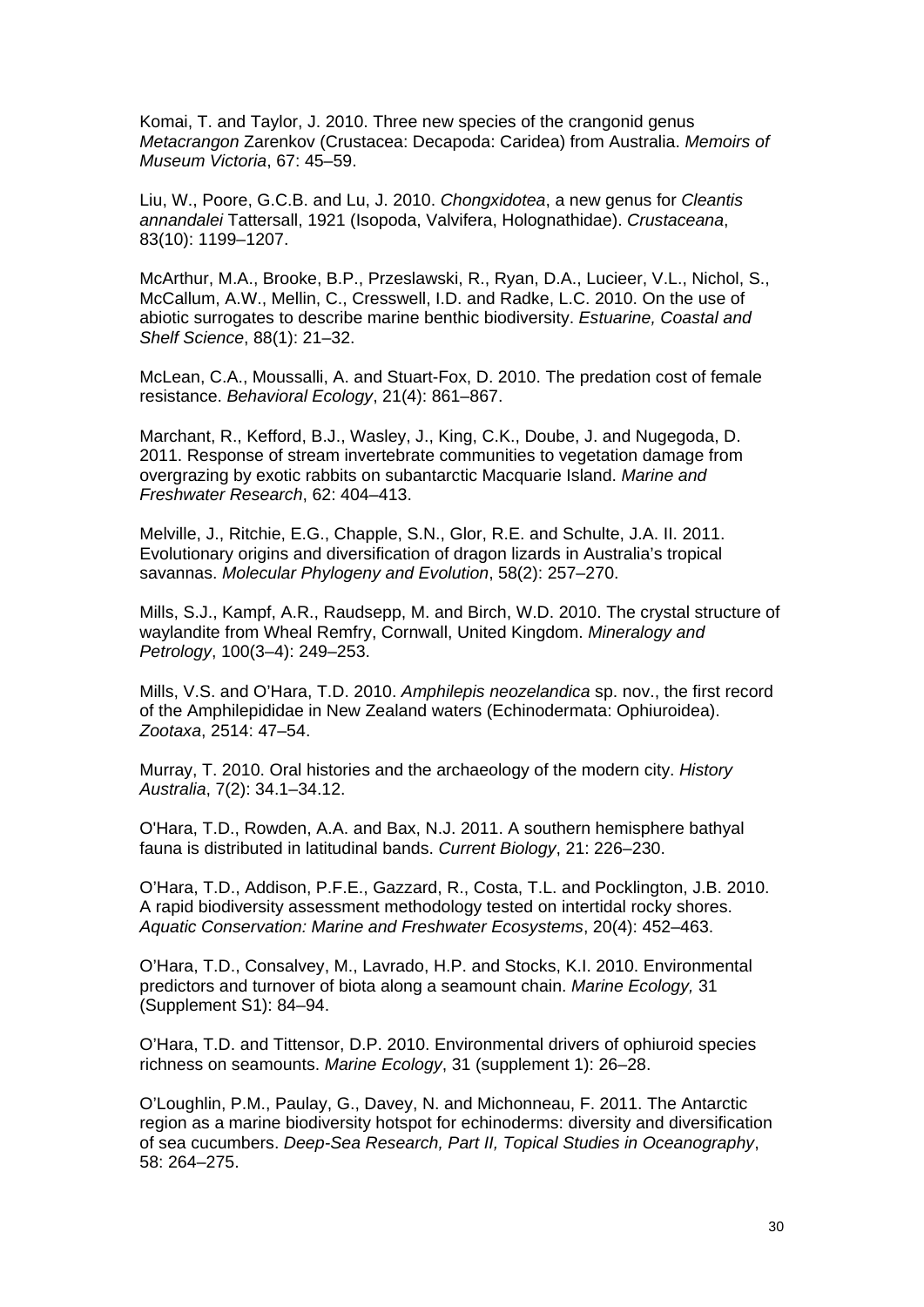Komai, T. and Taylor, J. 2010. Three new species of the crangonid genus *Metacrangon* Zarenkov (Crustacea: Decapoda: Caridea) from Australia. *Memoirs of Museum Victoria*, 67: 45–59.

Liu, W., Poore, G.C.B. and Lu, J. 2010. *Chongxidotea*, a new genus for *Cleantis annandalei* Tattersall, 1921 (Isopoda, Valvifera, Holognathidae). *Crustaceana*, 83(10): 1199–1207.

McArthur, M.A., Brooke, B.P., Przeslawski, R., Ryan, D.A., Lucieer, V.L., Nichol, S., McCallum, A.W., Mellin, C., Cresswell, I.D. and Radke, L.C. 2010. On the use of abiotic surrogates to describe marine benthic biodiversity. *Estuarine, Coastal and Shelf Science*, 88(1): 21–32.

McLean, C.A., Moussalli, A. and Stuart-Fox, D. 2010. The predation cost of female resistance. *Behavioral Ecology*, 21(4): 861–867.

Marchant, R., Kefford, B.J., Wasley, J., King, C.K., Doube, J. and Nugegoda, D. 2011. Response of stream invertebrate communities to vegetation damage from overgrazing by exotic rabbits on subantarctic Macquarie Island. *Marine and Freshwater Research*, 62: 404–413.

Melville, J., Ritchie, E.G., Chapple, S.N., Glor, R.E. and Schulte, J.A. II. 2011. Evolutionary origins and diversification of dragon lizards in Australia's tropical savannas. *Molecular Phylogeny and Evolution*, 58(2): 257–270.

Mills, S.J., Kampf, A.R., Raudsepp, M. and Birch, W.D. 2010. The crystal structure of waylandite from Wheal Remfry, Cornwall, United Kingdom. *Mineralogy and Petrology*, 100(3–4): 249–253.

Mills, V.S. and O'Hara, T.D. 2010. *Amphilepis neozelandica* sp. nov., the first record of the Amphilepididae in New Zealand waters (Echinodermata: Ophiuroidea). *Zootaxa*, 2514: 47–54.

Murray, T. 2010. Oral histories and the archaeology of the modern city. *History Australia*, 7(2): 34.1–34.12.

O'Hara, T.D., Rowden, A.A. and Bax, N.J. 2011. A southern hemisphere bathyal fauna is distributed in latitudinal bands. *Current Biology*, 21: 226–230.

O'Hara, T.D., Addison, P.F.E., Gazzard, R., Costa, T.L. and Pocklington, J.B. 2010. A rapid biodiversity assessment methodology tested on intertidal rocky shores. *Aquatic Conservation: Marine and Freshwater Ecosystems*, 20(4): 452–463.

O'Hara, T.D., Consalvey, M., Lavrado, H.P. and Stocks, K.I. 2010. Environmental predictors and turnover of biota along a seamount chain. *Marine Ecology,* 31 (Supplement S1): 84–94.

O'Hara, T.D. and Tittensor, D.P. 2010. Environmental drivers of ophiuroid species richness on seamounts. *Marine Ecology*, 31 (supplement 1): 26–28.

O'Loughlin, P.M., Paulay, G., Davey, N. and Michonneau, F. 2011. The Antarctic region as a marine biodiversity hotspot for echinoderms: diversity and diversification of sea cucumbers. *Deep-Sea Research, Part II, Topical Studies in Oceanography*, 58: 264–275.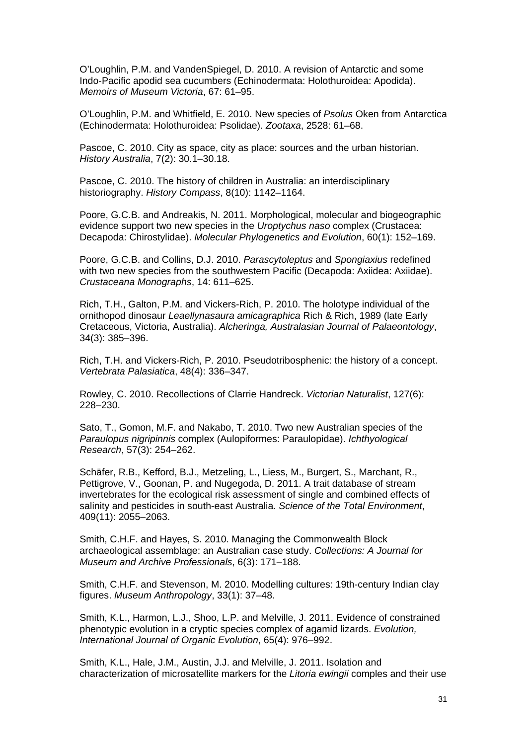O'Loughlin, P.M. and VandenSpiegel, D. 2010. A revision of Antarctic and some Indo-Pacific apodid sea cucumbers (Echinodermata: Holothuroidea: Apodida). *Memoirs of Museum Victoria*, 67: 61–95.

O'Loughlin, P.M. and Whitfield, E. 2010. New species of *Psolus* Oken from Antarctica (Echinodermata: Holothuroidea: Psolidae). *Zootaxa*, 2528: 61–68.

Pascoe, C. 2010. City as space, city as place: sources and the urban historian. *History Australia*, 7(2): 30.1–30.18.

Pascoe, C. 2010. The history of children in Australia: an interdisciplinary historiography. *History Compass*, 8(10): 1142–1164.

Poore, G.C.B. and Andreakis, N. 2011. Morphological, molecular and biogeographic evidence support two new species in the *Uroptychus naso* complex (Crustacea: Decapoda: Chirostylidae). *Molecular Phylogenetics and Evolution*, 60(1): 152–169.

Poore, G.C.B. and Collins, D.J. 2010. *Parascytoleptus* and *Spongiaxius* redefined with two new species from the southwestern Pacific (Decapoda: Axiidea: Axiidae). *Crustaceana Monographs*, 14: 611–625.

Rich, T.H., Galton, P.M. and Vickers-Rich, P. 2010. The holotype individual of the ornithopod dinosaur *Leaellynasaura amicagraphica* Rich & Rich, 1989 (late Early Cretaceous, Victoria, Australia). *Alcheringa, Australasian Journal of Palaeontology*, 34(3): 385–396.

Rich, T.H. and Vickers-Rich, P. 2010. Pseudotribosphenic: the history of a concept. *Vertebrata Palasiatica*, 48(4): 336–347.

Rowley, C. 2010. Recollections of Clarrie Handreck. *Victorian Naturalist*, 127(6): 228–230.

Sato, T., Gomon, M.F. and Nakabo, T. 2010. Two new Australian species of the *Paraulopus nigripinnis* complex (Aulopiformes: Paraulopidae). *Ichthyological Research*, 57(3): 254–262.

Schäfer, R.B., Kefford, B.J., Metzeling, L., Liess, M., Burgert, S., Marchant, R., Pettigrove, V., Goonan, P. and Nugegoda, D. 2011. A trait database of stream invertebrates for the ecological risk assessment of single and combined effects of salinity and pesticides in south-east Australia. *Science of the Total Environment*, 409(11): 2055–2063.

Smith, C.H.F. and Hayes, S. 2010. Managing the Commonwealth Block archaeological assemblage: an Australian case study. *Collections: A Journal for Museum and Archive Professionals*, 6(3): 171–188.

Smith, C.H.F. and Stevenson, M. 2010. Modelling cultures: 19th-century Indian clay figures. *Museum Anthropology*, 33(1): 37–48.

Smith, K.L., Harmon, L.J., Shoo, L.P. and Melville, J. 2011. Evidence of constrained phenotypic evolution in a cryptic species complex of agamid lizards. *Evolution, International Journal of Organic Evolution*, 65(4): 976–992.

Smith, K.L., Hale, J.M., Austin, J.J. and Melville, J. 2011. Isolation and characterization of microsatellite markers for the *Litoria ewingii* comples and their use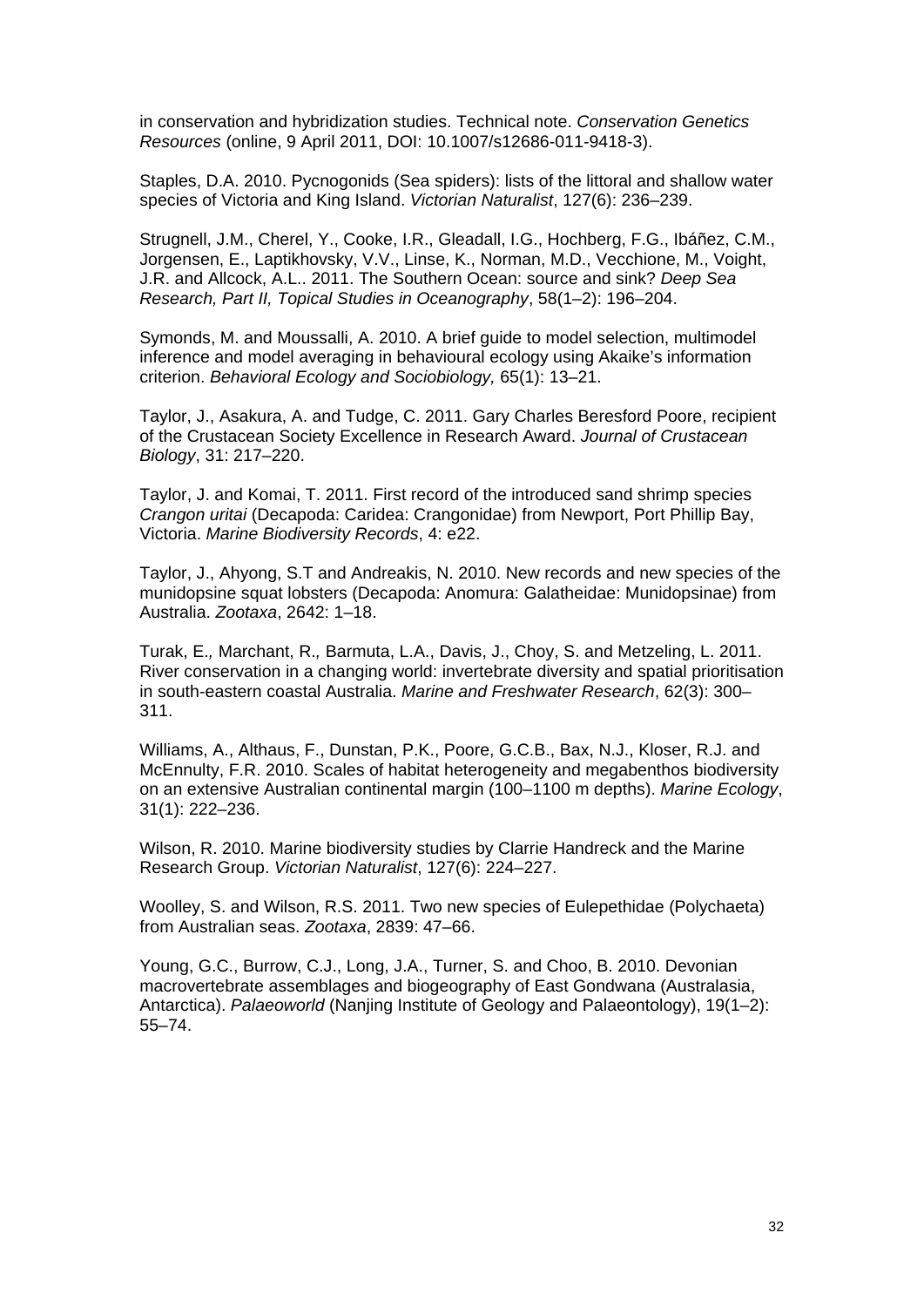in conservation and hybridization studies. Technical note. *Conservation Genetics Resources* (online, 9 April 2011, DOI: 10.1007/s12686-011-9418-3).

Staples, D.A. 2010. Pycnogonids (Sea spiders): lists of the littoral and shallow water species of Victoria and King Island. *Victorian Naturalist*, 127(6): 236–239.

Strugnell, J.M., Cherel, Y., Cooke, I.R., Gleadall, I.G., Hochberg, F.G., Ibáñez, C.M., Jorgensen, E., Laptikhovsky, V.V., Linse, K., Norman, M.D., Vecchione, M., Voight, J.R. and Allcock, A.L.. 2011. The Southern Ocean: source and sink? *Deep Sea Research, Part II, Topical Studies in Oceanography*, 58(1–2): 196–204.

Symonds, M. and Moussalli, A. 2010. A brief guide to model selection, multimodel inference and model averaging in behavioural ecology using Akaike's information criterion. *Behavioral Ecology and Sociobiology,* 65(1): 13–21.

Taylor, J., Asakura, A. and Tudge, C. 2011. Gary Charles Beresford Poore, recipient of the Crustacean Society Excellence in Research Award. *Journal of Crustacean Biology*, 31: 217–220.

Taylor, J. and Komai, T. 2011. First record of the introduced sand shrimp species *Crangon uritai* (Decapoda: Caridea: Crangonidae) from Newport, Port Phillip Bay, Victoria. *Marine Biodiversity Records*, 4: e22.

Taylor, J., Ahyong, S.T and Andreakis, N. 2010. New records and new species of the munidopsine squat lobsters (Decapoda: Anomura: Galatheidae: Munidopsinae) from Australia. *Zootaxa*, 2642: 1–18.

Turak, E., Marchant, R., Barmuta, L.A., Davis, J., Choy, S. and Metzeling, L. 2011. River conservation in a changing world: invertebrate diversity and spatial prioritisation in south-eastern coastal Australia. *Marine and Freshwater Research*, 62(3): 300–311.

Williams, A., Althaus, F., Dunstan, P.K., Poore, G.C.B., Bax, N.J., Kloser, R.J. and McEnnulty, F.R. 2010. Scales of habitat heterogeneity and megabenthos biodiversity on an extensive Australian continental margin (100–1100 m depths). *Marine Ecology*, 31(1): 222–236.

Wilson, R. 2010. Marine biodiversity studies by Clarrie Handreck and the Marine Research Group. *Victorian Naturalist*, 127(6): 224–227.

Woolley, S. and Wilson, R.S. 2011. Two new species of Eulepethidae (Polychaeta) from Australian seas. *Zootaxa*, 2839: 47–66.

Young, G.C., Burrow, C.J., Long, J.A., Turner, S. and Choo, B. 2010. Devonian macrovertebrate assemblages and biogeography of East Gondwana (Australasia, Antarctica). *Palaeoworld* (Nanjing Institute of Geology and Palaeontology), 19(1–2): 55–74.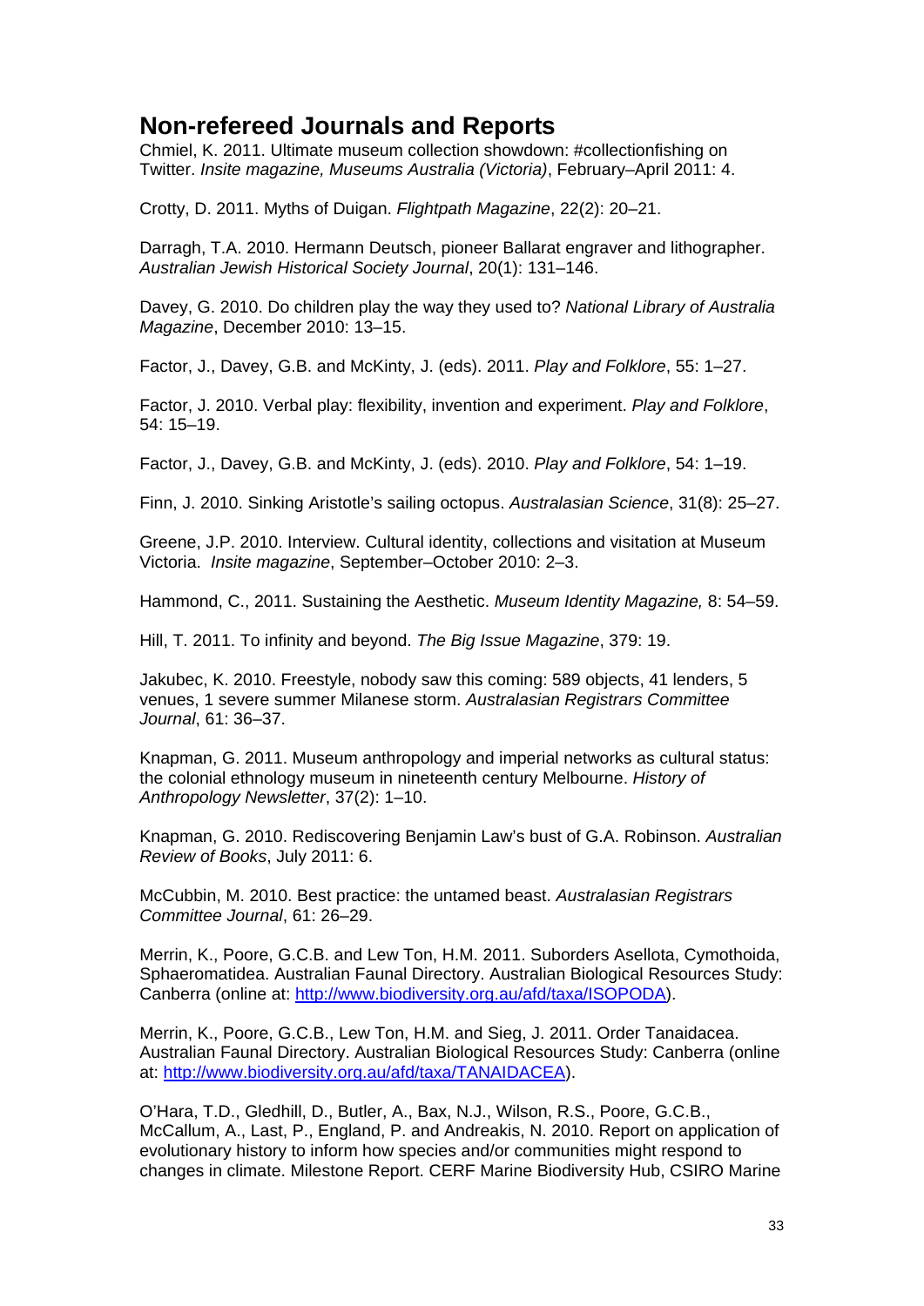## Non-refereed Journals and Reports

Chmiel, K. 2011. Ultimate museum collection showdown: #collectionfishing on Twitter. *Insite magazine, Museums Australia (Victoria)*, February–April 2011: 4.

Crotty, D. 2011. Myths of Duigan. *Flightpath Magazine*, 22(2): 20–21.

Darragh, T.A. 2010. Hermann Deutsch, pioneer Ballarat engraver and lithographer. *Australian Jewish Historical Society Journal*, 20(1): 131–146.

Davey, G. 2010. Do children play the way they used to? *National Library of Australia Magazine*, December 2010: 13–15.

Factor, J., Davey, G.B. and McKinty, J. (eds). 2011. *Play and Folklore*, 55: 1–27.

Factor, J. 2010. Verbal play: flexibility, invention and experiment. *Play and Folklore*, 54: 15–19.

Factor, J., Davey, G.B. and McKinty, J. (eds). 2010. *Play and Folklore*, 54: 1–19.

Finn, J. 2010. Sinking Aristotle's sailing octopus. *Australasian Science*, 31(8): 25–27.

Greene, J.P. 2010. Interview. Cultural identity, collections and visitation at Museum Victoria. *Insite magazine*, September–October 2010: 2–3.

Hammond, C., 2011. Sustaining the Aesthetic. *Museum Identity Magazine,* 8: 54–59.

Hill, T. 2011. To infinity and beyond. *The Big Issue Magazine*, 379: 19.

Jakubec, K. 2010. Freestyle, nobody saw this coming: 589 objects, 41 lenders, 5 venues, 1 severe summer Milanese storm. *Australasian Registrars Committee Journal*, 61: 36–37.

Knapman, G. 2011. Museum anthropology and imperial networks as cultural status: the colonial ethnology museum in nineteenth century Melbourne. *History of Anthropology Newsletter*, 37(2): 1–10.

Knapman, G. 2010. Rediscovering Benjamin Law's bust of G.A. Robinson. *Australian Review of Books*, July 2011: 6.

McCubbin, M. 2010. Best practice: the untamed beast. *Australasian Registrars Committee Journal*, 61: 26–29.

Merrin, K., Poore, G.C.B. and Lew Ton, H.M. 2011. Suborders Asellota, Cymothoida, Sphaeromatidea. Australian Faunal Directory. Australian Biological Resources Study: Canberra (online at: http://www.biodiversity.org.au/afd/taxa/ISOPODA).

Merrin, K., Poore, G.C.B., Lew Ton, H.M. and Sieg, J. 2011. Order Tanaidacea. Australian Faunal Directory. Australian Biological Resources Study: Canberra (online at: http://www.biodiversity.org.au/afd/taxa/TANAIDACEA).

O'Hara, T.D., Gledhill, D., Butler, A., Bax, N.J., Wilson, R.S., Poore, G.C.B., McCallum, A., Last, P., England, P. and Andreakis, N. 2010. Report on application of evolutionary history to inform how species and/or communities might respond to changes in climate. Milestone Report. CERF Marine Biodiversity Hub, CSIRO Marine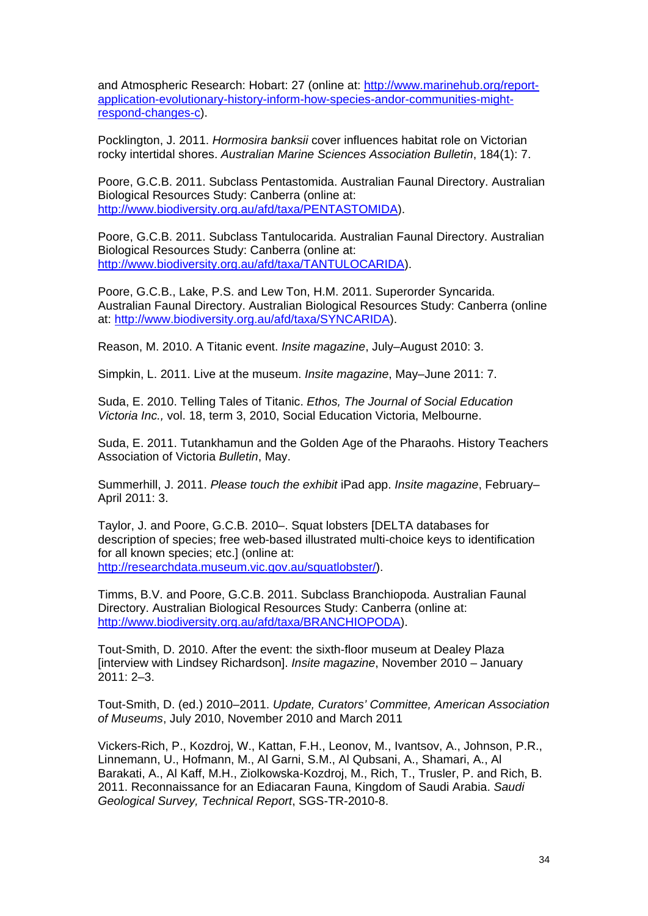and Atmospheric Research: Hobart: 27 (online at: http://www.marinehub.org/report-application-evolutionary-history-inform-how-species-andor-communities-might-respond-changes-c).

Pocklington, J. 2011. *Hormosira banksii* cover influences habitat role on Victorian rocky intertidal shores. *Australian Marine Sciences Association Bulletin*, 184(1): 7.

Poore, G.C.B. 2011. Subclass Pentastomida. Australian Faunal Directory. Australian Biological Resources Study: Canberra (online at: http://www.biodiversity.org.au/afd/taxa/PENTASTOMIDA).

Poore, G.C.B. 2011. Subclass Tantulocarida. Australian Faunal Directory. Australian Biological Resources Study: Canberra (online at: http://www.biodiversity.org.au/afd/taxa/TANTULOCARIDA).

Poore, G.C.B., Lake, P.S. and Lew Ton, H.M. 2011. Superorder Syncarida. Australian Faunal Directory. Australian Biological Resources Study: Canberra (online at: http://www.biodiversity.org.au/afd/taxa/SYNCARIDA).

Reason, M. 2010. A Titanic event. *Insite magazine*, July–August 2010: 3.

Simpkin, L. 2011. Live at the museum. *Insite magazine*, May–June 2011: 7.

Suda, E. 2010. Telling Tales of Titanic. *Ethos, The Journal of Social Education Victoria Inc.,* vol. 18, term 3, 2010, Social Education Victoria, Melbourne.

Suda, E. 2011. Tutankhamun and the Golden Age of the Pharaohs. History Teachers Association of Victoria *Bulletin*, May.

Summerhill, J. 2011. *Please touch the exhibit* iPad app. *Insite magazine*, February–April 2011: 3.

Taylor, J. and Poore, G.C.B. 2010–. Squat lobsters [DELTA databases for description of species; free web-based illustrated multi-choice keys to identification for all known species; etc.] (online at: http://researchdata.museum.vic.gov.au/squatlobster/).

Timms, B.V. and Poore, G.C.B. 2011. Subclass Branchiopoda. Australian Faunal Directory. Australian Biological Resources Study: Canberra (online at: http://www.biodiversity.org.au/afd/taxa/BRANCHIOPODA).

Tout-Smith, D. 2010. After the event: the sixth-floor museum at Dealey Plaza [interview with Lindsey Richardson]. *Insite magazine*, November 2010 – January 2011: 2–3.

Tout-Smith, D. (ed.) 2010–2011. *Update, Curators' Committee, American Association of Museums*, July 2010, November 2010 and March 2011

Vickers-Rich, P., Kozdroj, W., Kattan, F.H., Leonov, M., Ivantsov, A., Johnson, P.R., Linnemann, U., Hofmann, M., Al Garni, S.M., Al Qubsani, A., Shamari, A., Al Barakati, A., Al Kaff, M.H., Ziolkowska-Kozdroj, M., Rich, T., Trusler, P. and Rich, B. 2011. Reconnaissance for an Ediacaran Fauna, Kingdom of Saudi Arabia. *Saudi Geological Survey, Technical Report*, SGS-TR-2010-8.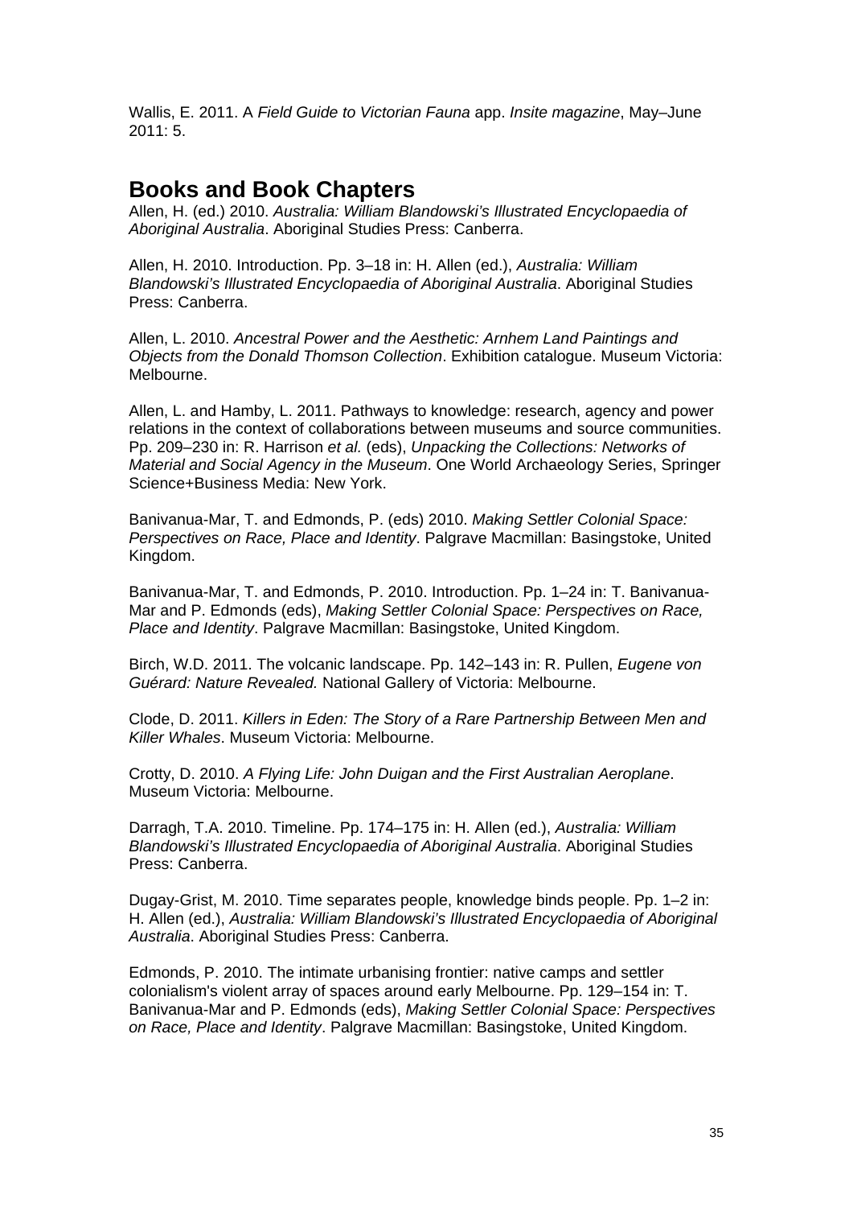Wallis, E. 2011. A *Field Guide to Victorian Fauna* app. *Insite magazine*, May–June 2011: 5.

## Books and Book Chapters

Allen, H. (ed.) 2010. *Australia: William Blandowski's Illustrated Encyclopaedia of Aboriginal Australia*. Aboriginal Studies Press: Canberra.

Allen, H. 2010. Introduction. Pp. 3–18 in: H. Allen (ed.), *Australia: William Blandowski's Illustrated Encyclopaedia of Aboriginal Australia*. Aboriginal Studies Press: Canberra.

Allen, L. 2010. *Ancestral Power and the Aesthetic: Arnhem Land Paintings and Objects from the Donald Thomson Collection*. Exhibition catalogue. Museum Victoria: Melbourne.

Allen, L. and Hamby, L. 2011. Pathways to knowledge: research, agency and power relations in the context of collaborations between museums and source communities. Pp. 209–230 in: R. Harrison *et al.* (eds), *Unpacking the Collections: Networks of Material and Social Agency in the Museum*. One World Archaeology Series, Springer Science+Business Media: New York.

Banivanua-Mar, T. and Edmonds, P. (eds) 2010. *Making Settler Colonial Space: Perspectives on Race, Place and Identity*. Palgrave Macmillan: Basingstoke, United Kingdom.

Banivanua-Mar, T. and Edmonds, P. 2010. Introduction. Pp. 1–24 in: T. Banivanua-Mar and P. Edmonds (eds), *Making Settler Colonial Space: Perspectives on Race, Place and Identity*. Palgrave Macmillan: Basingstoke, United Kingdom.

Birch, W.D. 2011. The volcanic landscape. Pp. 142–143 in: R. Pullen, *Eugene von Guérard: Nature Revealed.* National Gallery of Victoria: Melbourne.

Clode, D. 2011. *Killers in Eden: The Story of a Rare Partnership Between Men and Killer Whales*. Museum Victoria: Melbourne.

Crotty, D. 2010. *A Flying Life: John Duigan and the First Australian Aeroplane*. Museum Victoria: Melbourne.

Darragh, T.A. 2010. Timeline. Pp. 174–175 in: H. Allen (ed.), *Australia: William Blandowski's Illustrated Encyclopaedia of Aboriginal Australia*. Aboriginal Studies Press: Canberra.

Dugay-Grist, M. 2010. Time separates people, knowledge binds people. Pp. 1–2 in: H. Allen (ed.), *Australia: William Blandowski's Illustrated Encyclopaedia of Aboriginal Australia*. Aboriginal Studies Press: Canberra.

Edmonds, P. 2010. The intimate urbanising frontier: native camps and settler colonialism's violent array of spaces around early Melbourne. Pp. 129–154 in: T. Banivanua-Mar and P. Edmonds (eds), *Making Settler Colonial Space: Perspectives on Race, Place and Identity*. Palgrave Macmillan: Basingstoke, United Kingdom.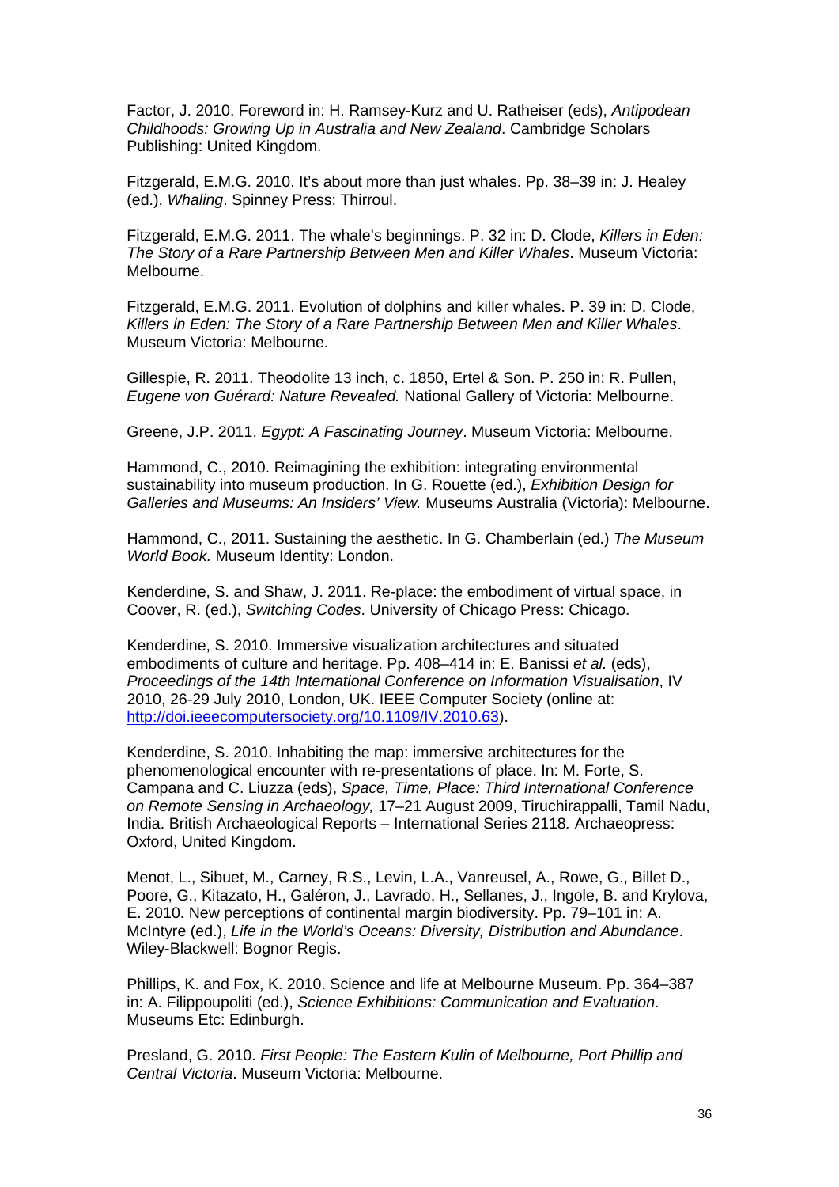Factor, J. 2010. Foreword in: H. Ramsey-Kurz and U. Ratheiser (eds), *Antipodean Childhoods: Growing Up in Australia and New Zealand*. Cambridge Scholars Publishing: United Kingdom.

Fitzgerald, E.M.G. 2010. It's about more than just whales. Pp. 38–39 in: J. Healey (ed.), *Whaling*. Spinney Press: Thirroul.

Fitzgerald, E.M.G. 2011. The whale's beginnings. P. 32 in: D. Clode, *Killers in Eden: The Story of a Rare Partnership Between Men and Killer Whales*. Museum Victoria: Melbourne.

Fitzgerald, E.M.G. 2011. Evolution of dolphins and killer whales. P. 39 in: D. Clode, *Killers in Eden: The Story of a Rare Partnership Between Men and Killer Whales*. Museum Victoria: Melbourne.

Gillespie, R. 2011. Theodolite 13 inch, c. 1850, Ertel & Son. P. 250 in: R. Pullen, *Eugene von Guérard: Nature Revealed.* National Gallery of Victoria: Melbourne.

Greene, J.P. 2011. *Egypt: A Fascinating Journey*. Museum Victoria: Melbourne.

Hammond, C., 2010. Reimagining the exhibition: integrating environmental sustainability into museum production. In G. Rouette (ed.), *Exhibition Design for Galleries and Museums: An Insiders' View.* Museums Australia (Victoria): Melbourne.

Hammond, C., 2011. Sustaining the aesthetic. In G. Chamberlain (ed.) *The Museum World Book.* Museum Identity: London.

Kenderdine, S. and Shaw, J. 2011. Re-place: the embodiment of virtual space, in Coover, R. (ed.), *Switching Codes*. University of Chicago Press: Chicago.

Kenderdine, S. 2010. Immersive visualization architectures and situated embodiments of culture and heritage. Pp. 408–414 in: E. Banissi *et al.* (eds), *Proceedings of the 14th International Conference on Information Visualisation*, IV 2010, 26-29 July 2010, London, UK. IEEE Computer Society (online at: http://doi.ieeecomputersociety.org/10.1109/IV.2010.63).

Kenderdine, S. 2010. Inhabiting the map: immersive architectures for the phenomenological encounter with re-presentations of place. In: M. Forte, S. Campana and C. Liuzza (eds), *Space, Time, Place: Third International Conference on Remote Sensing in Archaeology,* 17–21 August 2009, Tiruchirappalli, Tamil Nadu, India. British Archaeological Reports – International Series 2118*.* Archaeopress: Oxford, United Kingdom.

Menot, L., Sibuet, M., Carney, R.S., Levin, L.A., Vanreusel, A., Rowe, G., Billet D., Poore, G., Kitazato, H., Galéron, J., Lavrado, H., Sellanes, J., Ingole, B. and Krylova, E. 2010. New perceptions of continental margin biodiversity. Pp. 79–101 in: A. McIntyre (ed.), *Life in the World's Oceans: Diversity, Distribution and Abundance*. Wiley-Blackwell: Bognor Regis.

Phillips, K. and Fox, K. 2010. Science and life at Melbourne Museum. Pp. 364–387 in: A. Filippoupoliti (ed.), *Science Exhibitions: Communication and Evaluation*. Museums Etc: Edinburgh.

Presland, G. 2010. *First People: The Eastern Kulin of Melbourne, Port Phillip and Central Victoria*. Museum Victoria: Melbourne.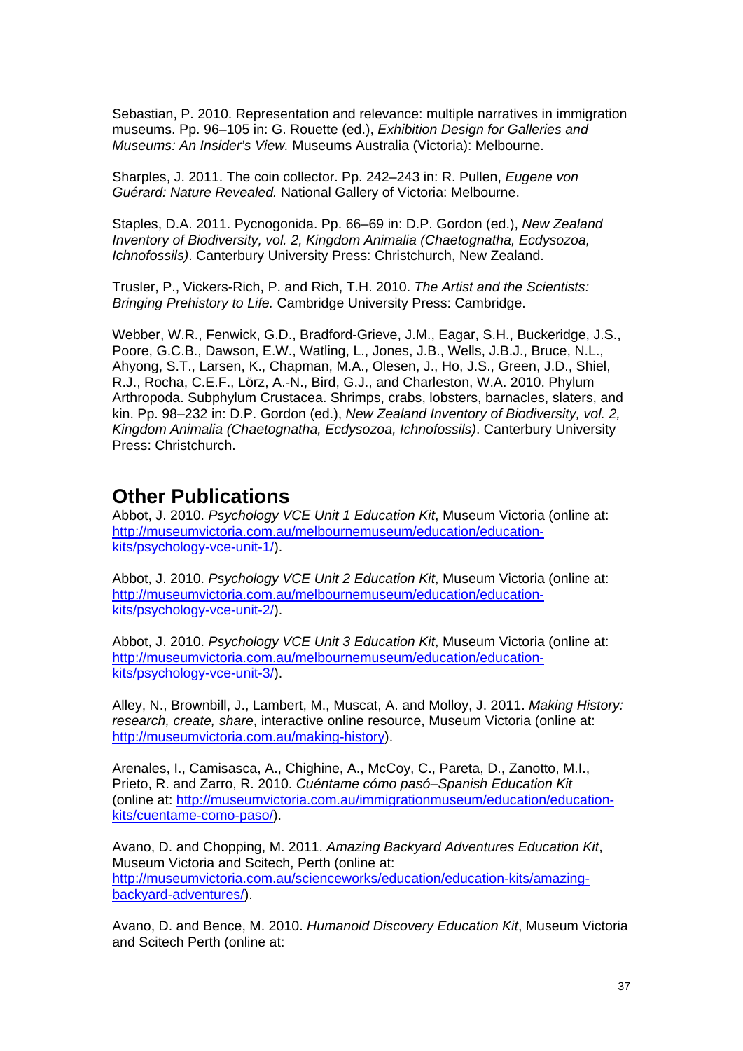Sebastian, P. 2010. Representation and relevance: multiple narratives in immigration museums. Pp. 96–105 in: G. Rouette (ed.), *Exhibition Design for Galleries and Museums: An Insider's View.* Museums Australia (Victoria): Melbourne.

Sharples, J. 2011. The coin collector. Pp. 242–243 in: R. Pullen, *Eugene von Guérard: Nature Revealed.* National Gallery of Victoria: Melbourne.

Staples, D.A. 2011. Pycnogonida. Pp. 66–69 in: D.P. Gordon (ed.), *New Zealand Inventory of Biodiversity, vol. 2, Kingdom Animalia (Chaetognatha, Ecdysozoa, Ichnofossils)*. Canterbury University Press: Christchurch, New Zealand.

Trusler, P., Vickers-Rich, P. and Rich, T.H. 2010. *The Artist and the Scientists: Bringing Prehistory to Life.* Cambridge University Press: Cambridge.

Webber, W.R., Fenwick, G.D., Bradford-Grieve, J.M., Eagar, S.H., Buckeridge, J.S., Poore, G.C.B., Dawson, E.W., Watling, L., Jones, J.B., Wells, J.B.J., Bruce, N.L., Ahyong, S.T., Larsen, K., Chapman, M.A., Olesen, J., Ho, J.S., Green, J.D., Shiel, R.J., Rocha, C.E.F., Lörz, A.-N., Bird, G.J., and Charleston, W.A. 2010. Phylum Arthropoda. Subphylum Crustacea. Shrimps, crabs, lobsters, barnacles, slaters, and kin. Pp. 98–232 in: D.P. Gordon (ed.), *New Zealand Inventory of Biodiversity, vol. 2, Kingdom Animalia (Chaetognatha, Ecdysozoa, Ichnofossils)*. Canterbury University Press: Christchurch.

## Other Publications

Abbot, J. 2010. *Psychology VCE Unit 1 Education Kit*, Museum Victoria (online at: http://museumvictoria.com.au/melbournemuseum/education/education-kits/psychology-vce-unit-1/).

Abbot, J. 2010. *Psychology VCE Unit 2 Education Kit*, Museum Victoria (online at: http://museumvictoria.com.au/melbournemuseum/education/education-kits/psychology-vce-unit-2/).

Abbot, J. 2010. *Psychology VCE Unit 3 Education Kit*, Museum Victoria (online at: http://museumvictoria.com.au/melbournemuseum/education/education-kits/psychology-vce-unit-3/).

Alley, N., Brownbill, J., Lambert, M., Muscat, A. and Molloy, J. 2011. *Making History: research, create, share*, interactive online resource, Museum Victoria (online at: http://museumvictoria.com.au/making-history).

Arenales, I., Camisasca, A., Chighine, A., McCoy, C., Pareta, D., Zanotto, M.I., Prieto, R. and Zarro, R. 2010. *Cuéntame cómo pasó–Spanish Education Kit* (online at: http://museumvictoria.com.au/immigrationmuseum/education/education-kits/cuentame-como-paso/).

Avano, D. and Chopping, M. 2011. *Amazing Backyard Adventures Education Kit*, Museum Victoria and Scitech, Perth (online at: http://museumvictoria.com.au/scienceworks/education/education-kits/amazing-backyard-adventures/).

Avano, D. and Bence, M. 2010. *Humanoid Discovery Education Kit*, Museum Victoria and Scitech Perth (online at: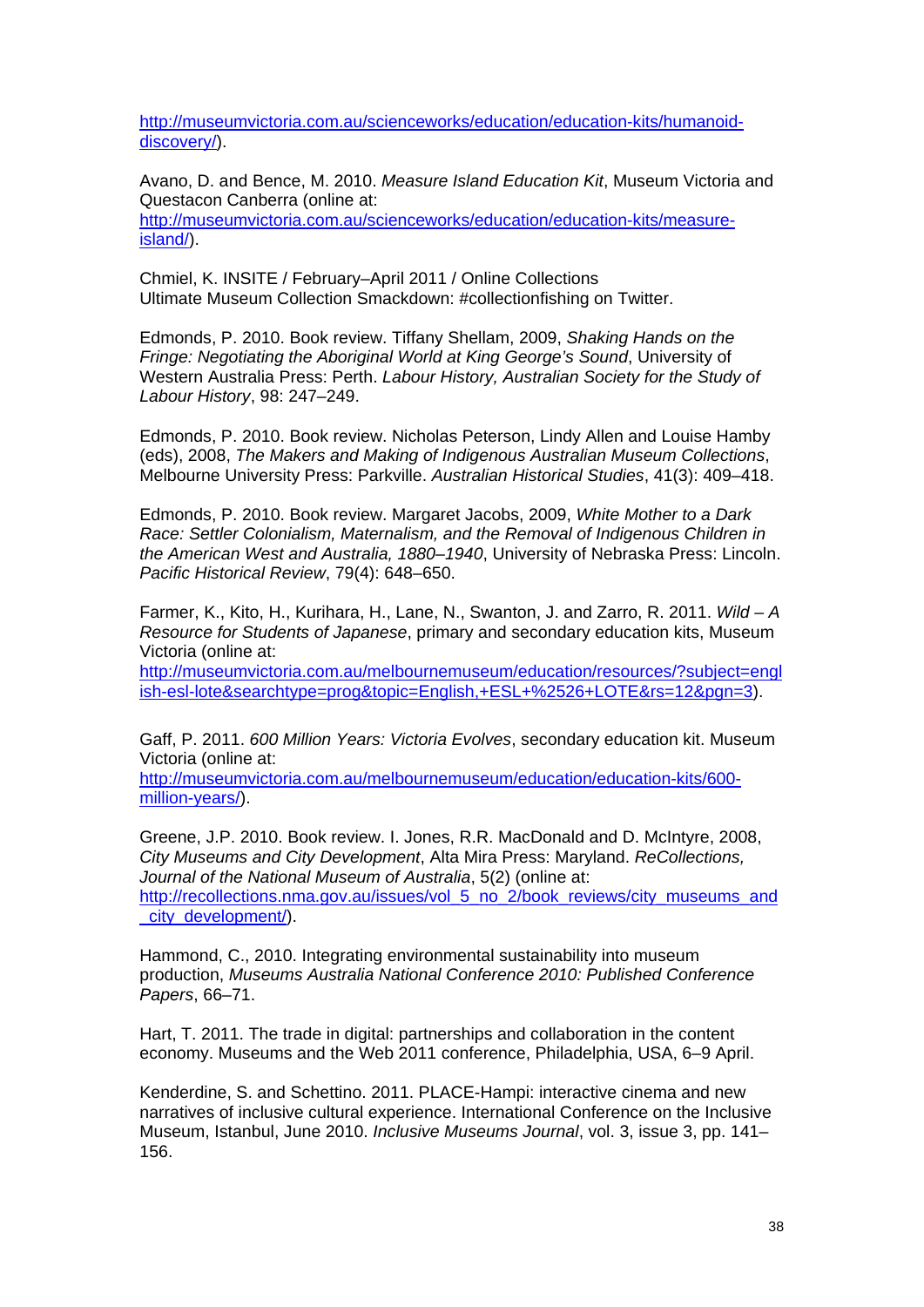http://museumvictoria.com.au/scienceworks/education/education-kits/humanoid-discovery/).

Avano, D. and Bence, M. 2010. *Measure Island Education Kit*, Museum Victoria and Questacon Canberra (online at: http://museumvictoria.com.au/scienceworks/education/education-kits/measure-island/).

Chmiel, K. INSITE / February–April 2011 / Online Collections
Ultimate Museum Collection Smackdown: #collectionfishing on Twitter.

Edmonds, P. 2010. Book review. Tiffany Shellam, 2009, *Shaking Hands on the Fringe: Negotiating the Aboriginal World at King George's Sound*, University of Western Australia Press: Perth. *Labour History, Australian Society for the Study of Labour History*, 98: 247–249.

Edmonds, P. 2010. Book review. Nicholas Peterson, Lindy Allen and Louise Hamby (eds), 2008, *The Makers and Making of Indigenous Australian Museum Collections*, Melbourne University Press: Parkville. *Australian Historical Studies*, 41(3): 409–418.

Edmonds, P. 2010. Book review. Margaret Jacobs, 2009, *White Mother to a Dark Race: Settler Colonialism, Maternalism, and the Removal of Indigenous Children in the American West and Australia, 1880–1940*, University of Nebraska Press: Lincoln. *Pacific Historical Review*, 79(4): 648–650.

Farmer, K., Kito, H., Kurihara, H., Lane, N., Swanton, J. and Zarro, R. 2011. *Wild – A Resource for Students of Japanese*, primary and secondary education kits, Museum Victoria (online at: http://museumvictoria.com.au/melbournemuseum/education/resources/?subject=english-esl-lote&searchtype=prog&topic=English,+ESL+%2526+LOTE&rs=12&pgn=3).

Gaff, P. 2011. *600 Million Years: Victoria Evolves*, secondary education kit. Museum Victoria (online at: http://museumvictoria.com.au/melbournemuseum/education/education-kits/600-million-years/).

Greene, J.P. 2010. Book review. I. Jones, R.R. MacDonald and D. McIntyre, 2008, *City Museums and City Development*, Alta Mira Press: Maryland. *ReCollections, Journal of the National Museum of Australia*, 5(2) (online at: http://recollections.nma.gov.au/issues/vol_5_no_2/book_reviews/city_museums_and_city_development/).

Hammond, C., 2010. Integrating environmental sustainability into museum production, *Museums Australia National Conference 2010: Published Conference Papers*, 66–71.

Hart, T. 2011. The trade in digital: partnerships and collaboration in the content economy. Museums and the Web 2011 conference, Philadelphia, USA, 6–9 April.

Kenderdine, S. and Schettino. 2011. PLACE-Hampi: interactive cinema and new narratives of inclusive cultural experience. International Conference on the Inclusive Museum, Istanbul, June 2010. *Inclusive Museums Journal*, vol. 3, issue 3, pp. 141–156.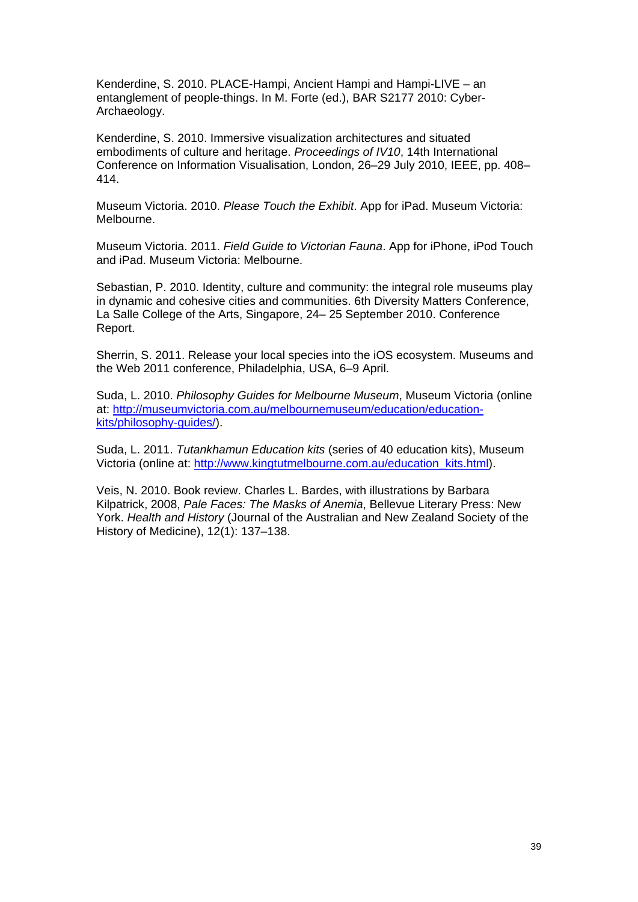Kenderdine, S. 2010. PLACE-Hampi, Ancient Hampi and Hampi-LIVE – an entanglement of people-things. In M. Forte (ed.), BAR S2177 2010: Cyber-Archaeology.

Kenderdine, S. 2010. Immersive visualization architectures and situated embodiments of culture and heritage. *Proceedings of IV10*, 14th International Conference on Information Visualisation, London, 26–29 July 2010, IEEE, pp. 408–414.

Museum Victoria. 2010. *Please Touch the Exhibit*. App for iPad. Museum Victoria: Melbourne.

Museum Victoria. 2011. *Field Guide to Victorian Fauna*. App for iPhone, iPod Touch and iPad. Museum Victoria: Melbourne.

Sebastian, P. 2010. Identity, culture and community: the integral role museums play in dynamic and cohesive cities and communities. 6th Diversity Matters Conference, La Salle College of the Arts, Singapore, 24– 25 September 2010. Conference Report.

Sherrin, S. 2011. Release your local species into the iOS ecosystem. Museums and the Web 2011 conference, Philadelphia, USA, 6–9 April.

Suda, L. 2010. *Philosophy Guides for Melbourne Museum*, Museum Victoria (online at: [http://museumvictoria.com.au/melbournemuseum/education/education-kits/philosophy-guides/](http://museumvictoria.com.au/melbournemuseum/education/education-kits/philosophy-guides/)).

Suda, L. 2011. *Tutankhamun Education kits* (series of 40 education kits), Museum Victoria (online at: [http://www.kingtutmelbourne.com.au/education_kits.html](http://www.kingtutmelbourne.com.au/education_kits.html)).

Veis, N. 2010. Book review. Charles L. Bardes, with illustrations by Barbara Kilpatrick, 2008, *Pale Faces: The Masks of Anemia*, Bellevue Literary Press: New York. *Health and History* (Journal of the Australian and New Zealand Society of the History of Medicine), 12(1): 137–138.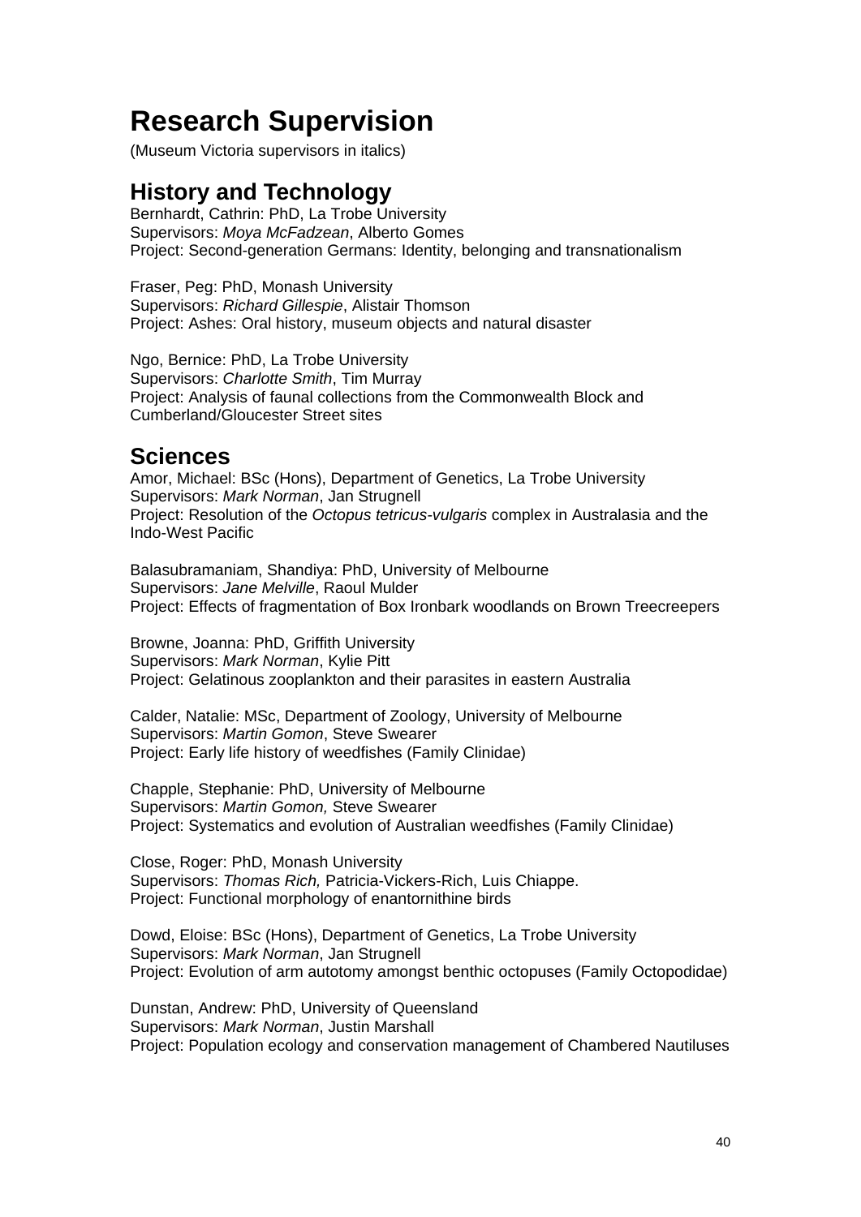# Research Supervision

(Museum Victoria supervisors in italics)

## History and Technology

Bernhardt, Cathrin: PhD, La Trobe University
Supervisors: *Moya McFadzean*, Alberto Gomes
Project: Second-generation Germans: Identity, belonging and transnationalism

Fraser, Peg: PhD, Monash University
Supervisors: *Richard Gillespie*, Alistair Thomson
Project: Ashes: Oral history, museum objects and natural disaster

Ngo, Bernice: PhD, La Trobe University
Supervisors: *Charlotte Smith*, Tim Murray
Project: Analysis of faunal collections from the Commonwealth Block and Cumberland/Gloucester Street sites

## Sciences

Amor, Michael: BSc (Hons), Department of Genetics, La Trobe University
Supervisors: *Mark Norman*, Jan Strugnell
Project: Resolution of the *Octopus tetricus-vulgaris* complex in Australasia and the Indo-West Pacific

Balasubramaniam, Shandiya: PhD, University of Melbourne
Supervisors: *Jane Melville*, Raoul Mulder
Project: Effects of fragmentation of Box Ironbark woodlands on Brown Treecreepers

Browne, Joanna: PhD, Griffith University
Supervisors: *Mark Norman*, Kylie Pitt
Project: Gelatinous zooplankton and their parasites in eastern Australia

Calder, Natalie: MSc, Department of Zoology, University of Melbourne
Supervisors: *Martin Gomon*, Steve Swearer
Project: Early life history of weedfishes (Family Clinidae)

Chapple, Stephanie: PhD, University of Melbourne
Supervisors: *Martin Gomon,* Steve Swearer
Project: Systematics and evolution of Australian weedfishes (Family Clinidae)

Close, Roger: PhD, Monash University
Supervisors: *Thomas Rich,* Patricia-Vickers-Rich, Luis Chiappe.
Project: Functional morphology of enantornithine birds

Dowd, Eloise: BSc (Hons), Department of Genetics, La Trobe University
Supervisors: *Mark Norman*, Jan Strugnell
Project: Evolution of arm autotomy amongst benthic octopuses (Family Octopodidae)

Dunstan, Andrew: PhD, University of Queensland
Supervisors: *Mark Norman*, Justin Marshall
Project: Population ecology and conservation management of Chambered Nautiluses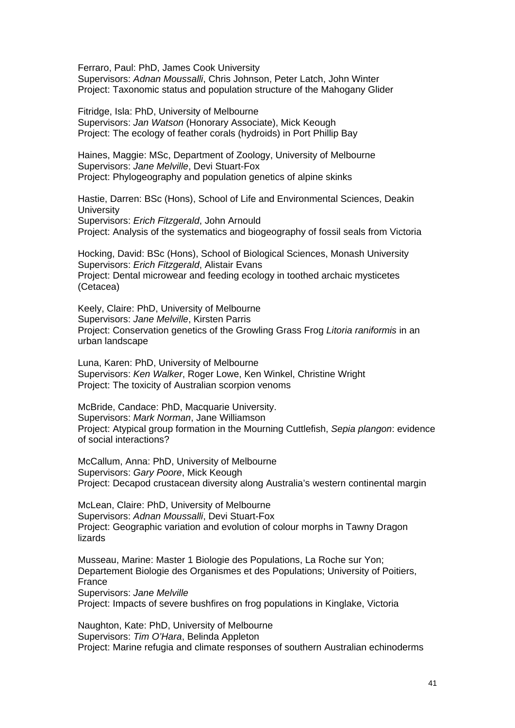Ferraro, Paul: PhD, James Cook University
Supervisors: *Adnan Moussalli*, Chris Johnson, Peter Latch, John Winter
Project: Taxonomic status and population structure of the Mahogany Glider

Fitridge, Isla: PhD, University of Melbourne
Supervisors: *Jan Watson* (Honorary Associate), Mick Keough
Project: The ecology of feather corals (hydroids) in Port Phillip Bay

Haines, Maggie: MSc, Department of Zoology, University of Melbourne
Supervisors: *Jane Melville*, Devi Stuart-Fox
Project: Phylogeography and population genetics of alpine skinks

Hastie, Darren: BSc (Hons), School of Life and Environmental Sciences, Deakin University
Supervisors: *Erich Fitzgerald*, John Arnould
Project: Analysis of the systematics and biogeography of fossil seals from Victoria

Hocking, David: BSc (Hons), School of Biological Sciences, Monash University
Supervisors: *Erich Fitzgerald*, Alistair Evans
Project: Dental microwear and feeding ecology in toothed archaic mysticetes (Cetacea)

Keely, Claire: PhD, University of Melbourne
Supervisors: *Jane Melville*, Kirsten Parris
Project: Conservation genetics of the Growling Grass Frog *Litoria raniformis* in an urban landscape

Luna, Karen: PhD, University of Melbourne
Supervisors: *Ken Walker*, Roger Lowe, Ken Winkel, Christine Wright
Project: The toxicity of Australian scorpion venoms

McBride, Candace: PhD, Macquarie University.
Supervisors: *Mark Norman*, Jane Williamson
Project: Atypical group formation in the Mourning Cuttlefish, *Sepia plangon*: evidence of social interactions?

McCallum, Anna: PhD, University of Melbourne
Supervisors: *Gary Poore*, Mick Keough
Project: Decapod crustacean diversity along Australia's western continental margin

McLean, Claire: PhD, University of Melbourne
Supervisors: *Adnan Moussalli*, Devi Stuart-Fox
Project: Geographic variation and evolution of colour morphs in Tawny Dragon lizards

Musseau, Marine: Master 1 Biologie des Populations, La Roche sur Yon; Departement Biologie des Organismes et des Populations; University of Poitiers, France
Supervisors: *Jane Melville*
Project: Impacts of severe bushfires on frog populations in Kinglake, Victoria

Naughton, Kate: PhD, University of Melbourne
Supervisors: *Tim O'Hara*, Belinda Appleton
Project: Marine refugia and climate responses of southern Australian echinoderms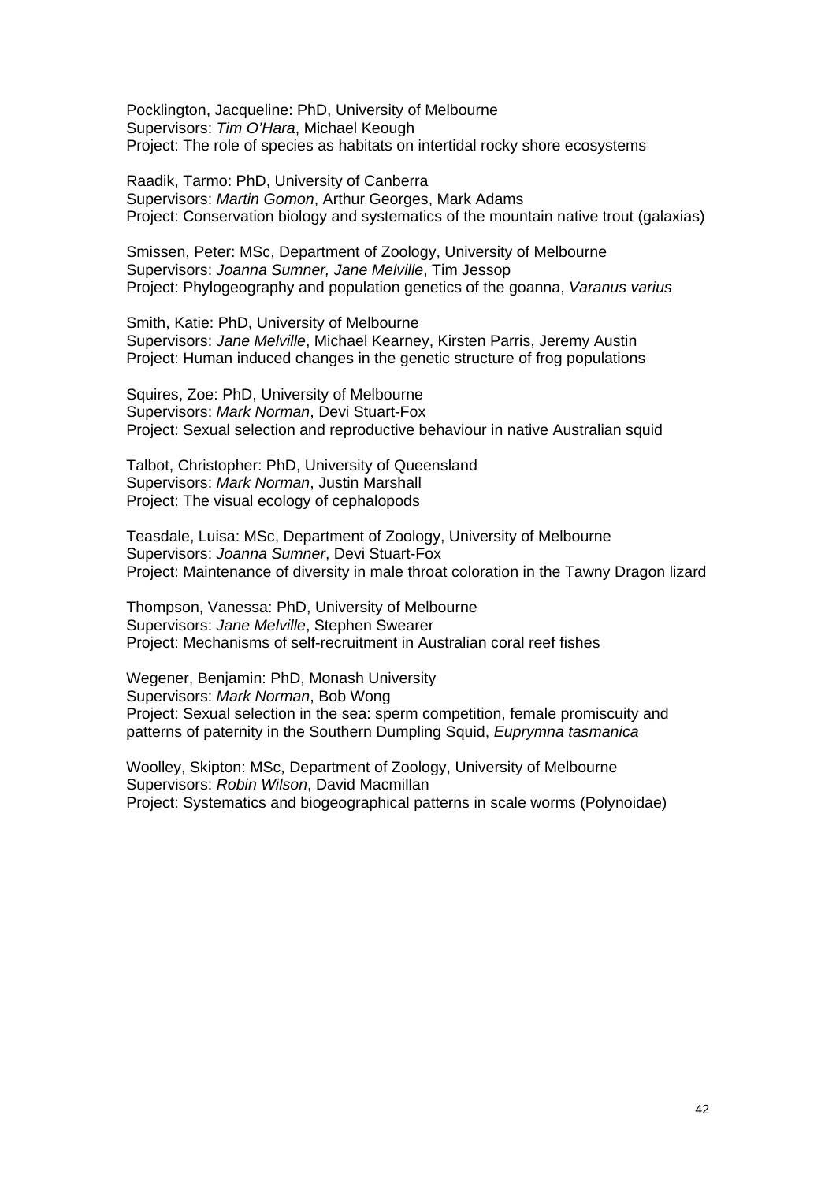Pocklington, Jacqueline: PhD, University of Melbourne
Supervisors: *Tim O'Hara*, Michael Keough
Project: The role of species as habitats on intertidal rocky shore ecosystems

Raadik, Tarmo: PhD, University of Canberra
Supervisors: *Martin Gomon*, Arthur Georges, Mark Adams
Project: Conservation biology and systematics of the mountain native trout (galaxias)

Smissen, Peter: MSc, Department of Zoology, University of Melbourne
Supervisors: *Joanna Sumner, Jane Melville*, Tim Jessop
Project: Phylogeography and population genetics of the goanna, *Varanus varius*

Smith, Katie: PhD, University of Melbourne
Supervisors: *Jane Melville*, Michael Kearney, Kirsten Parris, Jeremy Austin
Project: Human induced changes in the genetic structure of frog populations

Squires, Zoe: PhD, University of Melbourne
Supervisors: *Mark Norman*, Devi Stuart-Fox
Project: Sexual selection and reproductive behaviour in native Australian squid

Talbot, Christopher: PhD, University of Queensland
Supervisors: *Mark Norman*, Justin Marshall
Project: The visual ecology of cephalopods

Teasdale, Luisa: MSc, Department of Zoology, University of Melbourne
Supervisors: *Joanna Sumner*, Devi Stuart-Fox
Project: Maintenance of diversity in male throat coloration in the Tawny Dragon lizard

Thompson, Vanessa: PhD, University of Melbourne
Supervisors: *Jane Melville*, Stephen Swearer
Project: Mechanisms of self-recruitment in Australian coral reef fishes

Wegener, Benjamin: PhD, Monash University
Supervisors: *Mark Norman*, Bob Wong
Project: Sexual selection in the sea: sperm competition, female promiscuity and patterns of paternity in the Southern Dumpling Squid, *Euprymna tasmanica*

Woolley, Skipton: MSc, Department of Zoology, University of Melbourne
Supervisors: *Robin Wilson*, David Macmillan
Project: Systematics and biogeographical patterns in scale worms (Polynoidae)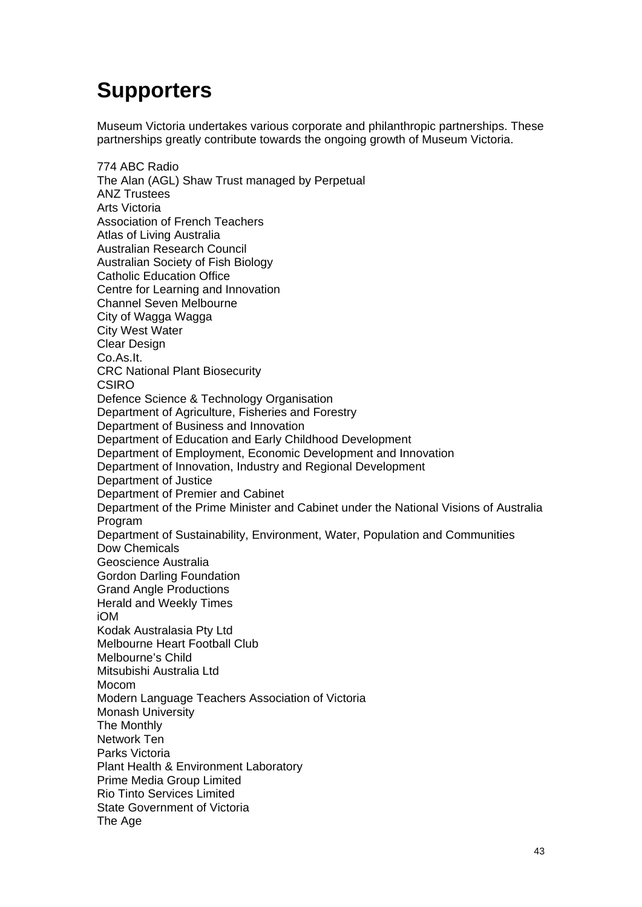# Supporters

Museum Victoria undertakes various corporate and philanthropic partnerships. These partnerships greatly contribute towards the ongoing growth of Museum Victoria.

774 ABC Radio
The Alan (AGL) Shaw Trust managed by Perpetual
ANZ Trustees
Arts Victoria
Association of French Teachers
Atlas of Living Australia
Australian Research Council
Australian Society of Fish Biology
Catholic Education Office
Centre for Learning and Innovation
Channel Seven Melbourne
City of Wagga Wagga
City West Water
Clear Design
Co.As.It.
CRC National Plant Biosecurity
CSIRO
Defence Science & Technology Organisation
Department of Agriculture, Fisheries and Forestry
Department of Business and Innovation
Department of Education and Early Childhood Development
Department of Employment, Economic Development and Innovation
Department of Innovation, Industry and Regional Development
Department of Justice
Department of Premier and Cabinet
Department of the Prime Minister and Cabinet under the National Visions of Australia Program
Department of Sustainability, Environment, Water, Population and Communities
Dow Chemicals
Geoscience Australia
Gordon Darling Foundation
Grand Angle Productions
Herald and Weekly Times
iOM
Kodak Australasia Pty Ltd
Melbourne Heart Football Club
Melbourne's Child
Mitsubishi Australia Ltd
Mocom
Modern Language Teachers Association of Victoria
Monash University
The Monthly
Network Ten
Parks Victoria
Plant Health & Environment Laboratory
Prime Media Group Limited
Rio Tinto Services Limited
State Government of Victoria
The Age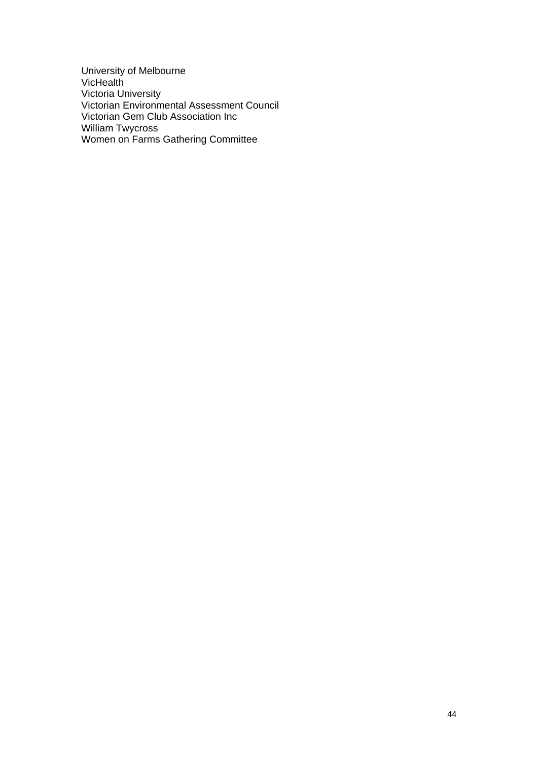University of Melbourne
VicHealth
Victoria University
Victorian Environmental Assessment Council
Victorian Gem Club Association Inc
William Twycross
Women on Farms Gathering Committee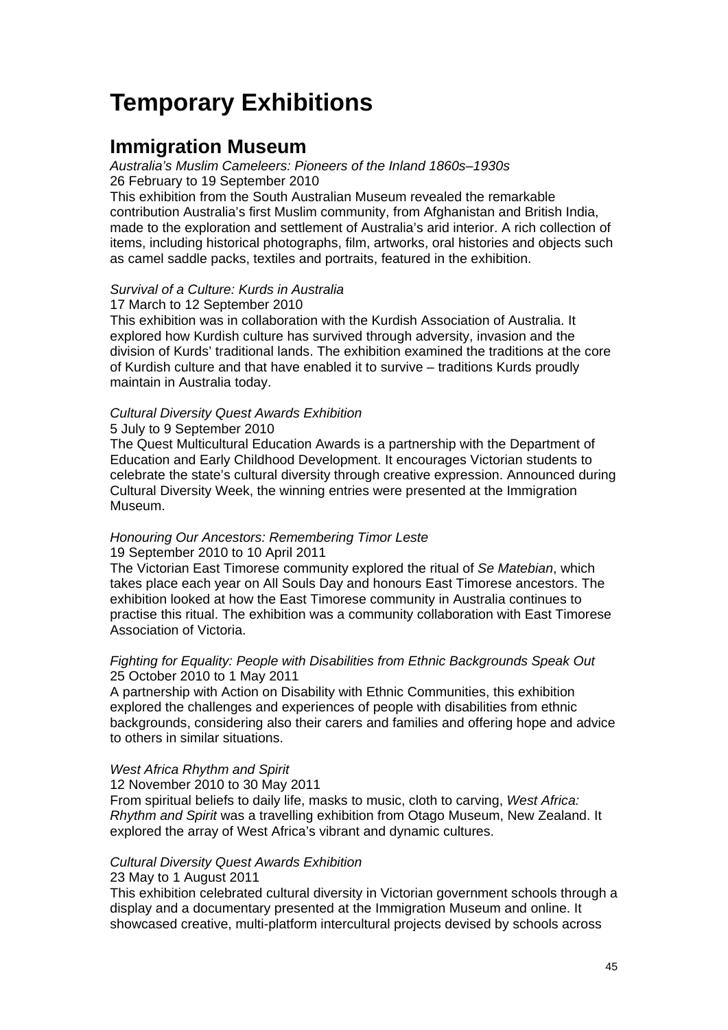# Temporary Exhibitions

## Immigration Museum

*Australia's Muslim Cameleers: Pioneers of the Inland 1860s–1930s*
26 February to 19 September 2010
This exhibition from the South Australian Museum revealed the remarkable contribution Australia's first Muslim community, from Afghanistan and British India, made to the exploration and settlement of Australia's arid interior. A rich collection of items, including historical photographs, film, artworks, oral histories and objects such as camel saddle packs, textiles and portraits, featured in the exhibition.

*Survival of a Culture: Kurds in Australia*
17 March to 12 September 2010
This exhibition was in collaboration with the Kurdish Association of Australia. It explored how Kurdish culture has survived through adversity, invasion and the division of Kurds' traditional lands. The exhibition examined the traditions at the core of Kurdish culture and that have enabled it to survive – traditions Kurds proudly maintain in Australia today.

*Cultural Diversity Quest Awards Exhibition*
5 July to 9 September 2010
The Quest Multicultural Education Awards is a partnership with the Department of Education and Early Childhood Development. It encourages Victorian students to celebrate the state's cultural diversity through creative expression. Announced during Cultural Diversity Week, the winning entries were presented at the Immigration Museum.

*Honouring Our Ancestors: Remembering Timor Leste*
19 September 2010 to 10 April 2011
The Victorian East Timorese community explored the ritual of *Se Matebian*, which takes place each year on All Souls Day and honours East Timorese ancestors. The exhibition looked at how the East Timorese community in Australia continues to practise this ritual. The exhibition was a community collaboration with East Timorese Association of Victoria.

*Fighting for Equality: People with Disabilities from Ethnic Backgrounds Speak Out*
25 October 2010 to 1 May 2011
A partnership with Action on Disability with Ethnic Communities, this exhibition explored the challenges and experiences of people with disabilities from ethnic backgrounds, considering also their carers and families and offering hope and advice to others in similar situations.

*West Africa Rhythm and Spirit*
12 November 2010 to 30 May 2011
From spiritual beliefs to daily life, masks to music, cloth to carving, *West Africa: Rhythm and Spirit* was a travelling exhibition from Otago Museum, New Zealand. It explored the array of West Africa's vibrant and dynamic cultures.

*Cultural Diversity Quest Awards Exhibition*
23 May to 1 August 2011
This exhibition celebrated cultural diversity in Victorian government schools through a display and a documentary presented at the Immigration Museum and online. It showcased creative, multi-platform intercultural projects devised by schools across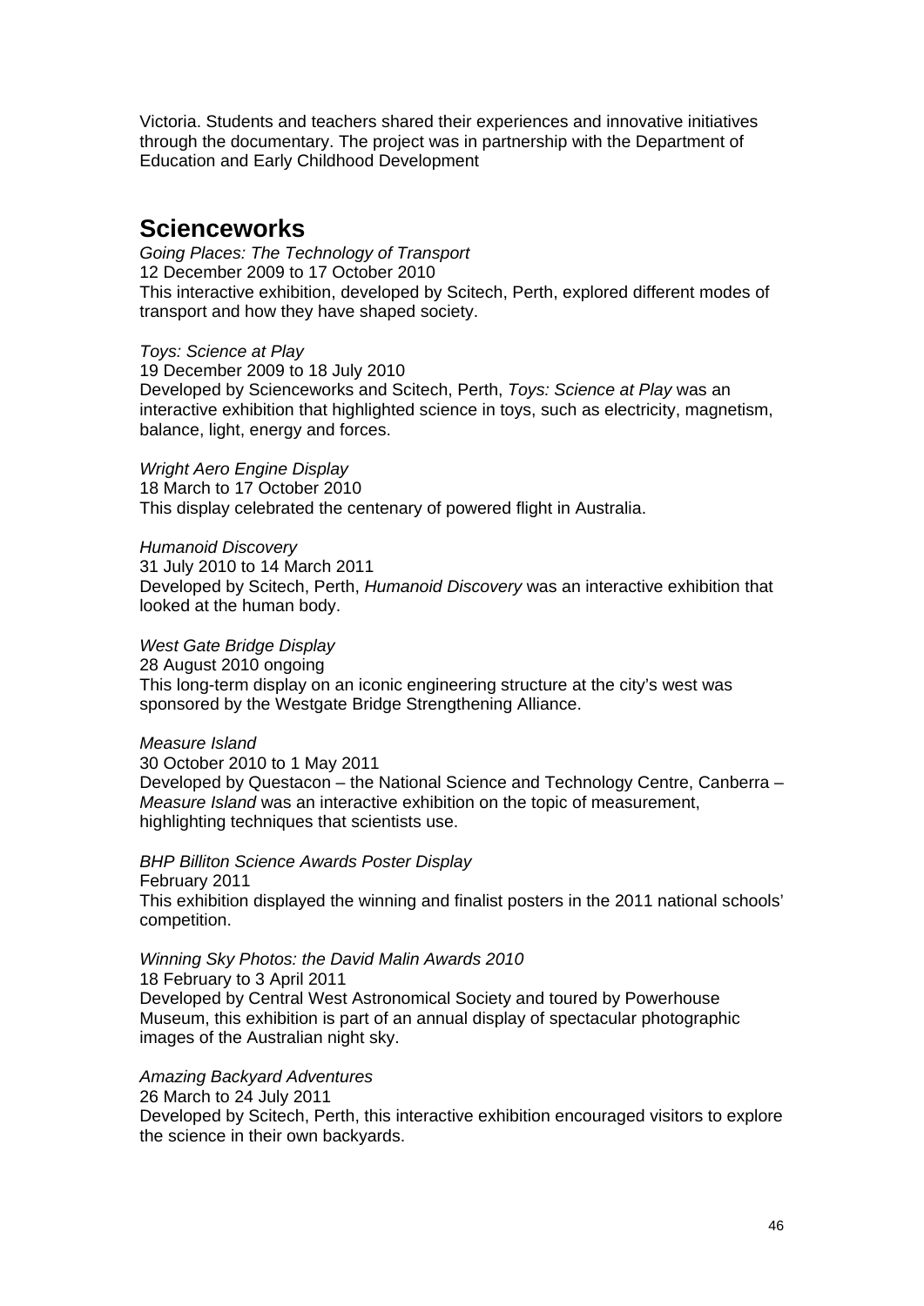Victoria. Students and teachers shared their experiences and innovative initiatives through the documentary. The project was in partnership with the Department of Education and Early Childhood Development

## Scienceworks

*Going Places: The Technology of Transport*
12 December 2009 to 17 October 2010
This interactive exhibition, developed by Scitech, Perth, explored different modes of transport and how they have shaped society.

*Toys: Science at Play*
19 December 2009 to 18 July 2010
Developed by Scienceworks and Scitech, Perth, *Toys: Science at Play* was an interactive exhibition that highlighted science in toys, such as electricity, magnetism, balance, light, energy and forces.

*Wright Aero Engine Display*
18 March to 17 October 2010
This display celebrated the centenary of powered flight in Australia.

*Humanoid Discovery*
31 July 2010 to 14 March 2011
Developed by Scitech, Perth, *Humanoid Discovery* was an interactive exhibition that looked at the human body.

*West Gate Bridge Display*
28 August 2010 ongoing
This long-term display on an iconic engineering structure at the city's west was sponsored by the Westgate Bridge Strengthening Alliance.

*Measure Island*
30 October 2010 to 1 May 2011
Developed by Questacon – the National Science and Technology Centre, Canberra – *Measure Island* was an interactive exhibition on the topic of measurement, highlighting techniques that scientists use.

*BHP Billiton Science Awards Poster Display*
February 2011
This exhibition displayed the winning and finalist posters in the 2011 national schools' competition.

*Winning Sky Photos: the David Malin Awards 2010*
18 February to 3 April 2011
Developed by Central West Astronomical Society and toured by Powerhouse Museum, this exhibition is part of an annual display of spectacular photographic images of the Australian night sky.

*Amazing Backyard Adventures*
26 March to 24 July 2011
Developed by Scitech, Perth, this interactive exhibition encouraged visitors to explore the science in their own backyards.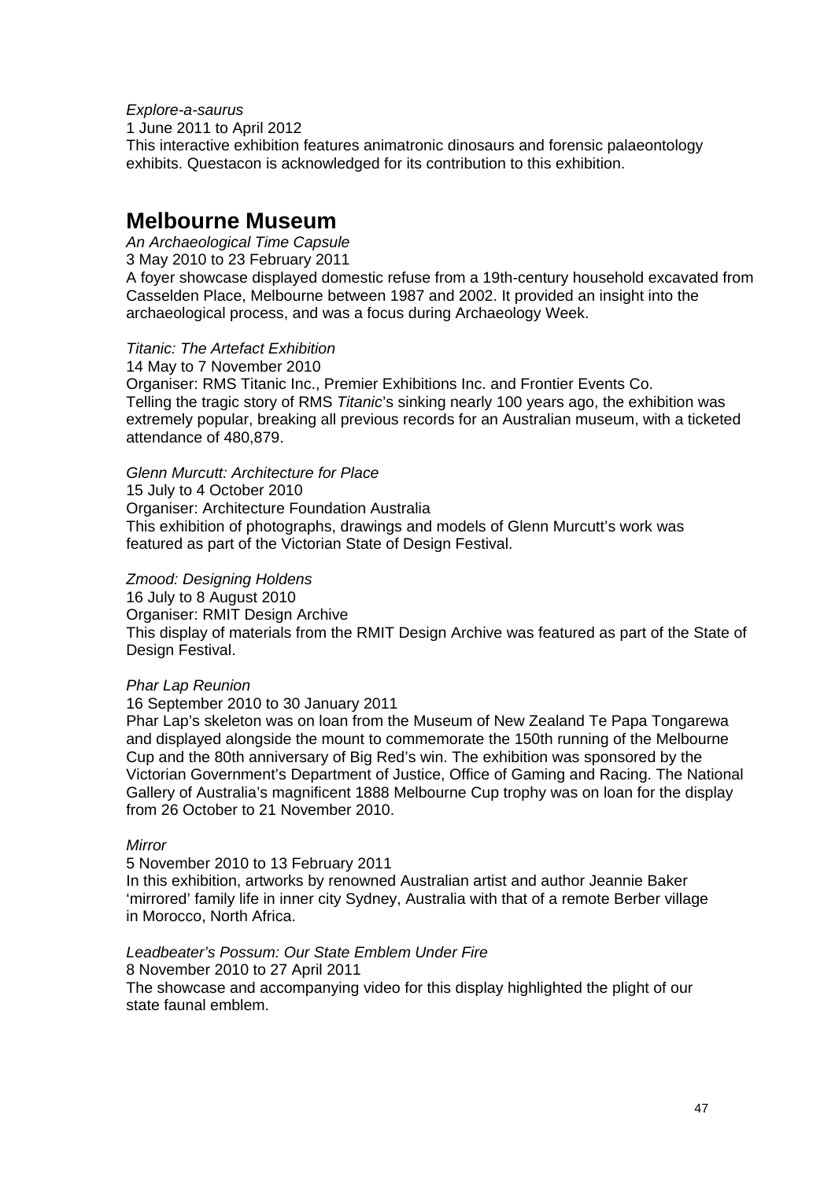*Explore-a-saurus*
1 June 2011 to April 2012
This interactive exhibition features animatronic dinosaurs and forensic palaeontology exhibits. Questacon is acknowledged for its contribution to this exhibition.

## Melbourne Museum

*An Archaeological Time Capsule*
3 May 2010 to 23 February 2011
A foyer showcase displayed domestic refuse from a 19th-century household excavated from Casselden Place, Melbourne between 1987 and 2002. It provided an insight into the archaeological process, and was a focus during Archaeology Week.

*Titanic: The Artefact Exhibition*
14 May to 7 November 2010
Organiser: RMS Titanic Inc., Premier Exhibitions Inc. and Frontier Events Co.
Telling the tragic story of RMS *Titanic*'s sinking nearly 100 years ago, the exhibition was extremely popular, breaking all previous records for an Australian museum, with a ticketed attendance of 480,879.

*Glenn Murcutt: Architecture for Place*
15 July to 4 October 2010
Organiser: Architecture Foundation Australia
This exhibition of photographs, drawings and models of Glenn Murcutt's work was featured as part of the Victorian State of Design Festival.

*Zmood: Designing Holdens*
16 July to 8 August 2010
Organiser: RMIT Design Archive
This display of materials from the RMIT Design Archive was featured as part of the State of Design Festival.

*Phar Lap Reunion*
16 September 2010 to 30 January 2011
Phar Lap's skeleton was on loan from the Museum of New Zealand Te Papa Tongarewa and displayed alongside the mount to commemorate the 150th running of the Melbourne Cup and the 80th anniversary of Big Red's win. The exhibition was sponsored by the Victorian Government's Department of Justice, Office of Gaming and Racing. The National Gallery of Australia's magnificent 1888 Melbourne Cup trophy was on loan for the display from 26 October to 21 November 2010.

*Mirror*
5 November 2010 to 13 February 2011
In this exhibition, artworks by renowned Australian artist and author Jeannie Baker 'mirrored' family life in inner city Sydney, Australia with that of a remote Berber village in Morocco, North Africa.

*Leadbeater's Possum: Our State Emblem Under Fire*
8 November 2010 to 27 April 2011
The showcase and accompanying video for this display highlighted the plight of our state faunal emblem.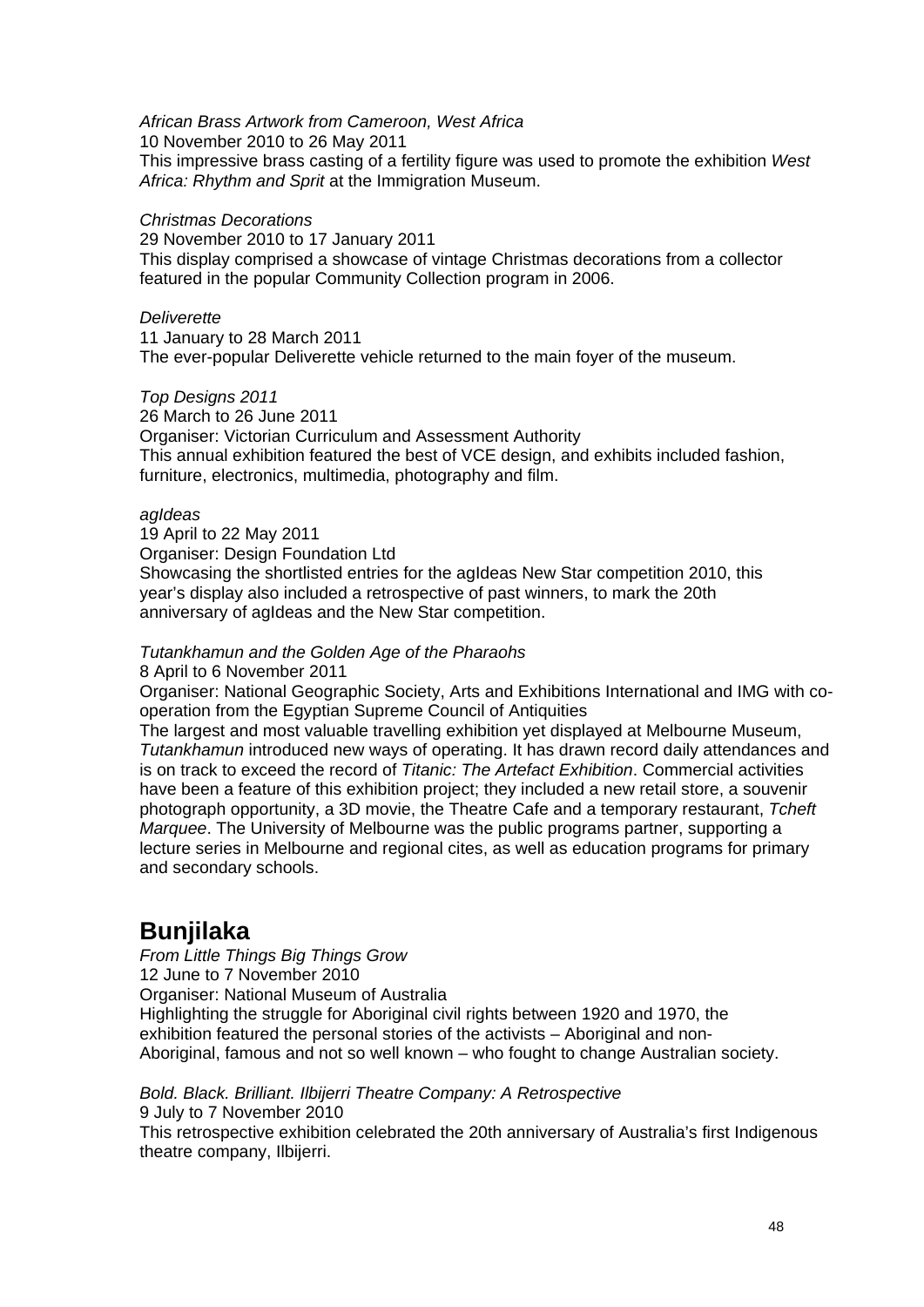*African Brass Artwork from Cameroon, West Africa*
10 November 2010 to 26 May 2011
This impressive brass casting of a fertility figure was used to promote the exhibition *West Africa: Rhythm and Sprit* at the Immigration Museum.

*Christmas Decorations*
29 November 2010 to 17 January 2011
This display comprised a showcase of vintage Christmas decorations from a collector featured in the popular Community Collection program in 2006.

*Deliverette*
11 January to 28 March 2011
The ever-popular Deliverette vehicle returned to the main foyer of the museum.

*Top Designs 2011*
26 March to 26 June 2011
Organiser: Victorian Curriculum and Assessment Authority
This annual exhibition featured the best of VCE design, and exhibits included fashion, furniture, electronics, multimedia, photography and film.

*agIdeas*
19 April to 22 May 2011
Organiser: Design Foundation Ltd
Showcasing the shortlisted entries for the agIdeas New Star competition 2010, this year's display also included a retrospective of past winners, to mark the 20th anniversary of agIdeas and the New Star competition.

*Tutankhamun and the Golden Age of the Pharaohs*
8 April to 6 November 2011
Organiser: National Geographic Society, Arts and Exhibitions International and IMG with co-operation from the Egyptian Supreme Council of Antiquities
The largest and most valuable travelling exhibition yet displayed at Melbourne Museum, *Tutankhamun* introduced new ways of operating. It has drawn record daily attendances and is on track to exceed the record of *Titanic: The Artefact Exhibition*. Commercial activities have been a feature of this exhibition project; they included a new retail store, a souvenir photograph opportunity, a 3D movie, the Theatre Cafe and a temporary restaurant, *Tcheft Marquee*. The University of Melbourne was the public programs partner, supporting a lecture series in Melbourne and regional cites, as well as education programs for primary and secondary schools.

# Bunjilaka

*From Little Things Big Things Grow*
12 June to 7 November 2010
Organiser: National Museum of Australia
Highlighting the struggle for Aboriginal civil rights between 1920 and 1970, the exhibition featured the personal stories of the activists – Aboriginal and non-Aboriginal, famous and not so well known – who fought to change Australian society.

*Bold. Black. Brilliant. Ilbijerri Theatre Company: A Retrospective*
9 July to 7 November 2010
This retrospective exhibition celebrated the 20th anniversary of Australia's first Indigenous theatre company, Ilbijerri.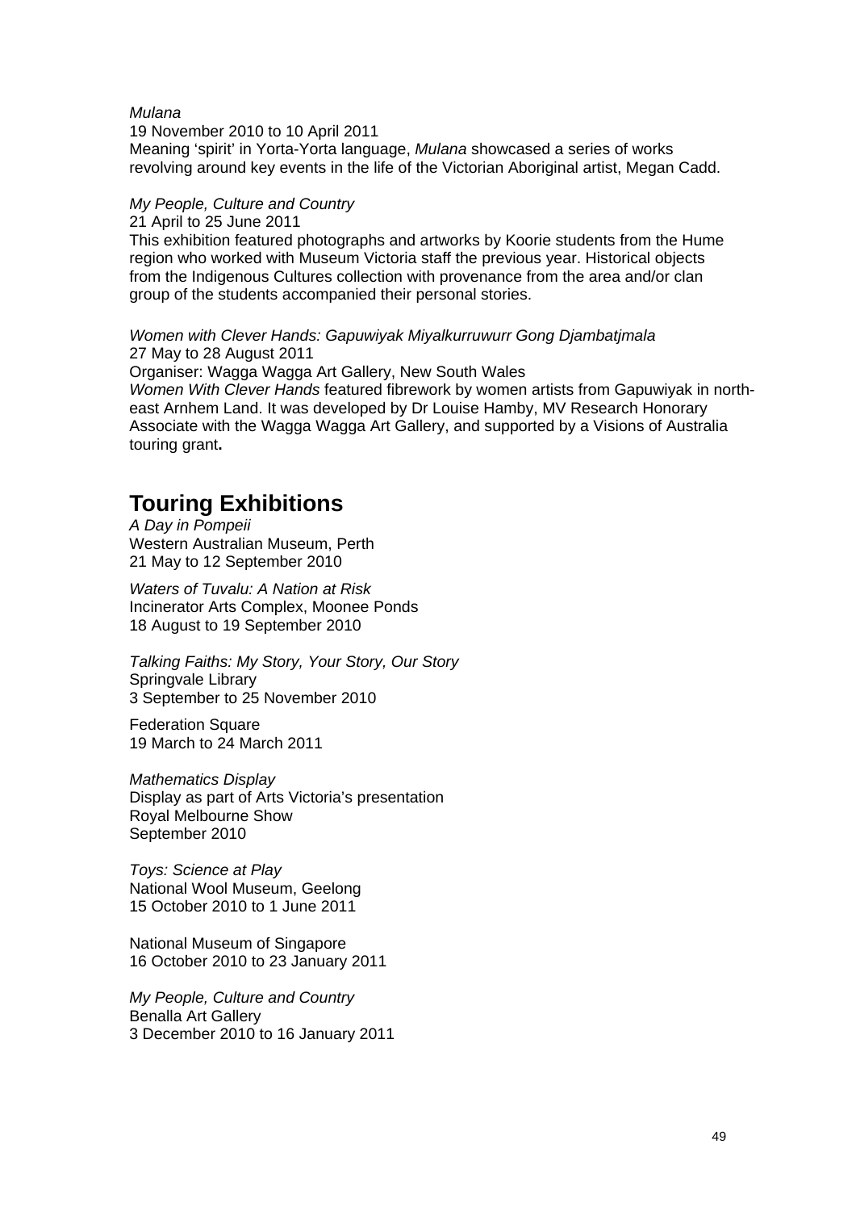*Mulana*
19 November 2010 to 10 April 2011
Meaning 'spirit' in Yorta-Yorta language, *Mulana* showcased a series of works revolving around key events in the life of the Victorian Aboriginal artist, Megan Cadd.

*My People, Culture and Country*
21 April to 25 June 2011
This exhibition featured photographs and artworks by Koorie students from the Hume region who worked with Museum Victoria staff the previous year. Historical objects from the Indigenous Cultures collection with provenance from the area and/or clan group of the students accompanied their personal stories.

*Women with Clever Hands: Gapuwiyak Miyalkurruwurr Gong Djambatjmala*
27 May to 28 August 2011
Organiser: Wagga Wagga Art Gallery, New South Wales
*Women With Clever Hands* featured fibrework by women artists from Gapuwiyak in north-east Arnhem Land. It was developed by Dr Louise Hamby, MV Research Honorary Associate with the Wagga Wagga Art Gallery, and supported by a Visions of Australia touring grant**.**

## Touring Exhibitions

*A Day in Pompeii*
Western Australian Museum, Perth
21 May to 12 September 2010

*Waters of Tuvalu: A Nation at Risk*
Incinerator Arts Complex, Moonee Ponds
18 August to 19 September 2010

*Talking Faiths: My Story, Your Story, Our Story*
Springvale Library
3 September to 25 November 2010

Federation Square
19 March to 24 March 2011

*Mathematics Display*
Display as part of Arts Victoria's presentation
Royal Melbourne Show
September 2010

*Toys: Science at Play*
National Wool Museum, Geelong
15 October 2010 to 1 June 2011

National Museum of Singapore
16 October 2010 to 23 January 2011

*My People, Culture and Country*
Benalla Art Gallery
3 December 2010 to 16 January 2011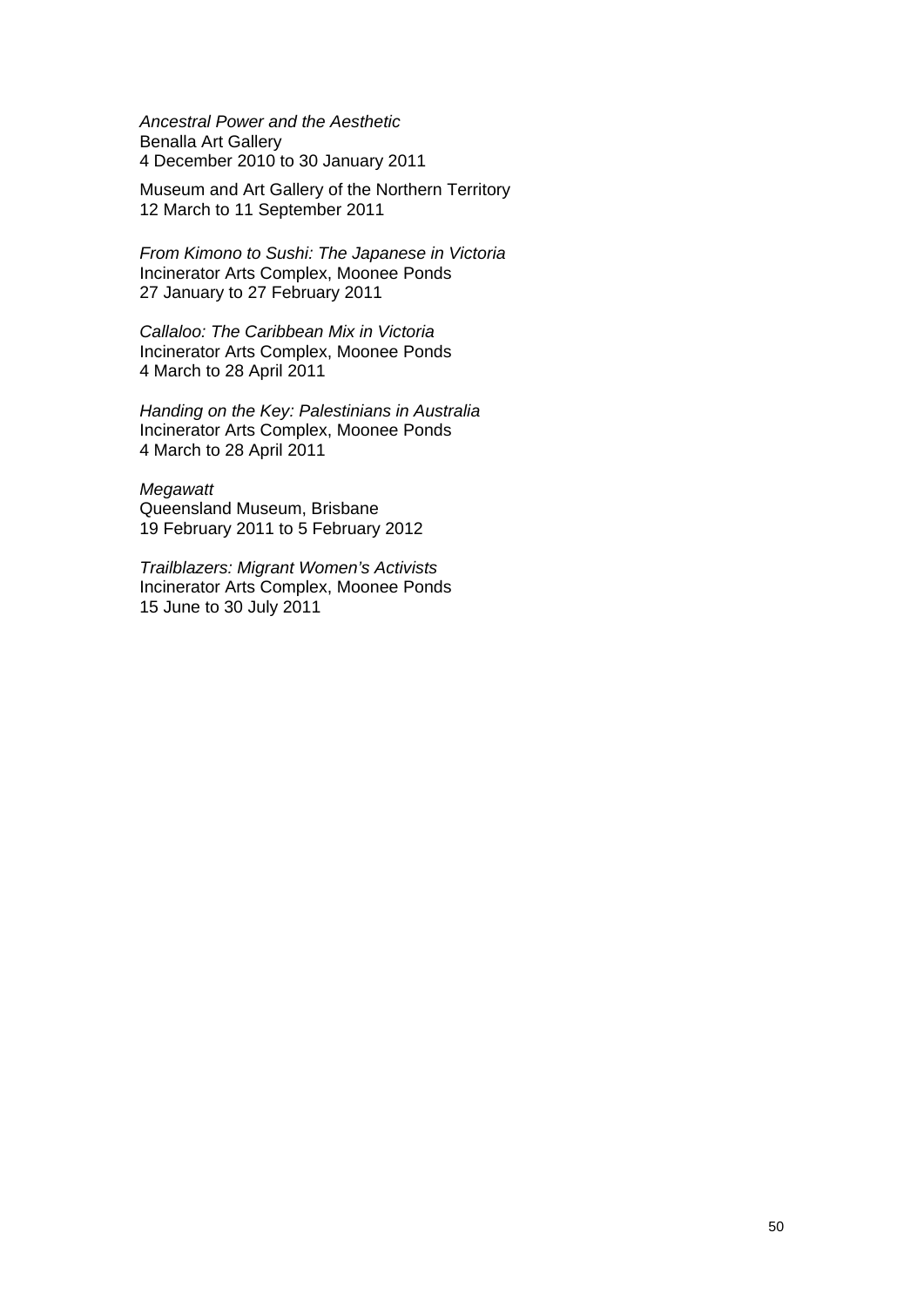*Ancestral Power and the Aesthetic*
Benalla Art Gallery
4 December 2010 to 30 January 2011

Museum and Art Gallery of the Northern Territory
12 March to 11 September 2011

*From Kimono to Sushi: The Japanese in Victoria*
Incinerator Arts Complex, Moonee Ponds
27 January to 27 February 2011

*Callaloo: The Caribbean Mix in Victoria*
Incinerator Arts Complex, Moonee Ponds
4 March to 28 April 2011

*Handing on the Key: Palestinians in Australia*
Incinerator Arts Complex, Moonee Ponds
4 March to 28 April 2011

*Megawatt*
Queensland Museum, Brisbane
19 February 2011 to 5 February 2012

*Trailblazers: Migrant Women's Activists*
Incinerator Arts Complex, Moonee Ponds
15 June to 30 July 2011